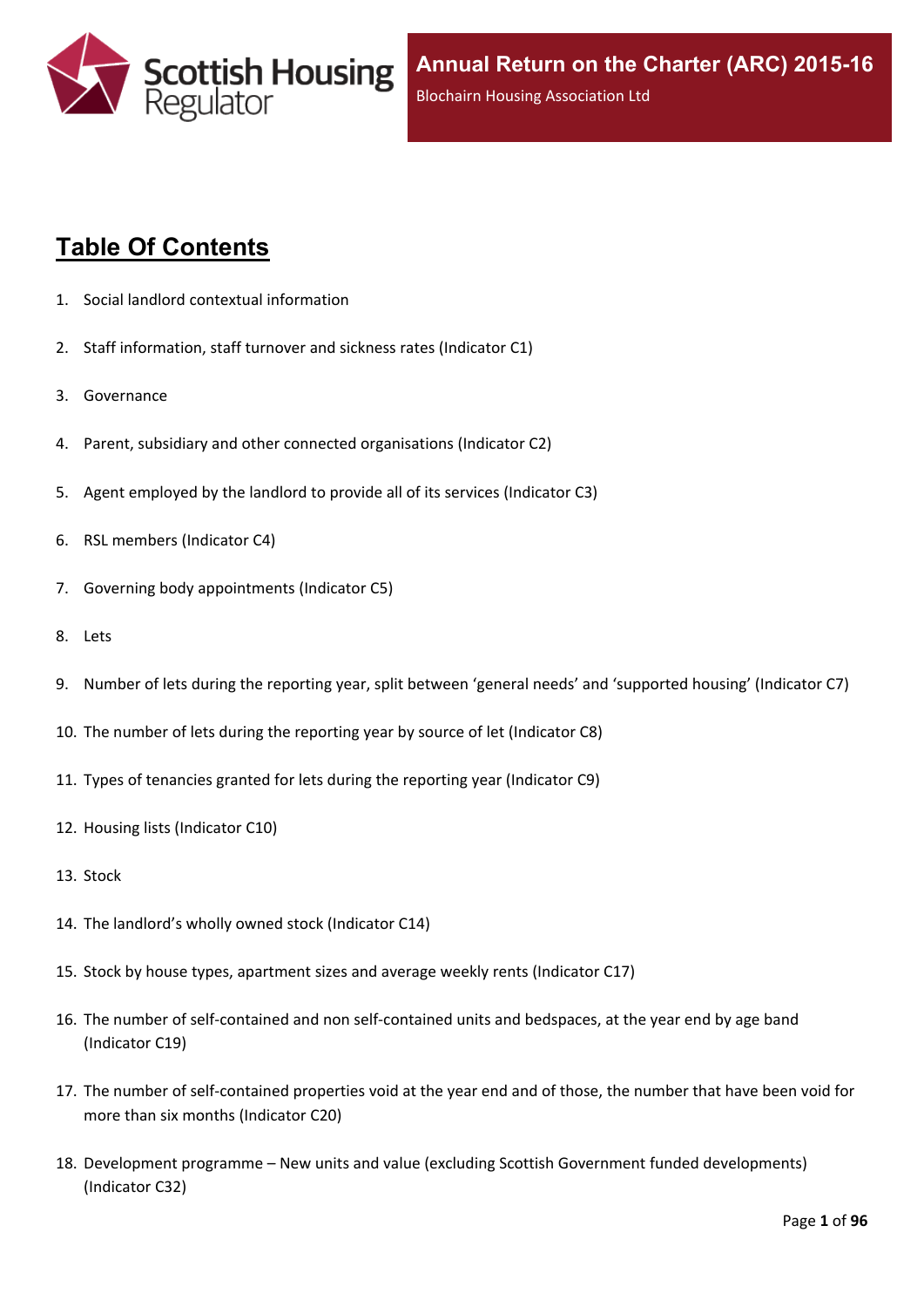Scottish Housing Regulator

# Annual Return on the Charter (ARC) 2015-16

Blochairn Housing Association Ltd

## Table Of Contents

1. Social landlord contextual information
2. Staff information, staff turnover and sickness rates (Indicator C1)
3. Governance
4. Parent, subsidiary and other connected organisations (Indicator C2)
5. Agent employed by the landlord to provide all of its services (Indicator C3)
6. RSL members (Indicator C4)
7. Governing body appointments (Indicator C5)
8. Lets
9. Number of lets during the reporting year, split between 'general needs' and 'supported housing' (Indicator C7)
10. The number of lets during the reporting year by source of let (Indicator C8)
11. Types of tenancies granted for lets during the reporting year (Indicator C9)
12. Housing lists (Indicator C10)
13. Stock
14. The landlord's wholly owned stock (Indicator C14)
15. Stock by house types, apartment sizes and average weekly rents (Indicator C17)
16. The number of self-contained and non self-contained units and bedspaces, at the year end by age band (Indicator C19)
17. The number of self-contained properties void at the year end and of those, the number that have been void for more than six months (Indicator C20)
18. Development programme – New units and value (excluding Scottish Government funded developments) (Indicator C32)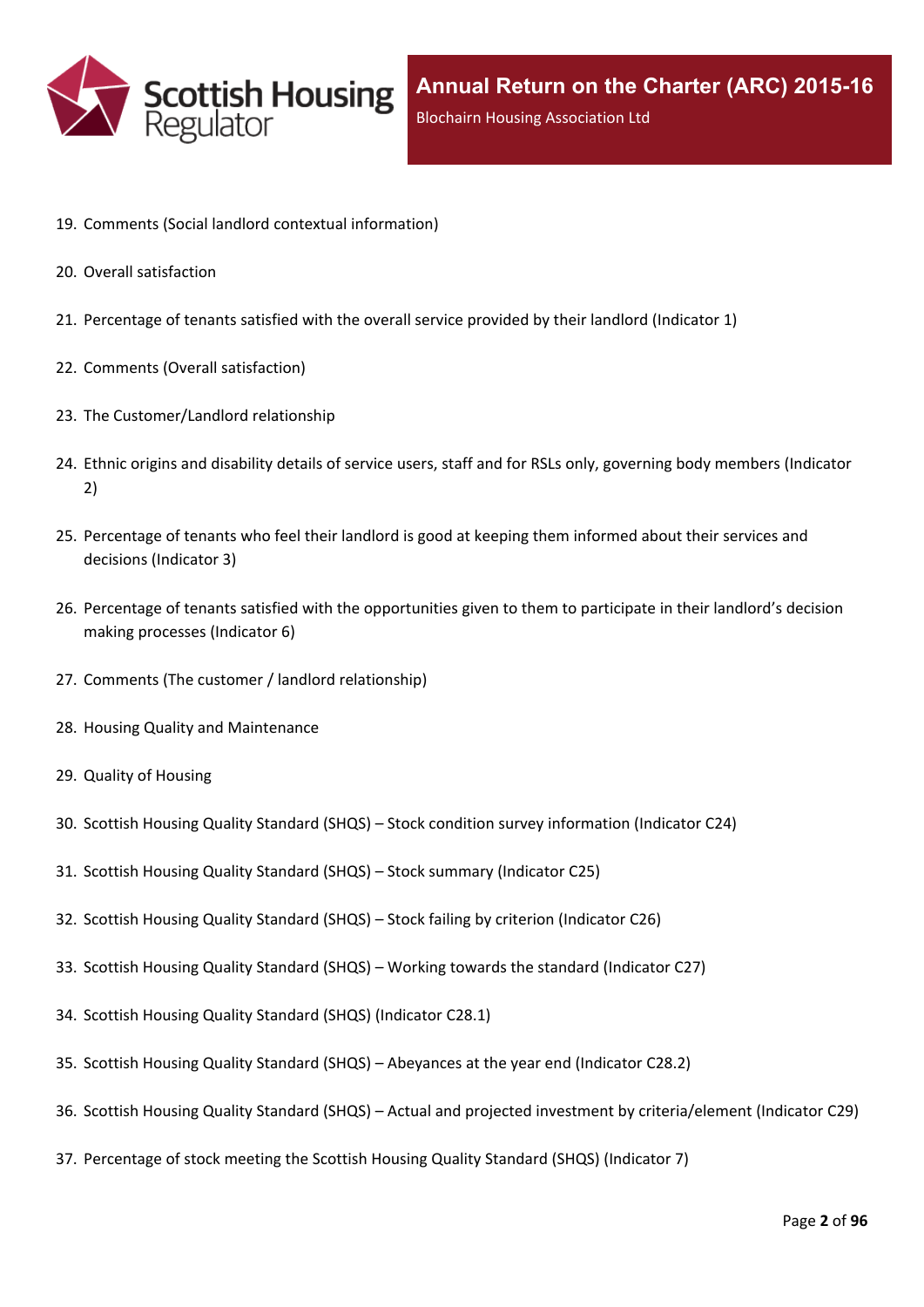19. Comments (Social landlord contextual information)
20. Overall satisfaction
21. Percentage of tenants satisfied with the overall service provided by their landlord (Indicator 1)
22. Comments (Overall satisfaction)
23. The Customer/Landlord relationship
24. Ethnic origins and disability details of service users, staff and for RSLs only, governing body members (Indicator 2)
25. Percentage of tenants who feel their landlord is good at keeping them informed about their services and decisions (Indicator 3)
26. Percentage of tenants satisfied with the opportunities given to them to participate in their landlord's decision making processes (Indicator 6)
27. Comments (The customer / landlord relationship)
28. Housing Quality and Maintenance
29. Quality of Housing
30. Scottish Housing Quality Standard (SHQS) – Stock condition survey information (Indicator C24)
31. Scottish Housing Quality Standard (SHQS) – Stock summary (Indicator C25)
32. Scottish Housing Quality Standard (SHQS) – Stock failing by criterion (Indicator C26)
33. Scottish Housing Quality Standard (SHQS) – Working towards the standard (Indicator C27)
34. Scottish Housing Quality Standard (SHQS) (Indicator C28.1)
35. Scottish Housing Quality Standard (SHQS) – Abeyances at the year end (Indicator C28.2)
36. Scottish Housing Quality Standard (SHQS) – Actual and projected investment by criteria/element (Indicator C29)
37. Percentage of stock meeting the Scottish Housing Quality Standard (SHQS) (Indicator 7)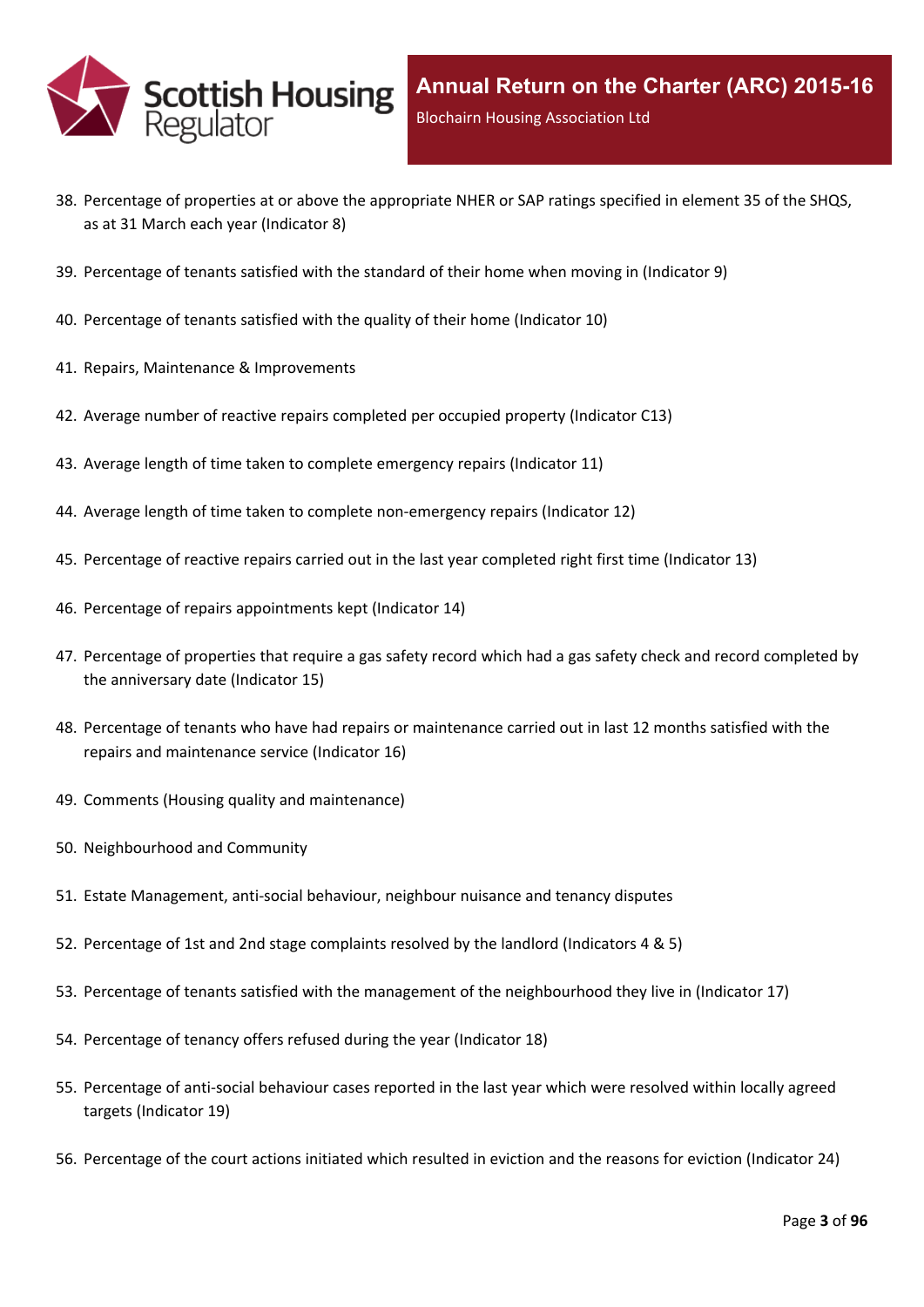38. Percentage of properties at or above the appropriate NHER or SAP ratings specified in element 35 of the SHQS, as at 31 March each year (Indicator 8)
39. Percentage of tenants satisfied with the standard of their home when moving in (Indicator 9)
40. Percentage of tenants satisfied with the quality of their home (Indicator 10)
41. Repairs, Maintenance & Improvements
42. Average number of reactive repairs completed per occupied property (Indicator C13)
43. Average length of time taken to complete emergency repairs (Indicator 11)
44. Average length of time taken to complete non-emergency repairs (Indicator 12)
45. Percentage of reactive repairs carried out in the last year completed right first time (Indicator 13)
46. Percentage of repairs appointments kept (Indicator 14)
47. Percentage of properties that require a gas safety record which had a gas safety check and record completed by the anniversary date (Indicator 15)
48. Percentage of tenants who have had repairs or maintenance carried out in last 12 months satisfied with the repairs and maintenance service (Indicator 16)
49. Comments (Housing quality and maintenance)
50. Neighbourhood and Community
51. Estate Management, anti-social behaviour, neighbour nuisance and tenancy disputes
52. Percentage of 1st and 2nd stage complaints resolved by the landlord (Indicators 4 & 5)
53. Percentage of tenants satisfied with the management of the neighbourhood they live in (Indicator 17)
54. Percentage of tenancy offers refused during the year (Indicator 18)
55. Percentage of anti-social behaviour cases reported in the last year which were resolved within locally agreed targets (Indicator 19)
56. Percentage of the court actions initiated which resulted in eviction and the reasons for eviction (Indicator 24)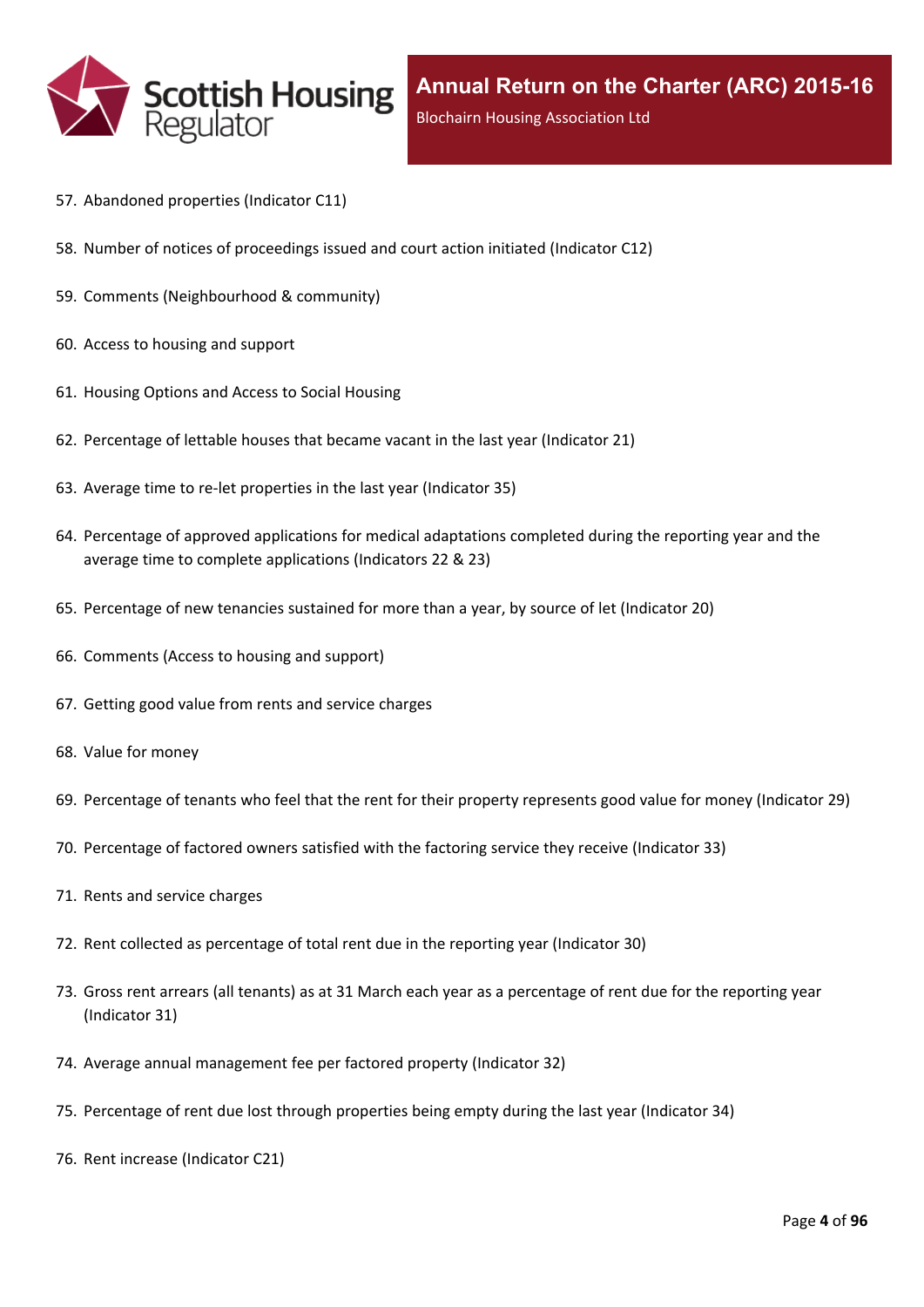57. Abandoned properties (Indicator C11)
58. Number of notices of proceedings issued and court action initiated (Indicator C12)
59. Comments (Neighbourhood & community)
60. Access to housing and support
61. Housing Options and Access to Social Housing
62. Percentage of lettable houses that became vacant in the last year (Indicator 21)
63. Average time to re-let properties in the last year (Indicator 35)
64. Percentage of approved applications for medical adaptations completed during the reporting year and the average time to complete applications (Indicators 22 & 23)
65. Percentage of new tenancies sustained for more than a year, by source of let (Indicator 20)
66. Comments (Access to housing and support)
67. Getting good value from rents and service charges
68. Value for money
69. Percentage of tenants who feel that the rent for their property represents good value for money (Indicator 29)
70. Percentage of factored owners satisfied with the factoring service they receive (Indicator 33)
71. Rents and service charges
72. Rent collected as percentage of total rent due in the reporting year (Indicator 30)
73. Gross rent arrears (all tenants) as at 31 March each year as a percentage of rent due for the reporting year (Indicator 31)
74. Average annual management fee per factored property (Indicator 32)
75. Percentage of rent due lost through properties being empty during the last year (Indicator 34)
76. Rent increase (Indicator C21)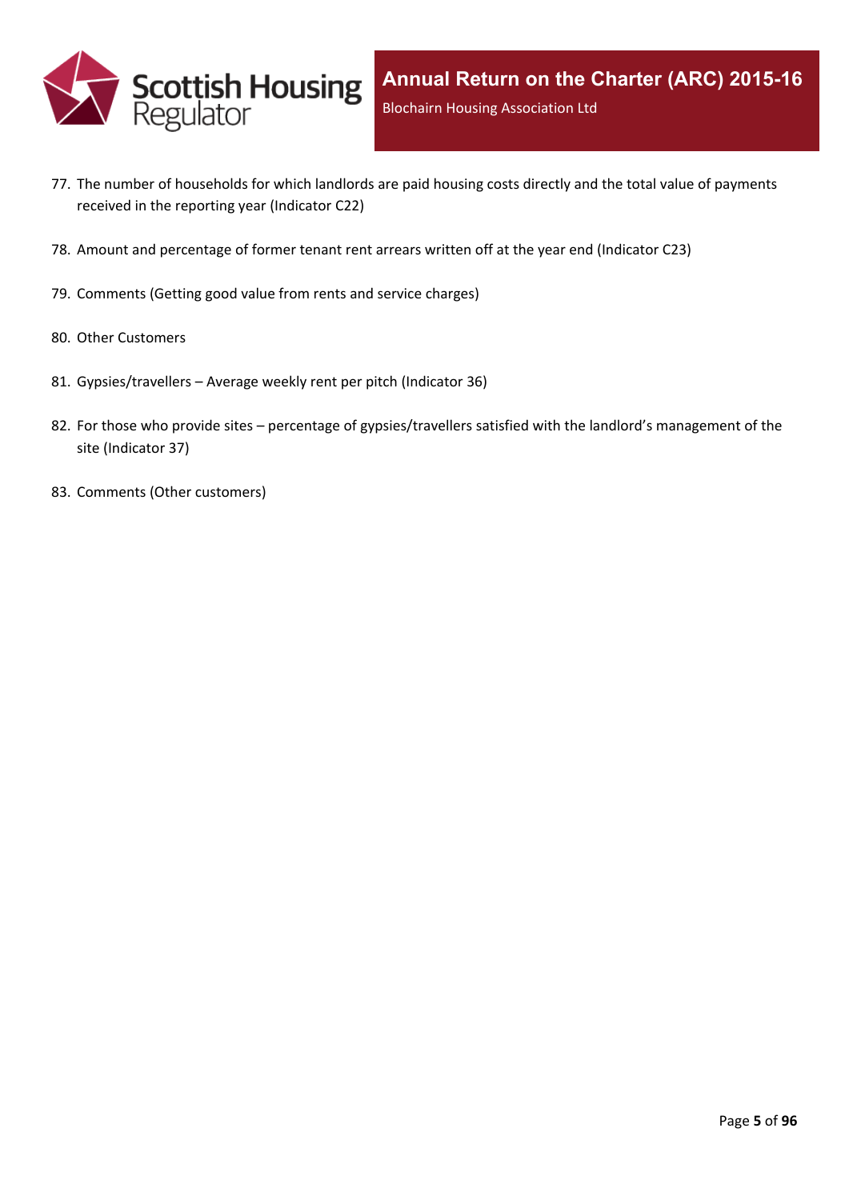77. The number of households for which landlords are paid housing costs directly and the total value of payments received in the reporting year (Indicator C22)
78. Amount and percentage of former tenant rent arrears written off at the year end (Indicator C23)
79. Comments (Getting good value from rents and service charges)
80. Other Customers
81. Gypsies/travellers – Average weekly rent per pitch (Indicator 36)
82. For those who provide sites – percentage of gypsies/travellers satisfied with the landlord's management of the site (Indicator 37)
83. Comments (Other customers)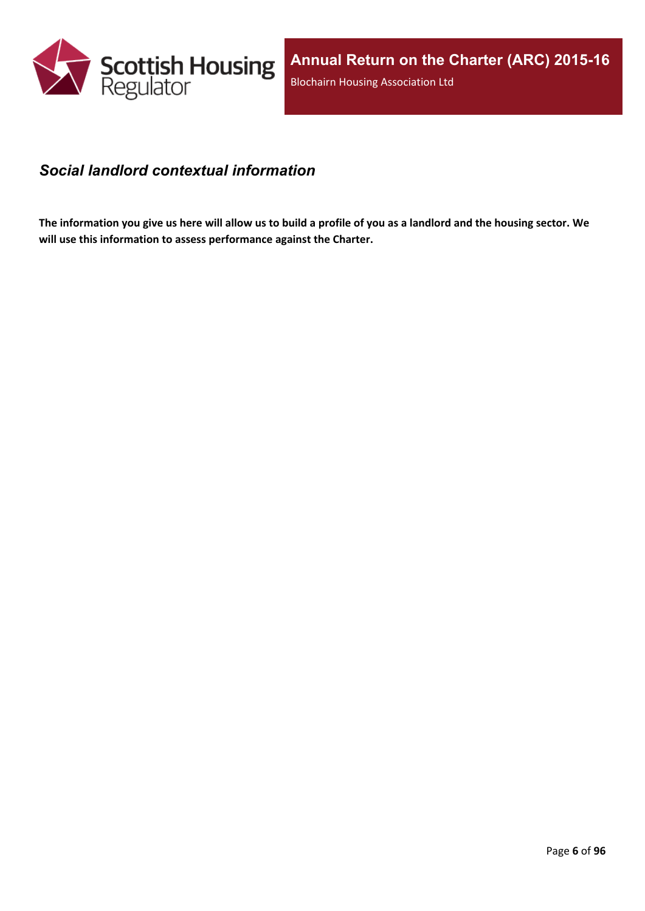## *Social landlord contextual information*

**The information you give us here will allow us to build a profile of you as a landlord and the housing sector. We will use this information to assess performance against the Charter.**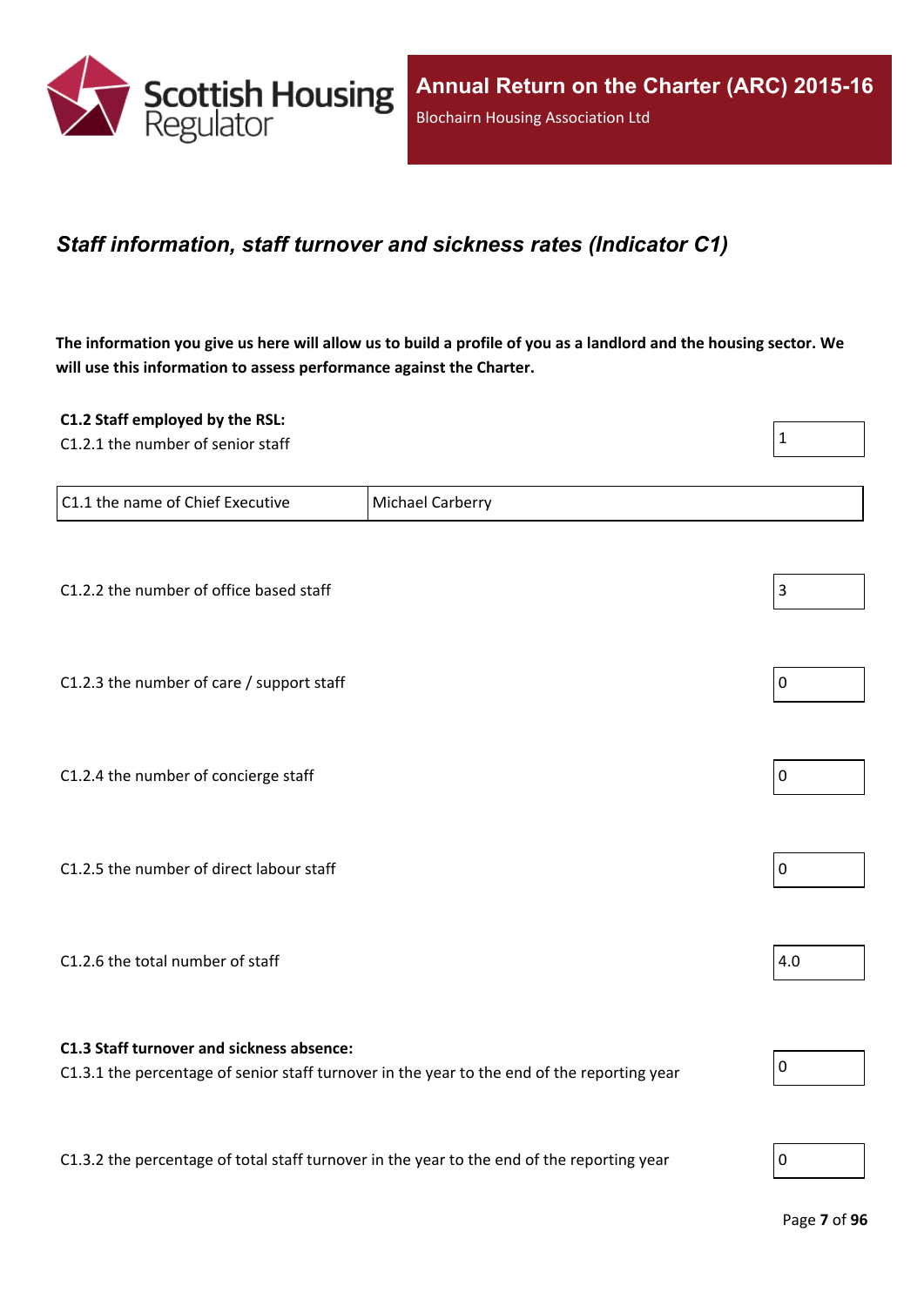## *Staff information, staff turnover and sickness rates (Indicator C1)*

**The information you give us here will allow us to build a profile of you as a landlord and the housing sector. We will use this information to assess performance against the Charter.**

**C1.2 Staff employed by the RSL:**

C1.2.1 the number of senior staff: 1

| C1.1 the name of Chief Executive | Michael Carberry |
|---|---|

C1.2.2 the number of office based staff: 3

C1.2.3 the number of care / support staff: 0

C1.2.4 the number of concierge staff: 0

C1.2.5 the number of direct labour staff: 0

C1.2.6 the total number of staff: 4.0

**C1.3 Staff turnover and sickness absence:**

C1.3.1 the percentage of senior staff turnover in the year to the end of the reporting year: 0

C1.3.2 the percentage of total staff turnover in the year to the end of the reporting year: 0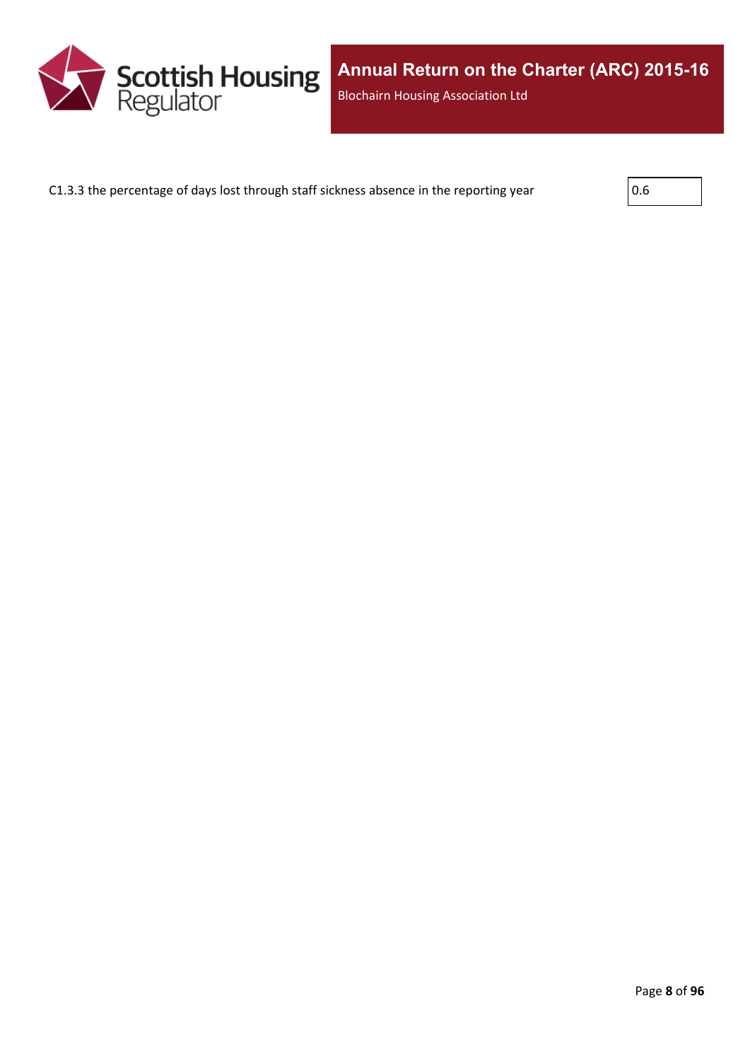C1.3.3 the percentage of days lost through staff sickness absence in the reporting year

| 0.6 |
|---|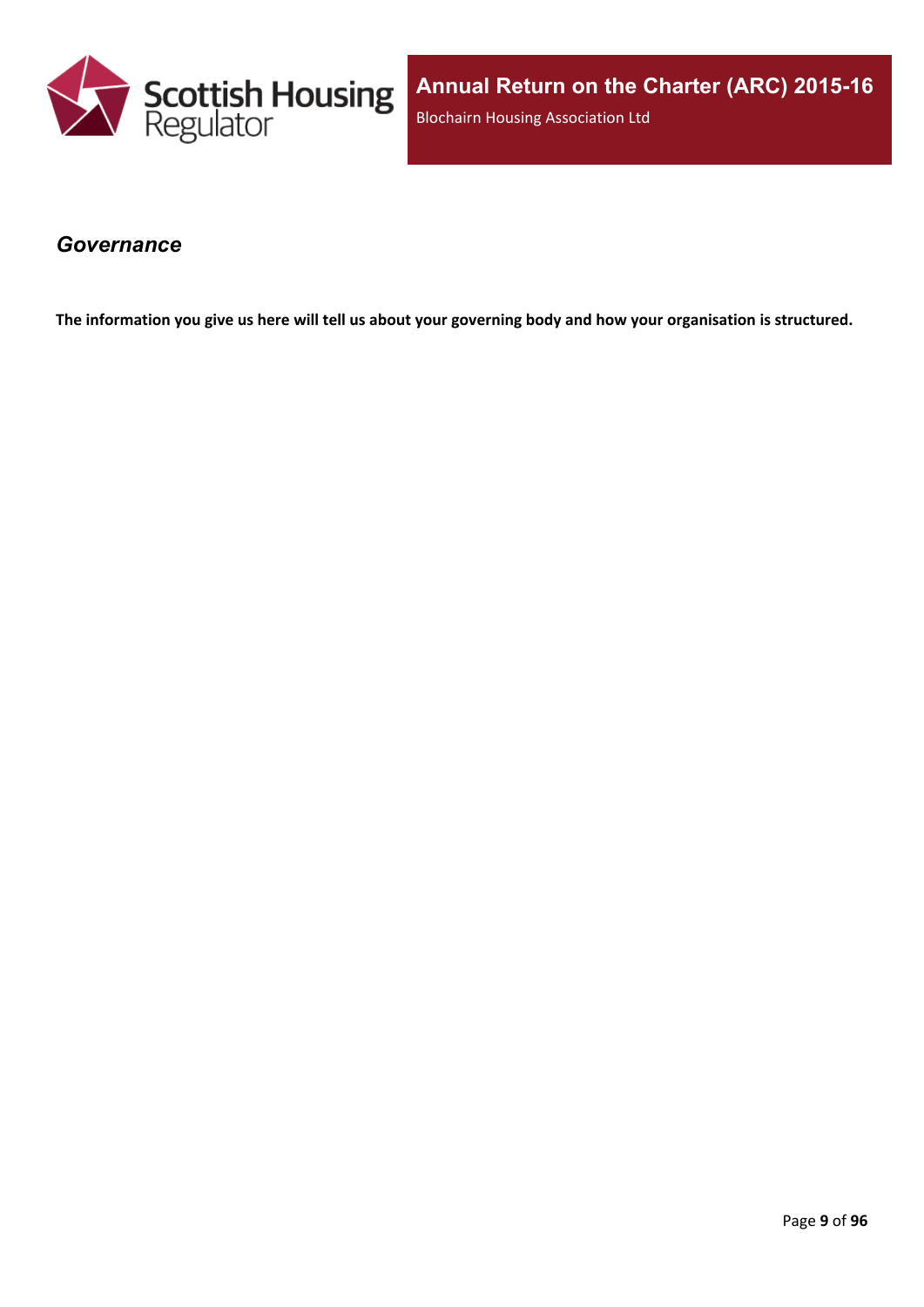## *Governance*

**The information you give us here will tell us about your governing body and how your organisation is structured.**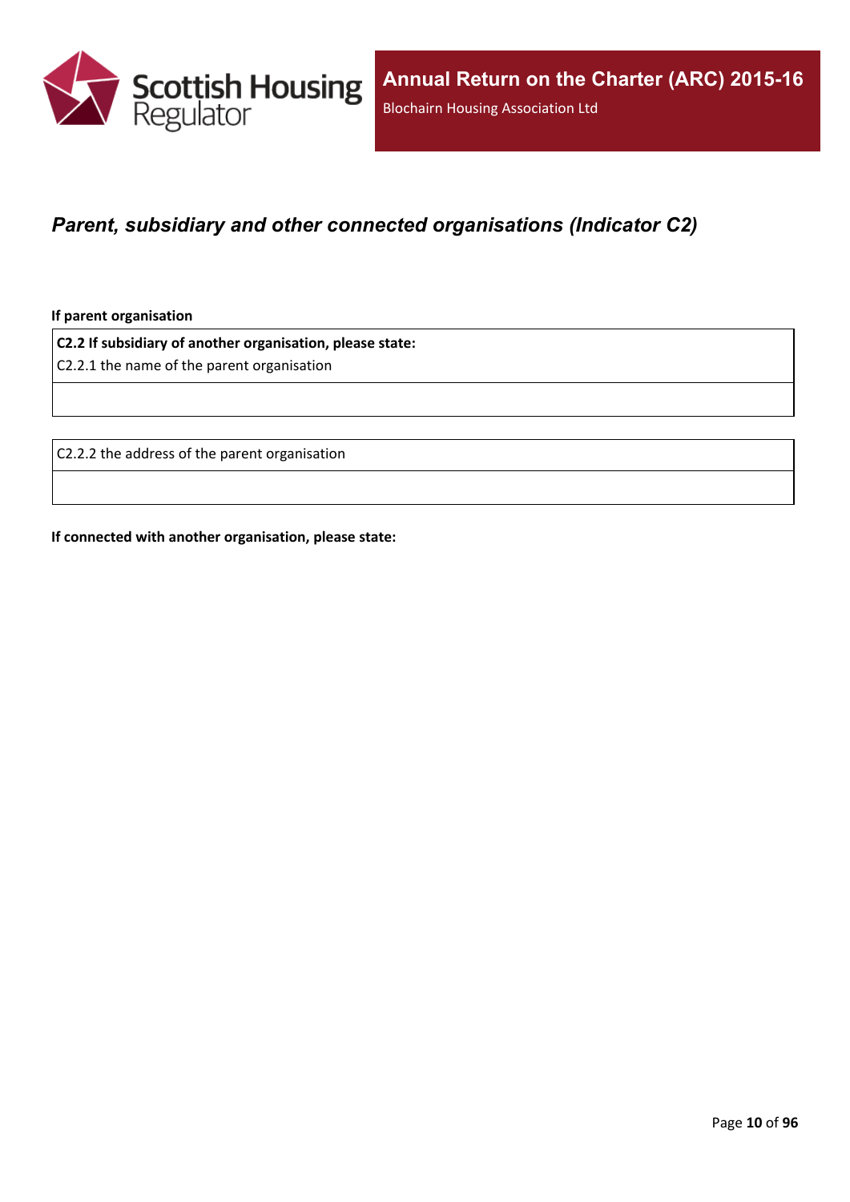## *Parent, subsidiary and other connected organisations (Indicator C2)*

**If parent organisation**

| **C2.2 If subsidiary of another organisation, please state:**<br>C2.2.1 the name of the parent organisation |
| --- |
| |

| C2.2.2 the address of the parent organisation |
| --- |
| |

**If connected with another organisation, please state:**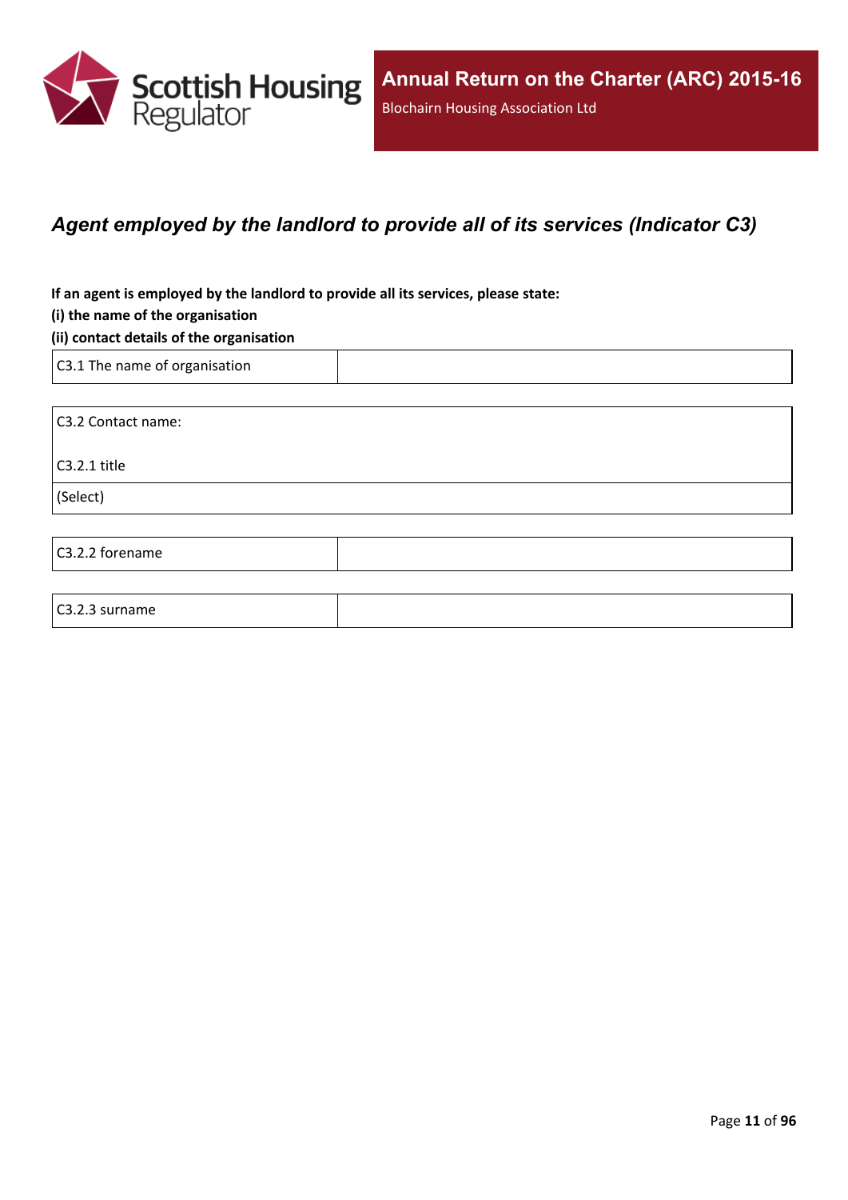## *Agent employed by the landlord to provide all of its services (Indicator C3)*

**If an agent is employed by the landlord to provide all its services, please state:**

**(i) the name of the organisation**

**(ii) contact details of the organisation**

| C3.1 The name of organisation | |
|---|---|

| C3.2 Contact name: |
|---|
| C3.2.1 title |
| (Select) |

| C3.2.2 forename | |
|---|---|

| C3.2.3 surname | |
|---|---|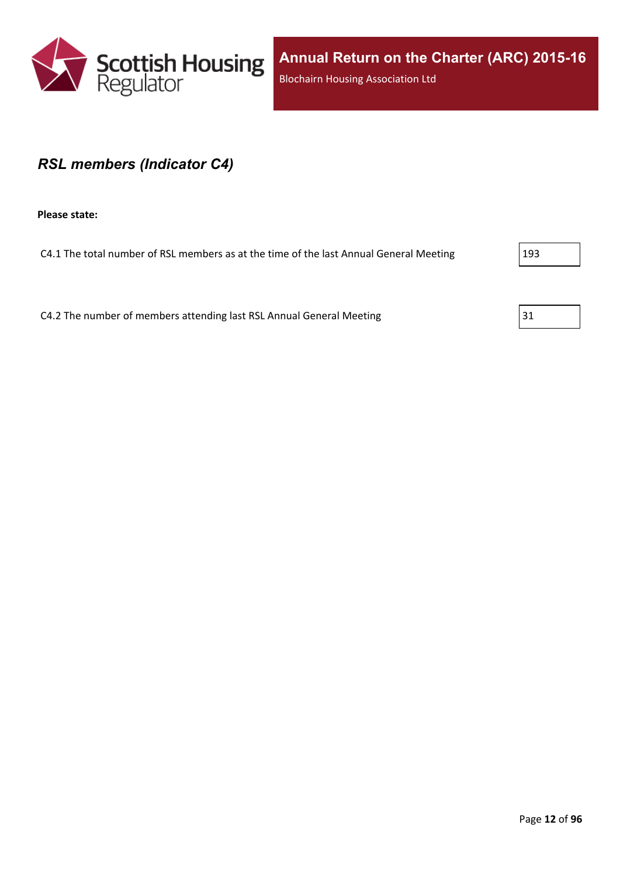## *RSL members (Indicator C4)*

**Please state:**

C4.1 The total number of RSL members as at the time of the last Annual General Meeting

193

C4.2 The number of members attending last RSL Annual General Meeting

31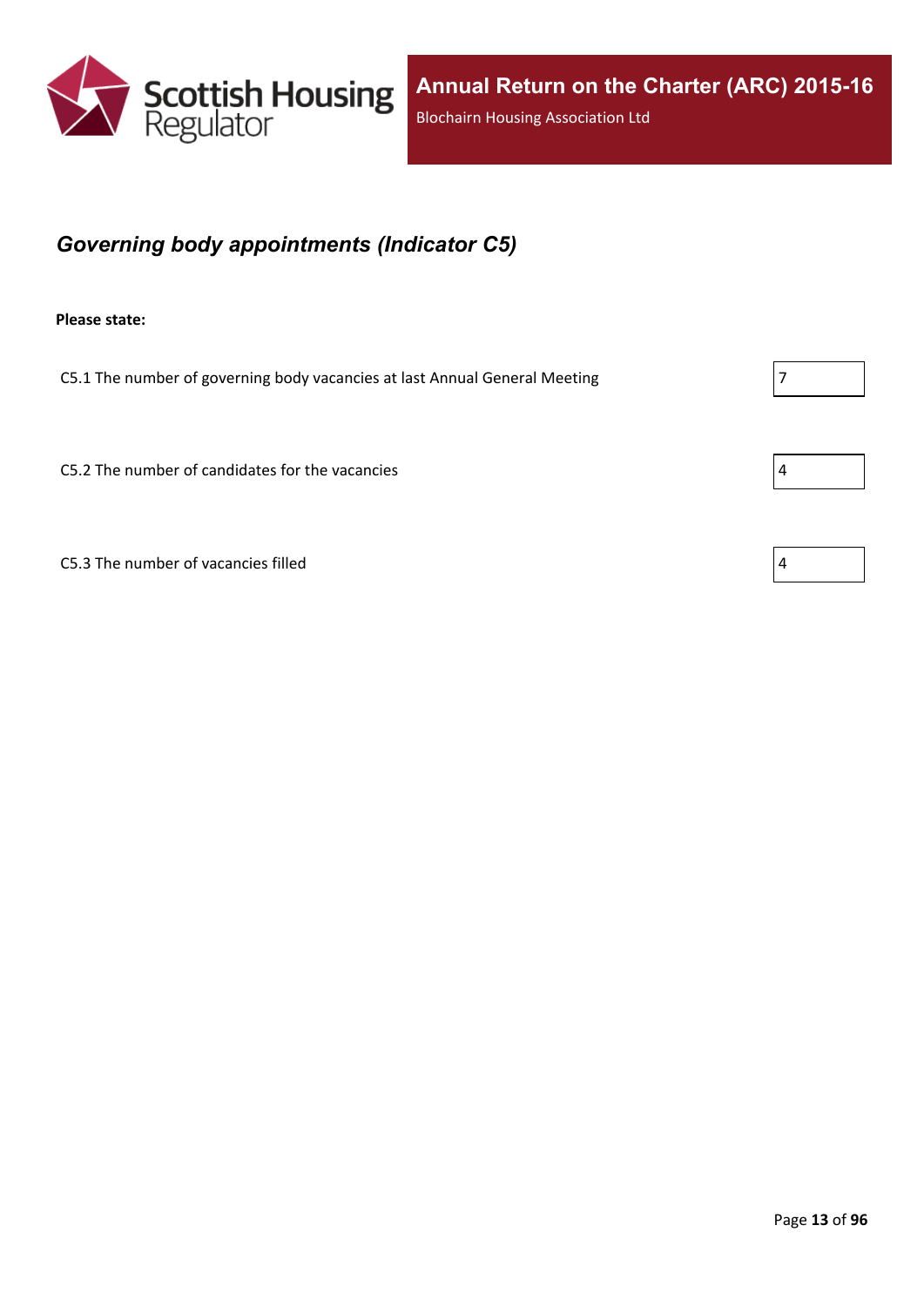## *Governing body appointments (Indicator C5)*

**Please state:**

| | |
|---|---|
| C5.1 The number of governing body vacancies at last Annual General Meeting | 7 |
| C5.2 The number of candidates for the vacancies | 4 |
| C5.3 The number of vacancies filled | 4 |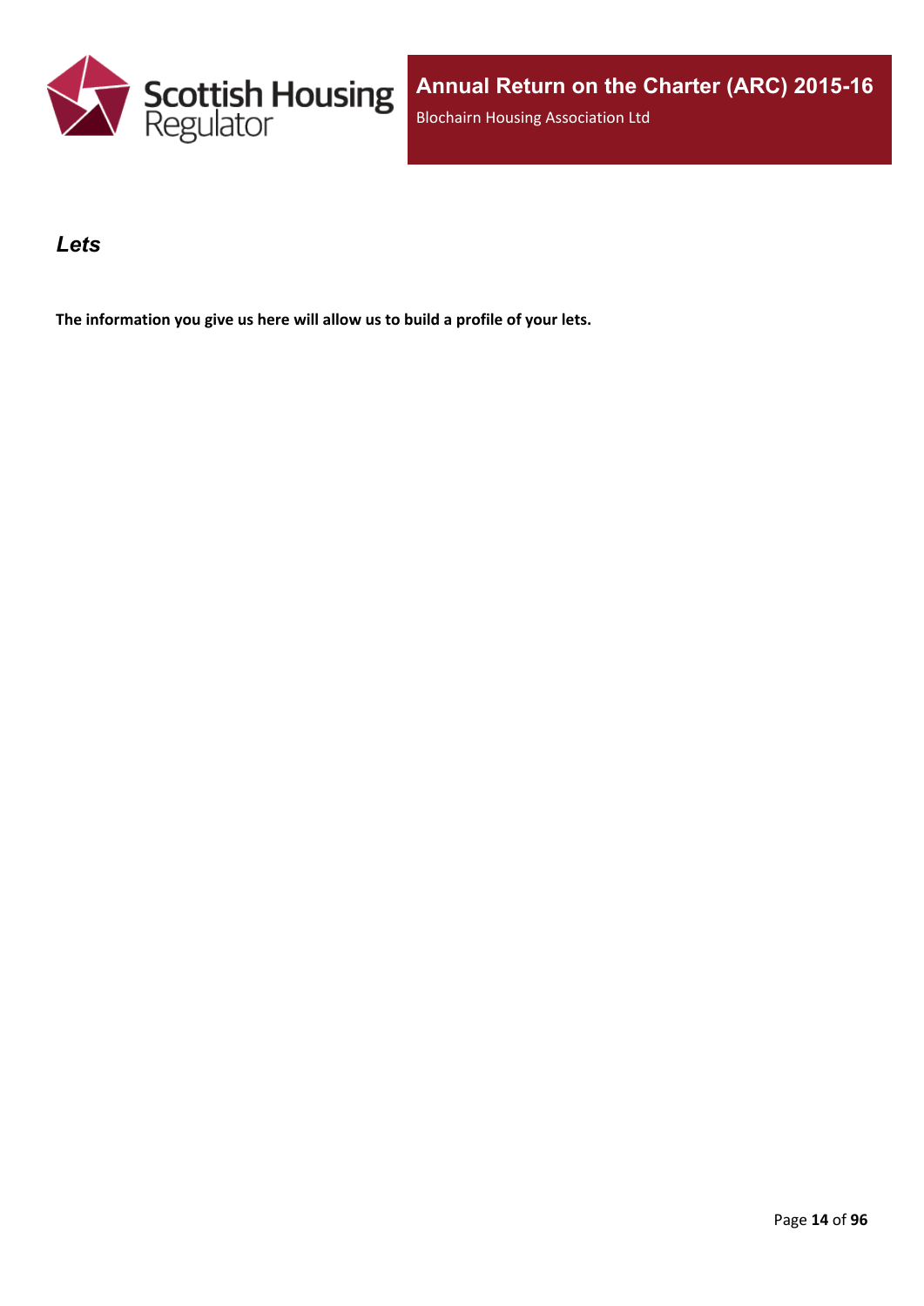## *Lets*

**The information you give us here will allow us to build a profile of your lets.**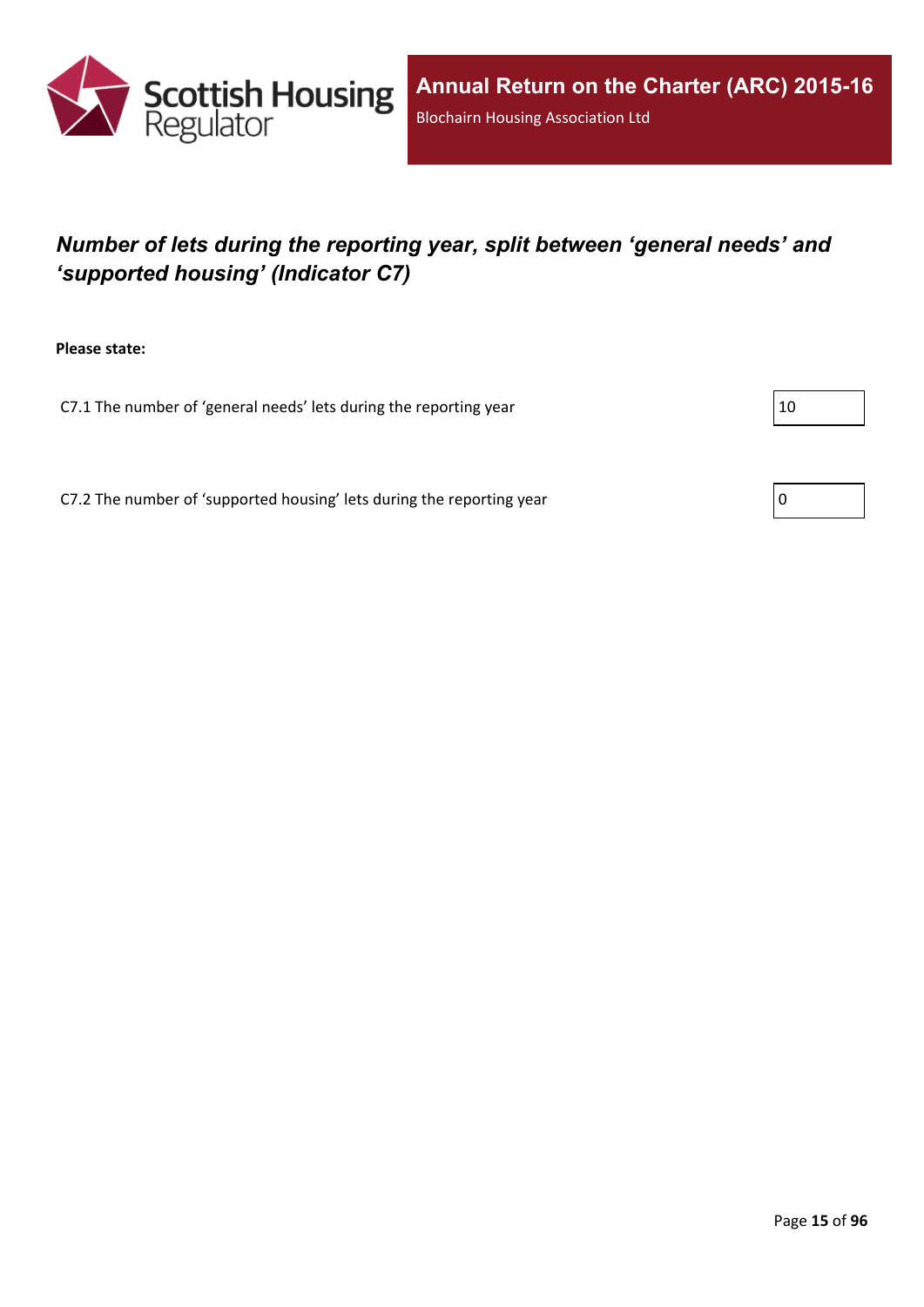## *Number of lets during the reporting year, split between 'general needs' and 'supported housing' (Indicator C7)*

**Please state:**

C7.1 The number of 'general needs' lets during the reporting year

10

C7.2 The number of 'supported housing' lets during the reporting year

0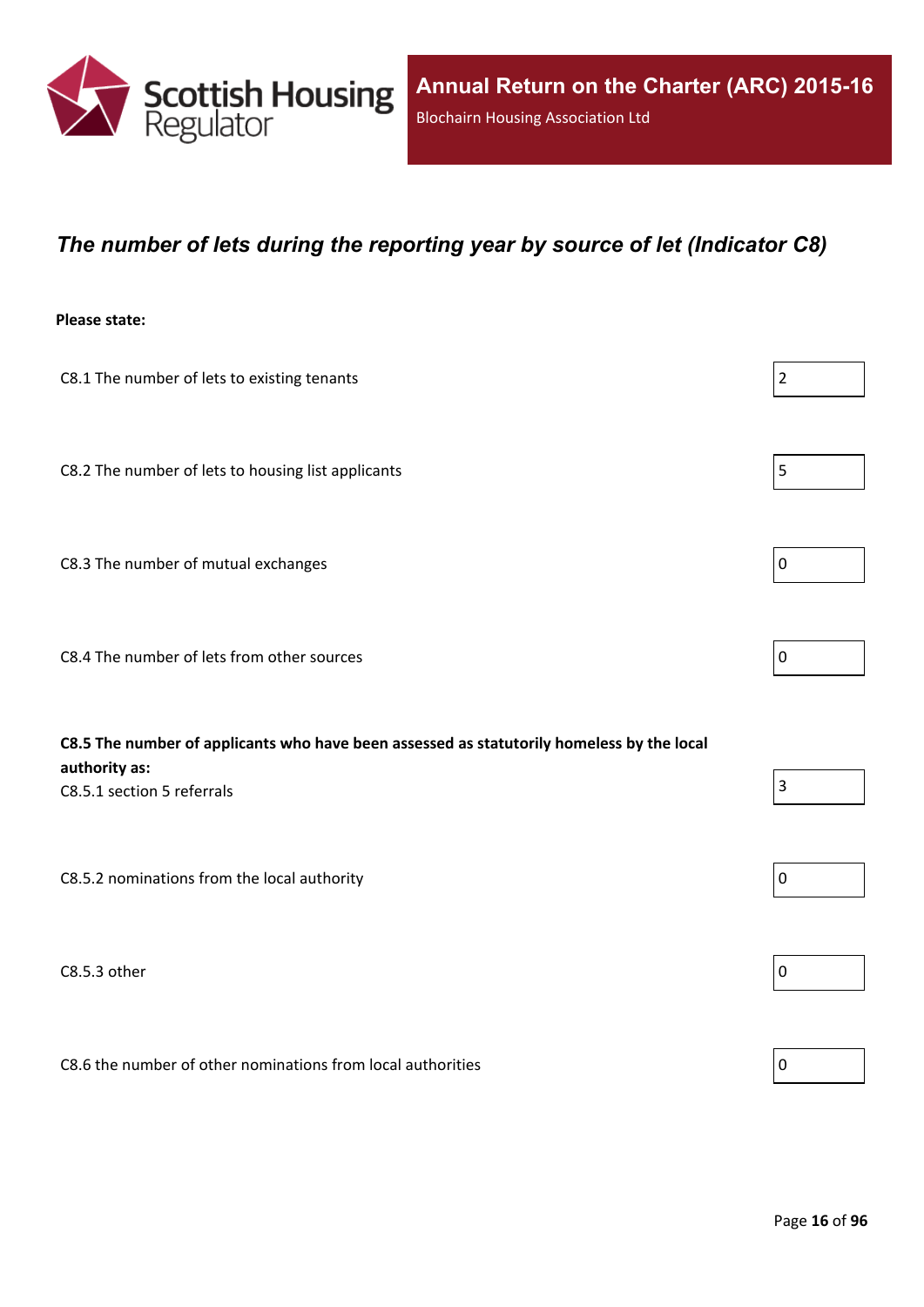## *The number of lets during the reporting year by source of let (Indicator C8)*

**Please state:**

| | |
|---|---|
| C8.1 The number of lets to existing tenants | 2 |
| C8.2 The number of lets to housing list applicants | 5 |
| C8.3 The number of mutual exchanges | 0 |
| C8.4 The number of lets from other sources | 0 |
| **C8.5 The number of applicants who have been assessed as statutorily homeless by the local authority as:** C8.5.1 section 5 referrals | 3 |
| C8.5.2 nominations from the local authority | 0 |
| C8.5.3 other | 0 |
| C8.6 the number of other nominations from local authorities | 0 |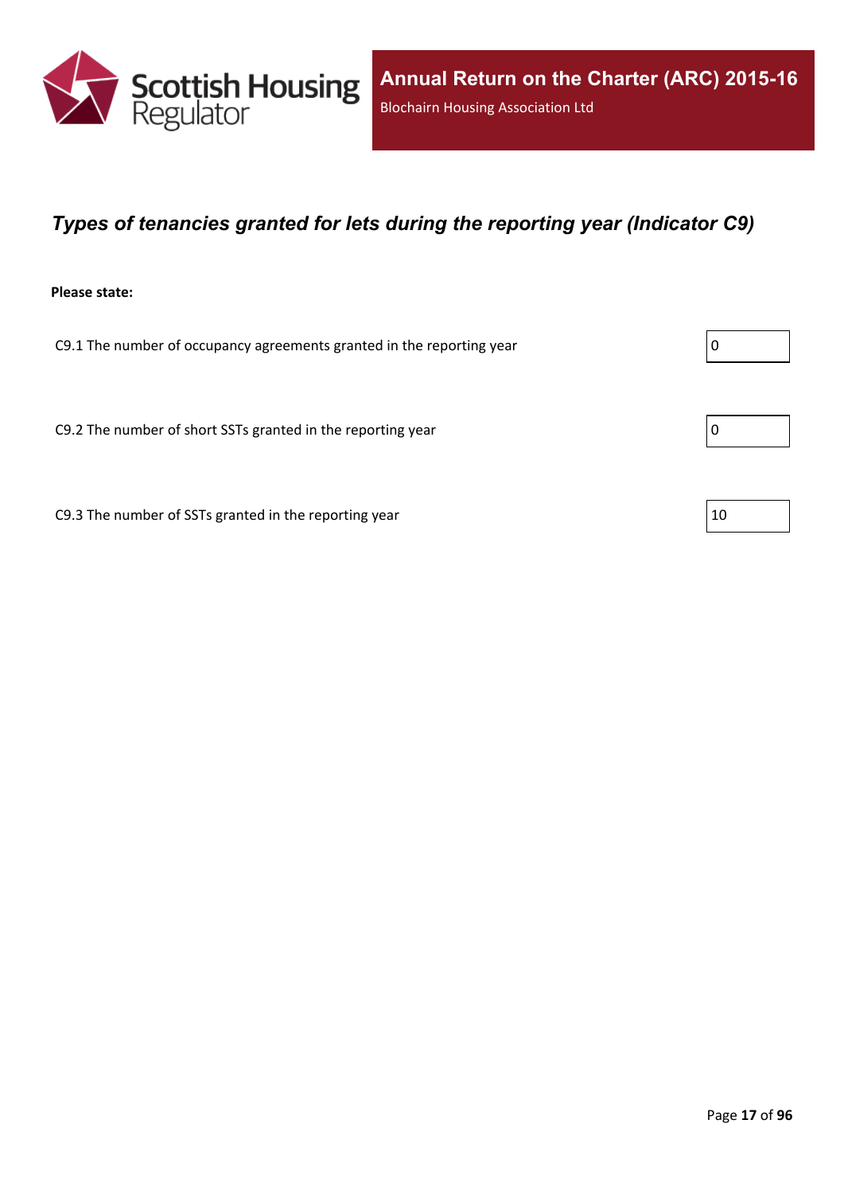## *Types of tenancies granted for lets during the reporting year (Indicator C9)*

**Please state:**

| | |
|---|---|
| C9.1 The number of occupancy agreements granted in the reporting year | 0 |
| C9.2 The number of short SSTs granted in the reporting year | 0 |
| C9.3 The number of SSTs granted in the reporting year | 10 |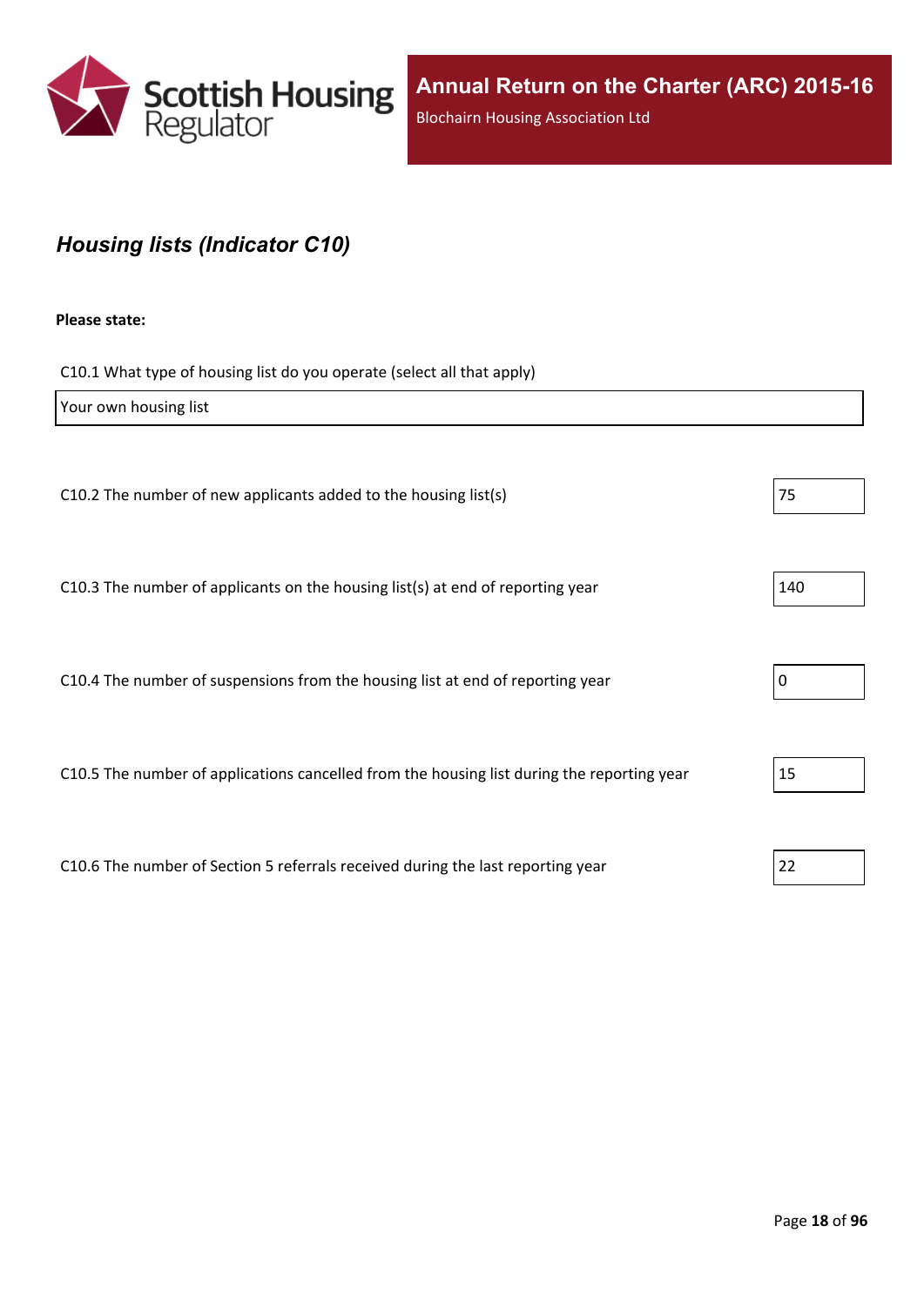## *Housing lists (Indicator C10)*

**Please state:**

C10.1 What type of housing list do you operate (select all that apply)

Your own housing list

| Question | Value |
|---|---|
| C10.2 The number of new applicants added to the housing list(s) | 75 |
| C10.3 The number of applicants on the housing list(s) at end of reporting year | 140 |
| C10.4 The number of suspensions from the housing list at end of reporting year | 0 |
| C10.5 The number of applications cancelled from the housing list during the reporting year | 15 |
| C10.6 The number of Section 5 referrals received during the last reporting year | 22 |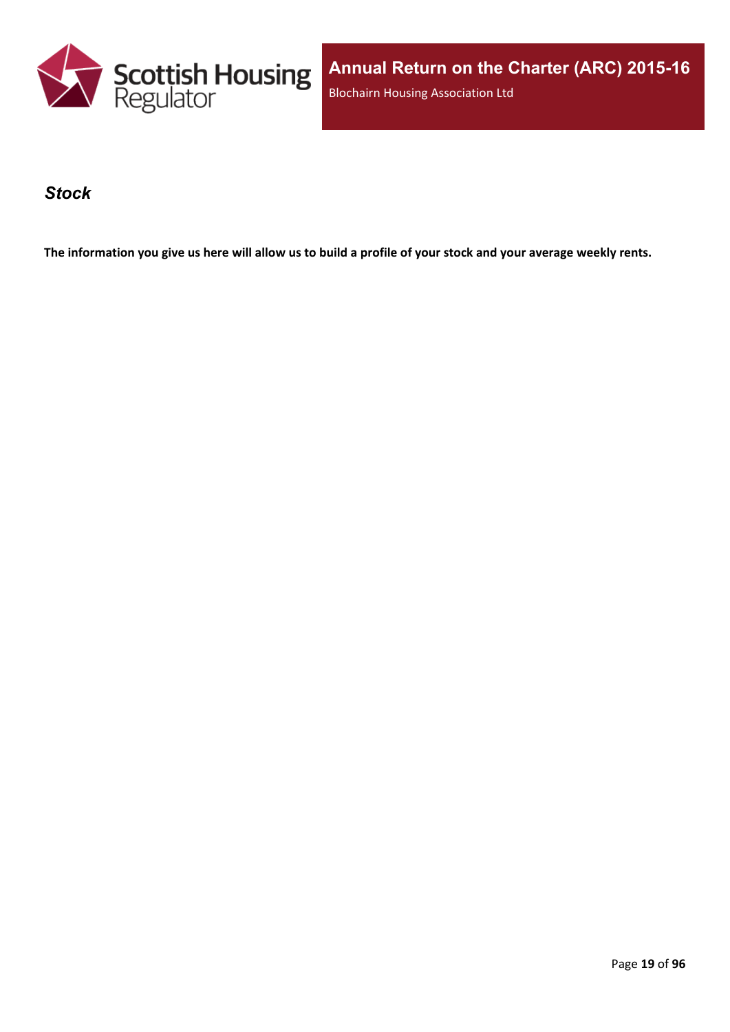## *Stock*

**The information you give us here will allow us to build a profile of your stock and your average weekly rents.**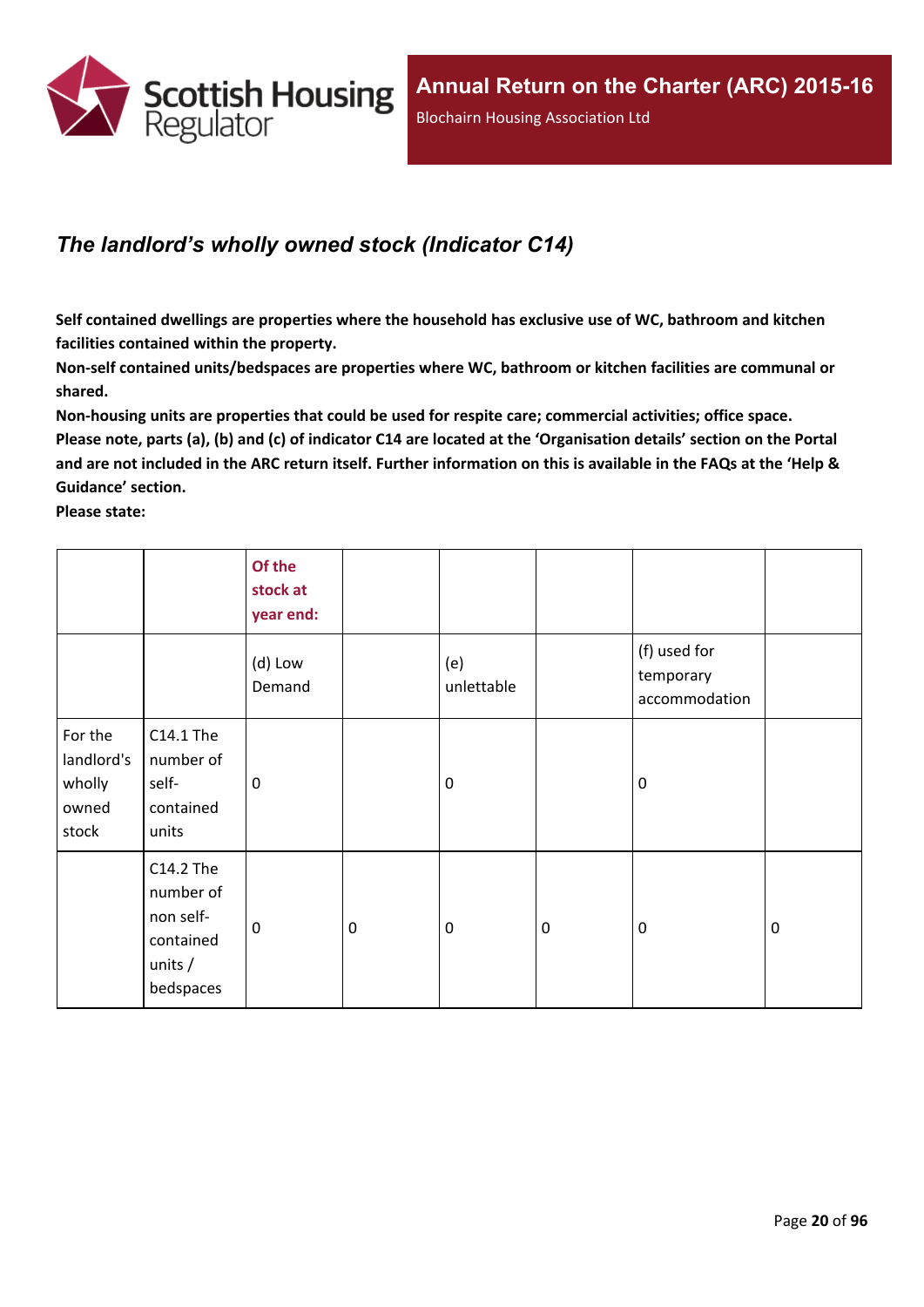## *The landlord’s wholly owned stock (Indicator C14)*

**Self contained dwellings are properties where the household has exclusive use of WC, bathroom and kitchen facilities contained within the property.**

**Non-self contained units/bedspaces are properties where WC, bathroom or kitchen facilities are communal or shared.**

**Non-housing units are properties that could be used for respite care; commercial activities; office space.**

**Please note, parts (a), (b) and (c) of indicator C14 are located at the ‘Organisation details’ section on the Portal and are not included in the ARC return itself. Further information on this is available in the FAQs at the ‘Help & Guidance’ section.**

**Please state:**

| | | Of the stock at year end: | | | | | |
|---|---|---|---|---|---|---|---|
| | | (d) Low Demand | | (e) unlettable | | (f) used for temporary accommodation | |
| For the landlord's wholly owned stock | C14.1 The number of self-contained units | 0 | | 0 | | 0 | |
| | C14.2 The number of non self-contained units / bedspaces | 0 | 0 | 0 | 0 | 0 | 0 |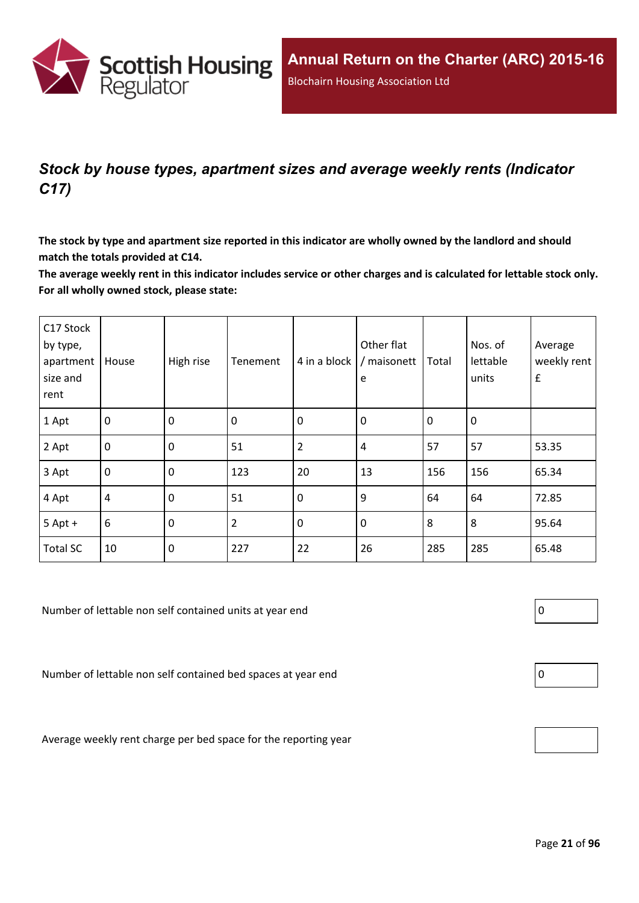## *Stock by house types, apartment sizes and average weekly rents (Indicator C17)*

**The stock by type and apartment size reported in this indicator are wholly owned by the landlord and should match the totals provided at C14.**

**The average weekly rent in this indicator includes service or other charges and is calculated for lettable stock only. For all wholly owned stock, please state:**

| C17 Stock by type, apartment size and rent | House | High rise | Tenement | 4 in a block | Other flat / maisonette | Total | Nos. of lettable units | Average weekly rent £ |
|---|---|---|---|---|---|---|---|---|
| 1 Apt | 0 | 0 | 0 | 0 | 0 | 0 | 0 | |
| 2 Apt | 0 | 0 | 51 | 2 | 4 | 57 | 57 | 53.35 |
| 3 Apt | 0 | 0 | 123 | 20 | 13 | 156 | 156 | 65.34 |
| 4 Apt | 4 | 0 | 51 | 0 | 9 | 64 | 64 | 72.85 |
| 5 Apt + | 6 | 0 | 2 | 0 | 0 | 8 | 8 | 95.64 |
| Total SC | 10 | 0 | 227 | 22 | 26 | 285 | 285 | 65.48 |

Number of lettable non self contained units at year end: 0

Number of lettable non self contained bed spaces at year end: 0

Average weekly rent charge per bed space for the reporting year: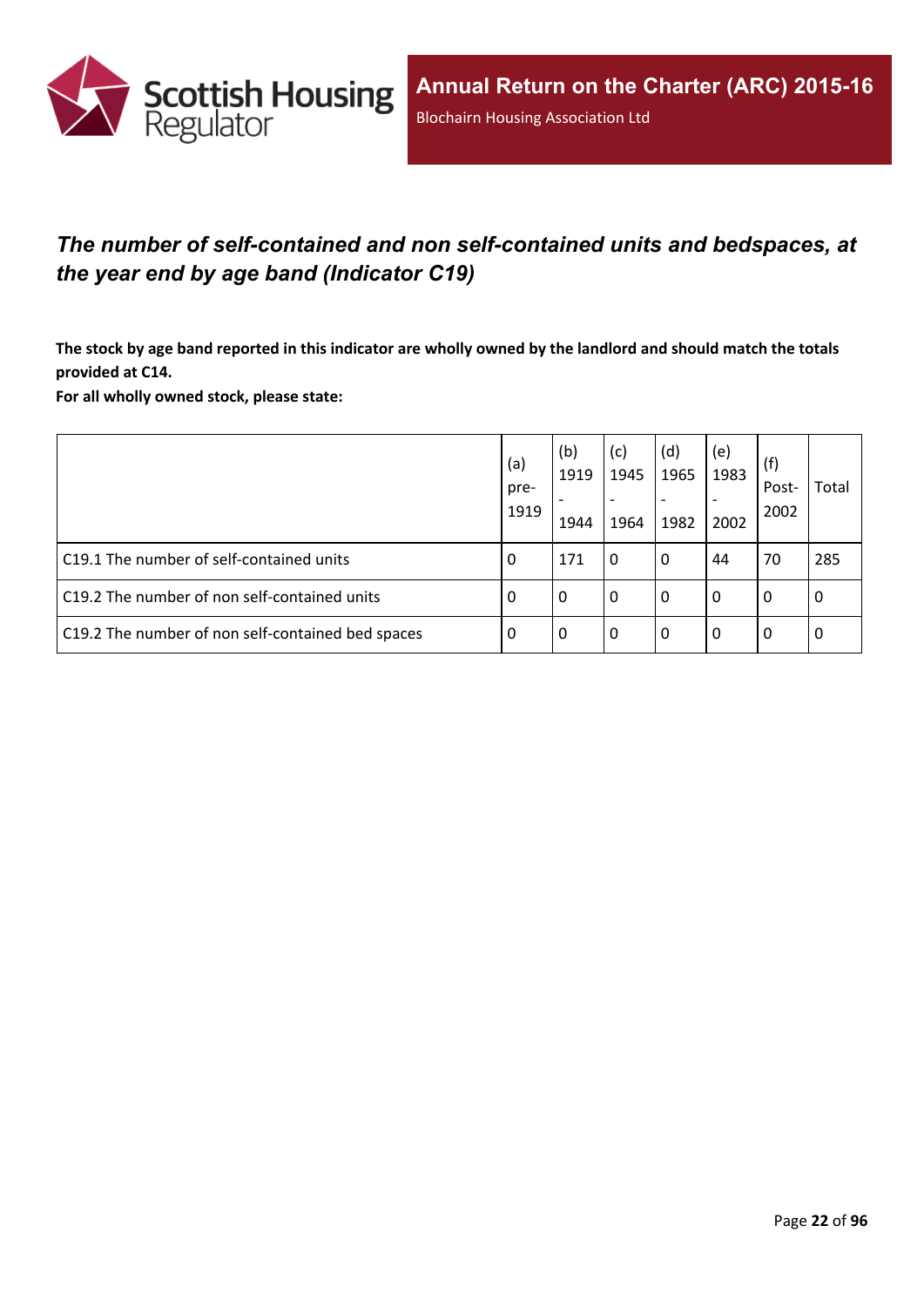## *The number of self-contained and non self-contained units and bedspaces, at the year end by age band (Indicator C19)*

**The stock by age band reported in this indicator are wholly owned by the landlord and should match the totals provided at C14.**
**For all wholly owned stock, please state:**

| | (a) pre-1919 | (b) 1919 - 1944 | (c) 1945 - 1964 | (d) 1965 - 1982 | (e) 1983 - 2002 | (f) Post-2002 | Total |
|---|---|---|---|---|---|---|---|
| C19.1 The number of self-contained units | 0 | 171 | 0 | 0 | 44 | 70 | 285 |
| C19.2 The number of non self-contained units | 0 | 0 | 0 | 0 | 0 | 0 | 0 |
| C19.2 The number of non self-contained bed spaces | 0 | 0 | 0 | 0 | 0 | 0 | 0 |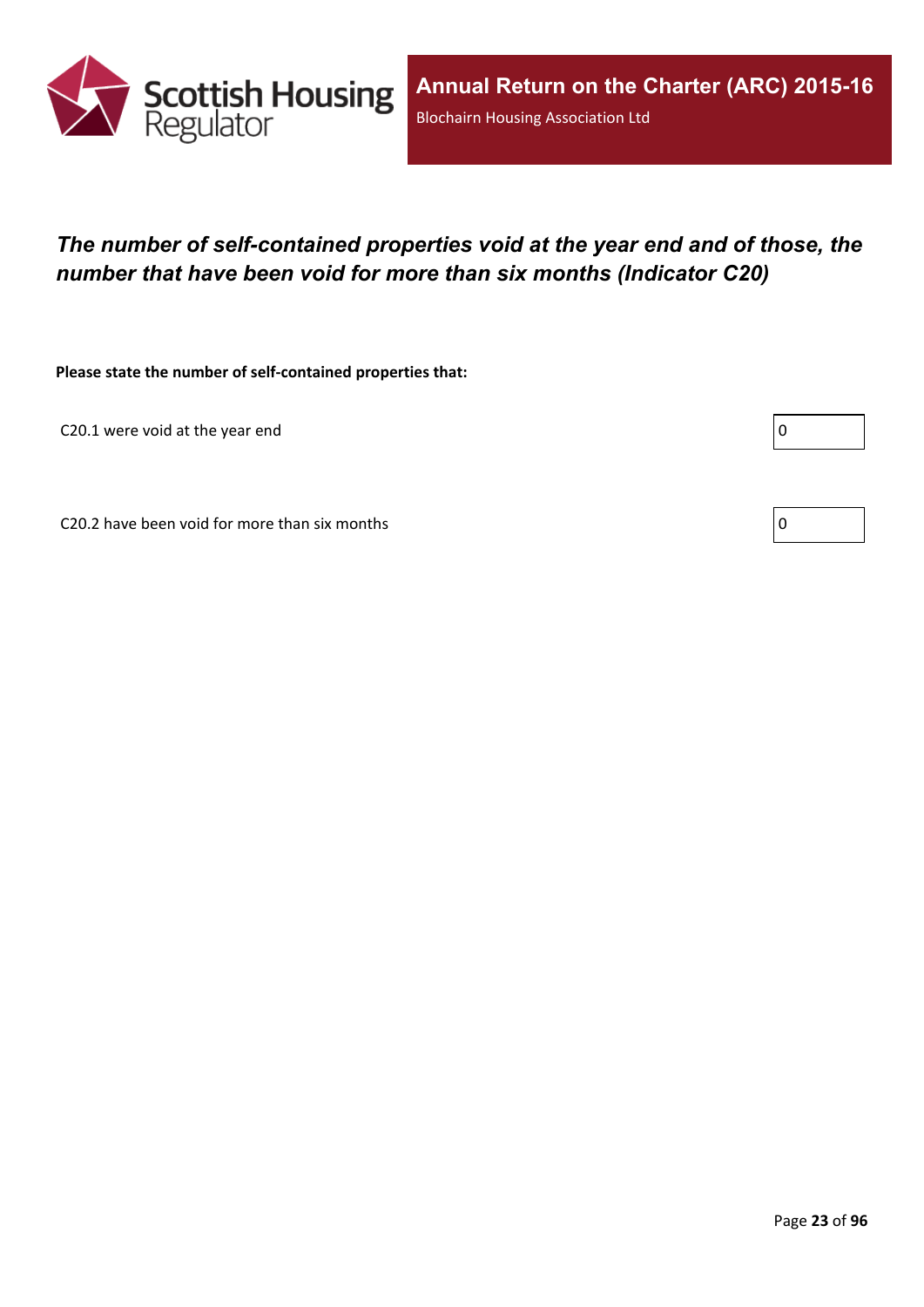## *The number of self-contained properties void at the year end and of those, the number that have been void for more than six months (Indicator C20)*

**Please state the number of self-contained properties that:**

| | |
|---|---|
| C20.1 were void at the year end | 0 |
| C20.2 have been void for more than six months | 0 |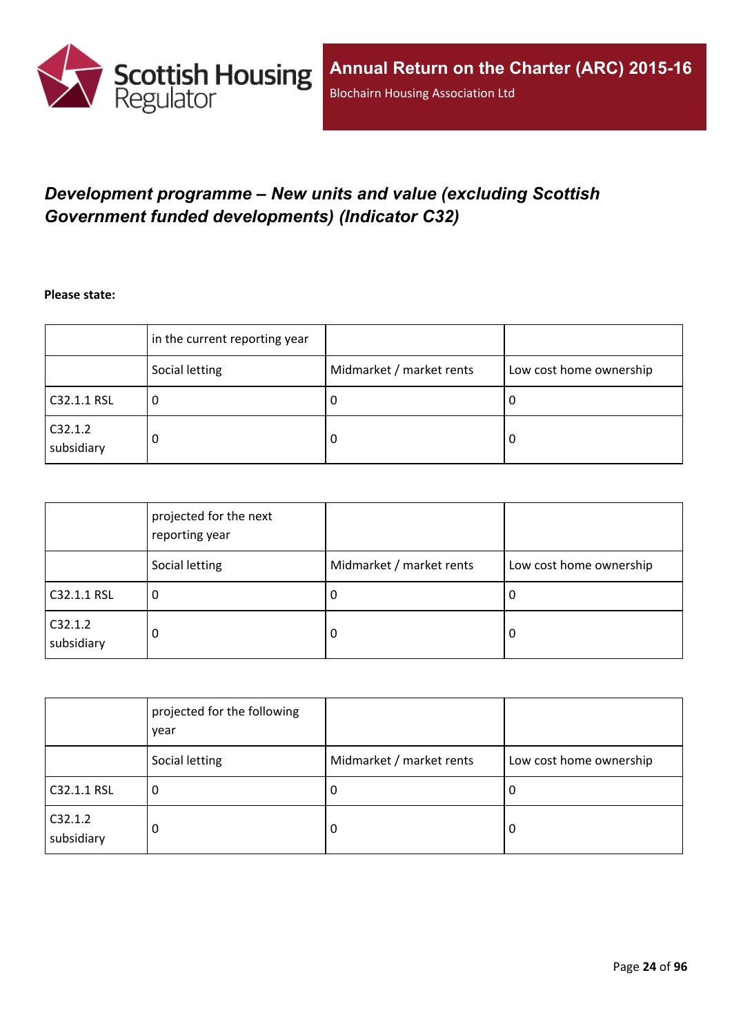## *Development programme – New units and value (excluding Scottish Government funded developments) (Indicator C32)*

**Please state:**

| | in the current reporting year | | |
|---|---|---|---|
| | Social letting | Midmarket / market rents | Low cost home ownership |
| C32.1.1 RSL | 0 | 0 | 0 |
| C32.1.2 subsidiary | 0 | 0 | 0 |

| | projected for the next reporting year | | |
|---|---|---|---|
| | Social letting | Midmarket / market rents | Low cost home ownership |
| C32.1.1 RSL | 0 | 0 | 0 |
| C32.1.2 subsidiary | 0 | 0 | 0 |

| | projected for the following year | | |
|---|---|---|---|
| | Social letting | Midmarket / market rents | Low cost home ownership |
| C32.1.1 RSL | 0 | 0 | 0 |
| C32.1.2 subsidiary | 0 | 0 | 0 |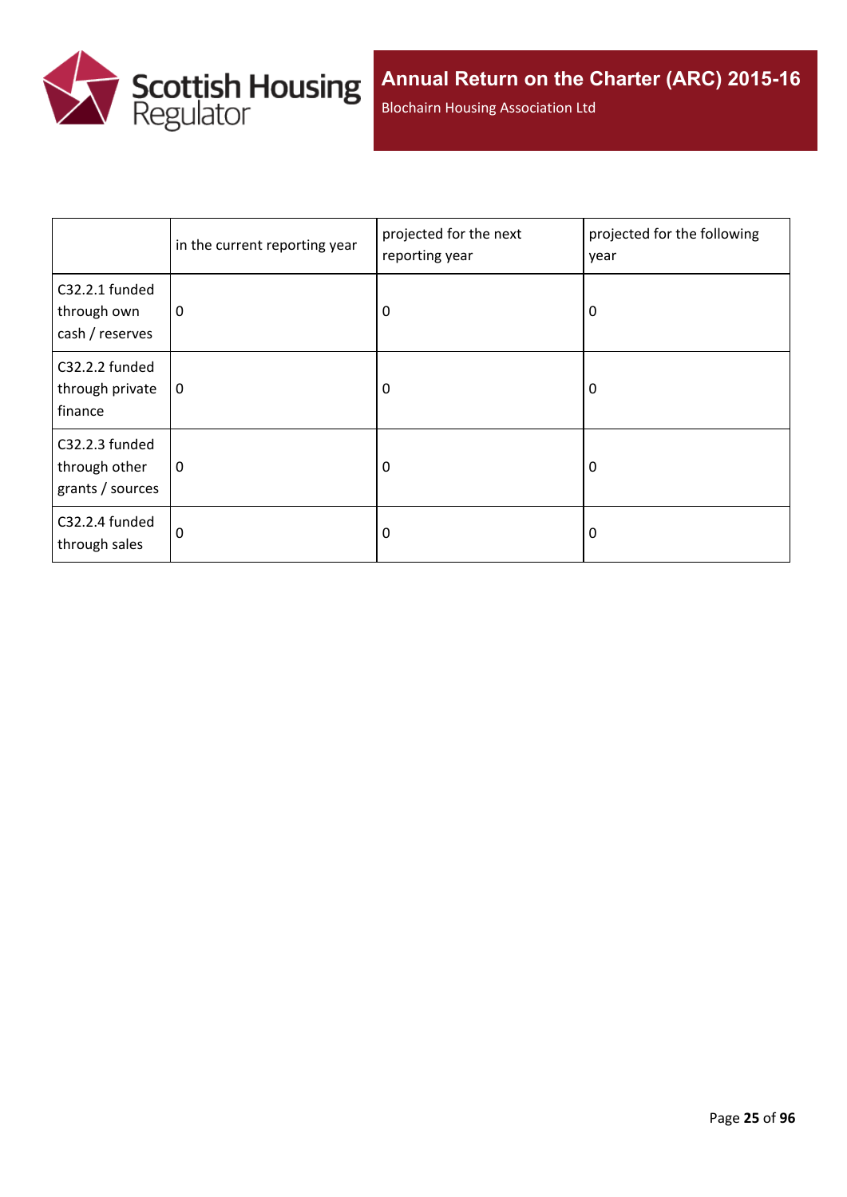|  | in the current reporting year | projected for the next reporting year | projected for the following year |
| --- | --- | --- | --- |
| C32.2.1 funded through own cash / reserves | 0 | 0 | 0 |
| C32.2.2 funded through private finance | 0 | 0 | 0 |
| C32.2.3 funded through other grants / sources | 0 | 0 | 0 |
| C32.2.4 funded through sales | 0 | 0 | 0 |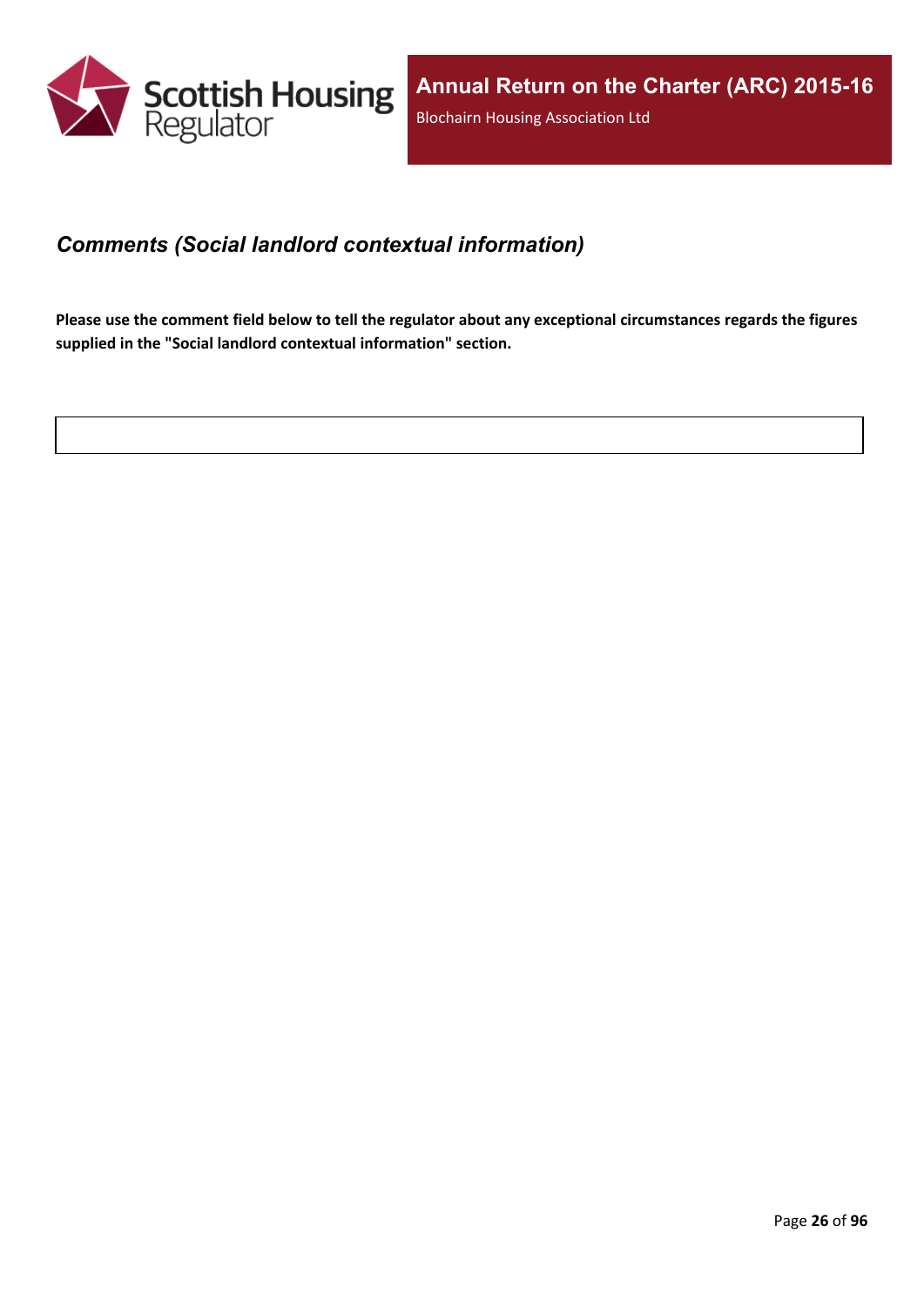## *Comments (Social landlord contextual information)*

**Please use the comment field below to tell the regulator about any exceptional circumstances regards the figures supplied in the "Social landlord contextual information" section.**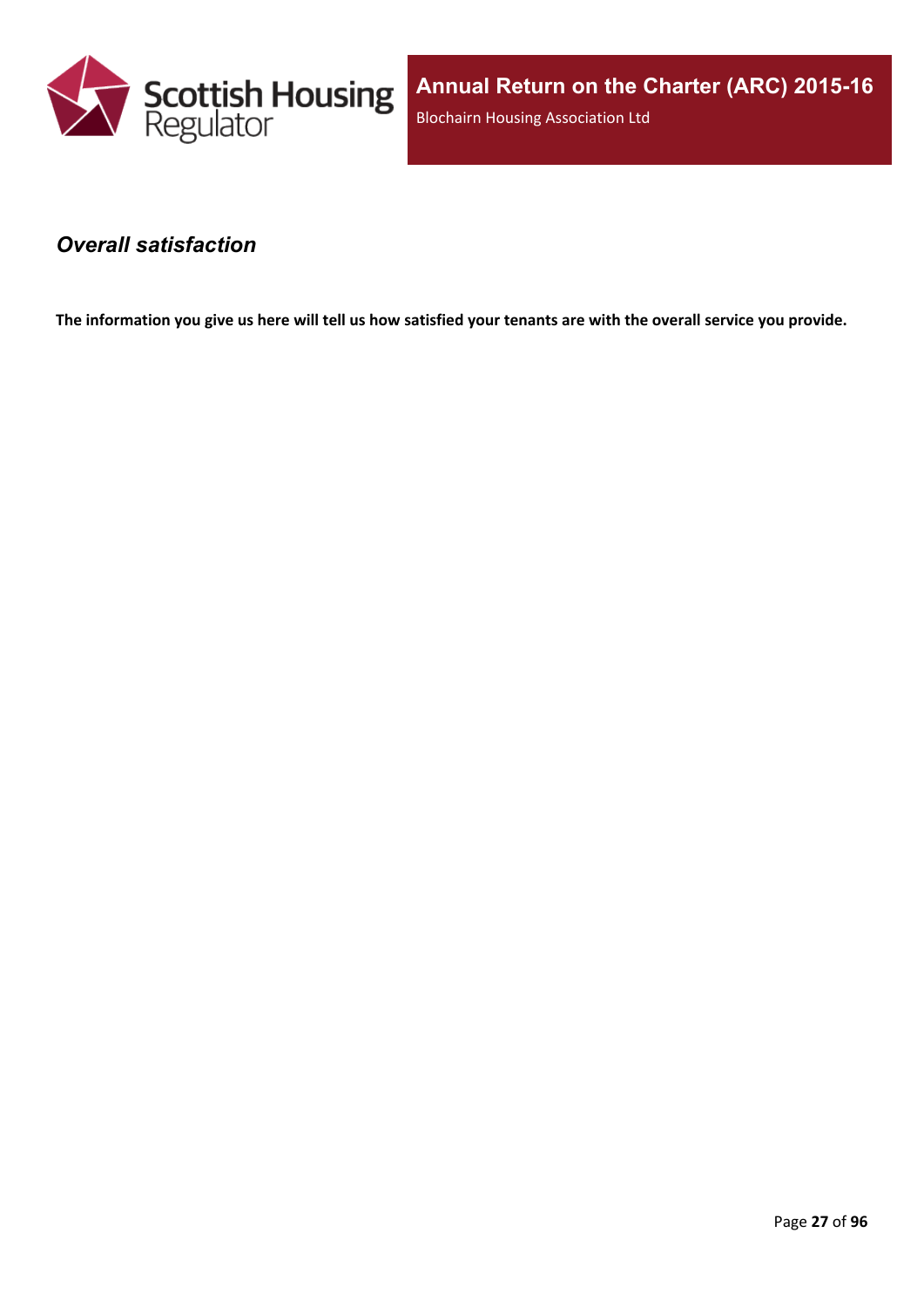## *Overall satisfaction*

**The information you give us here will tell us how satisfied your tenants are with the overall service you provide.**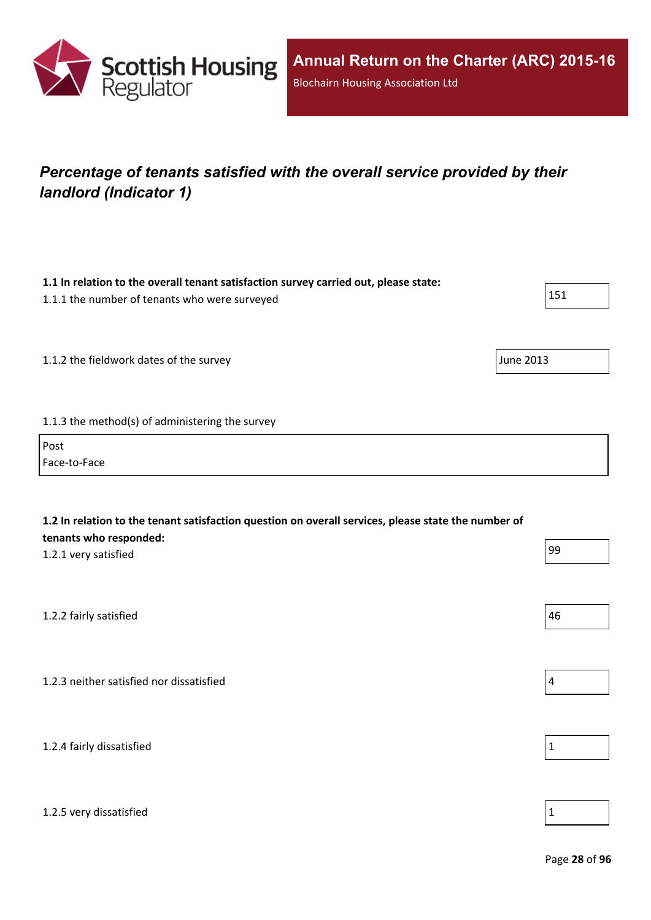## *Percentage of tenants satisfied with the overall service provided by their landlord (Indicator 1)*

**1.1 In relation to the overall tenant satisfaction survey carried out, please state:**

1.1.1 the number of tenants who were surveyed

151

1.1.2 the fieldwork dates of the survey

June 2013

1.1.3 the method(s) of administering the survey

Post
Face-to-Face

**1.2 In relation to the tenant satisfaction question on overall services, please state the number of tenants who responded:**

1.2.1 very satisfied

99

1.2.2 fairly satisfied

46

1.2.3 neither satisfied nor dissatisfied

4

1.2.4 fairly dissatisfied

1

1.2.5 very dissatisfied

1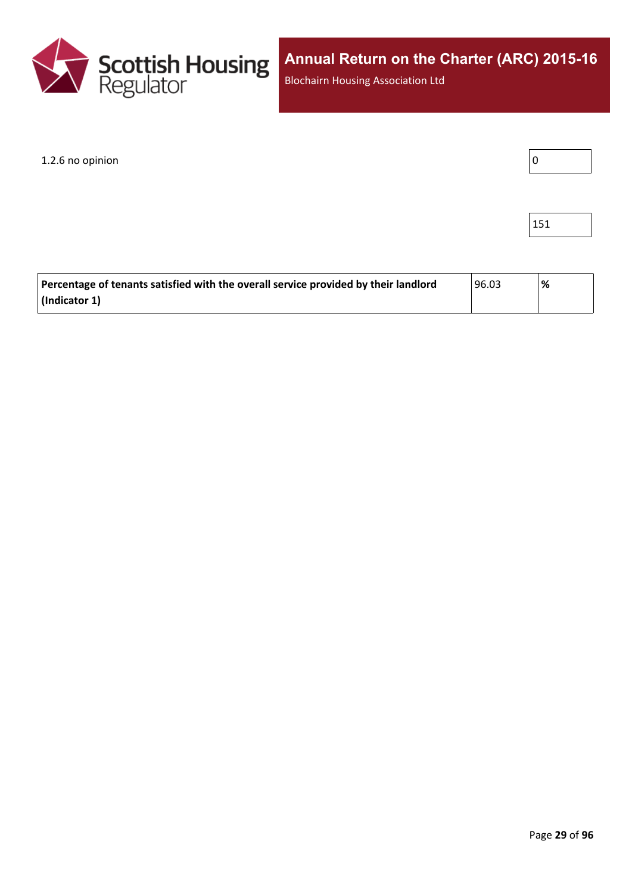| | |
|---|---|
| 1.2.6 no opinion | 0 |
| | 151 |

| | | |
|---|---|---|
| **Percentage of tenants satisfied with the overall service provided by their landlord (Indicator 1)** | 96.03 | **%** |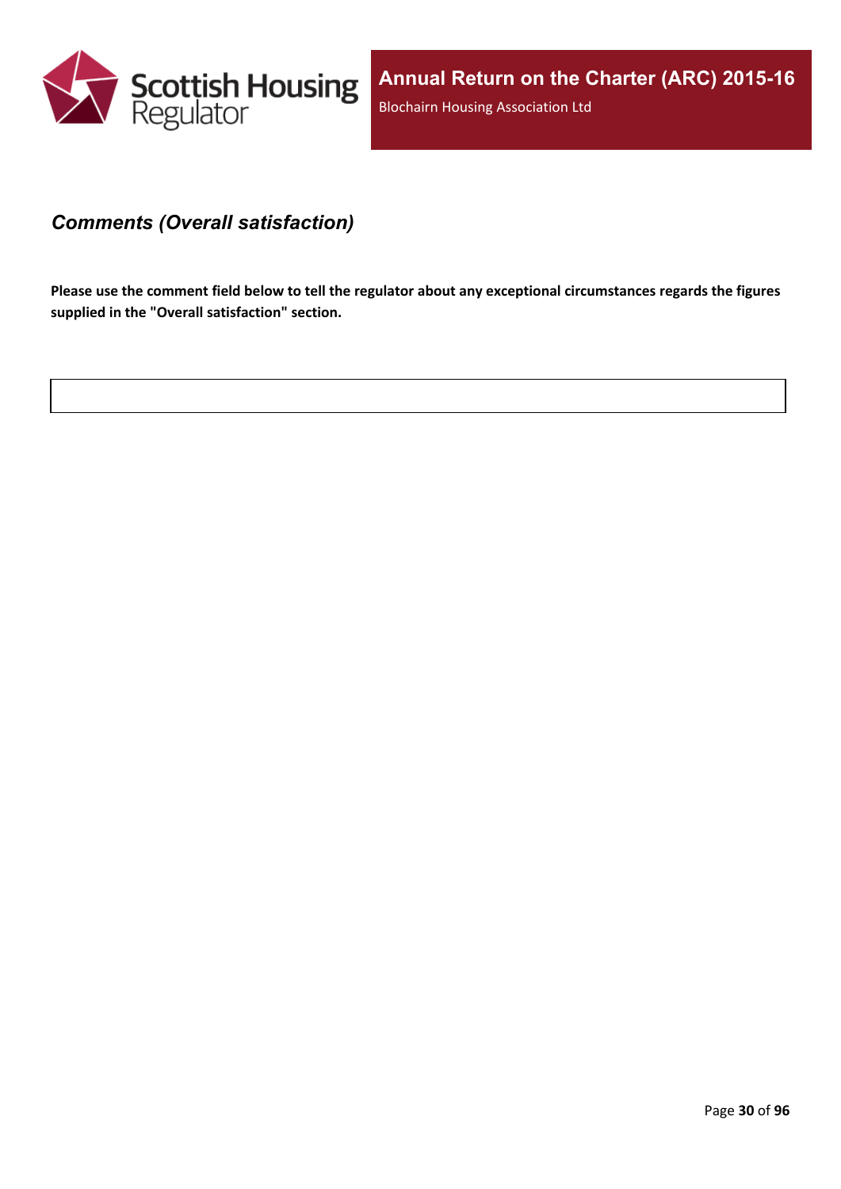## *Comments (Overall satisfaction)*

**Please use the comment field below to tell the regulator about any exceptional circumstances regards the figures supplied in the "Overall satisfaction" section.**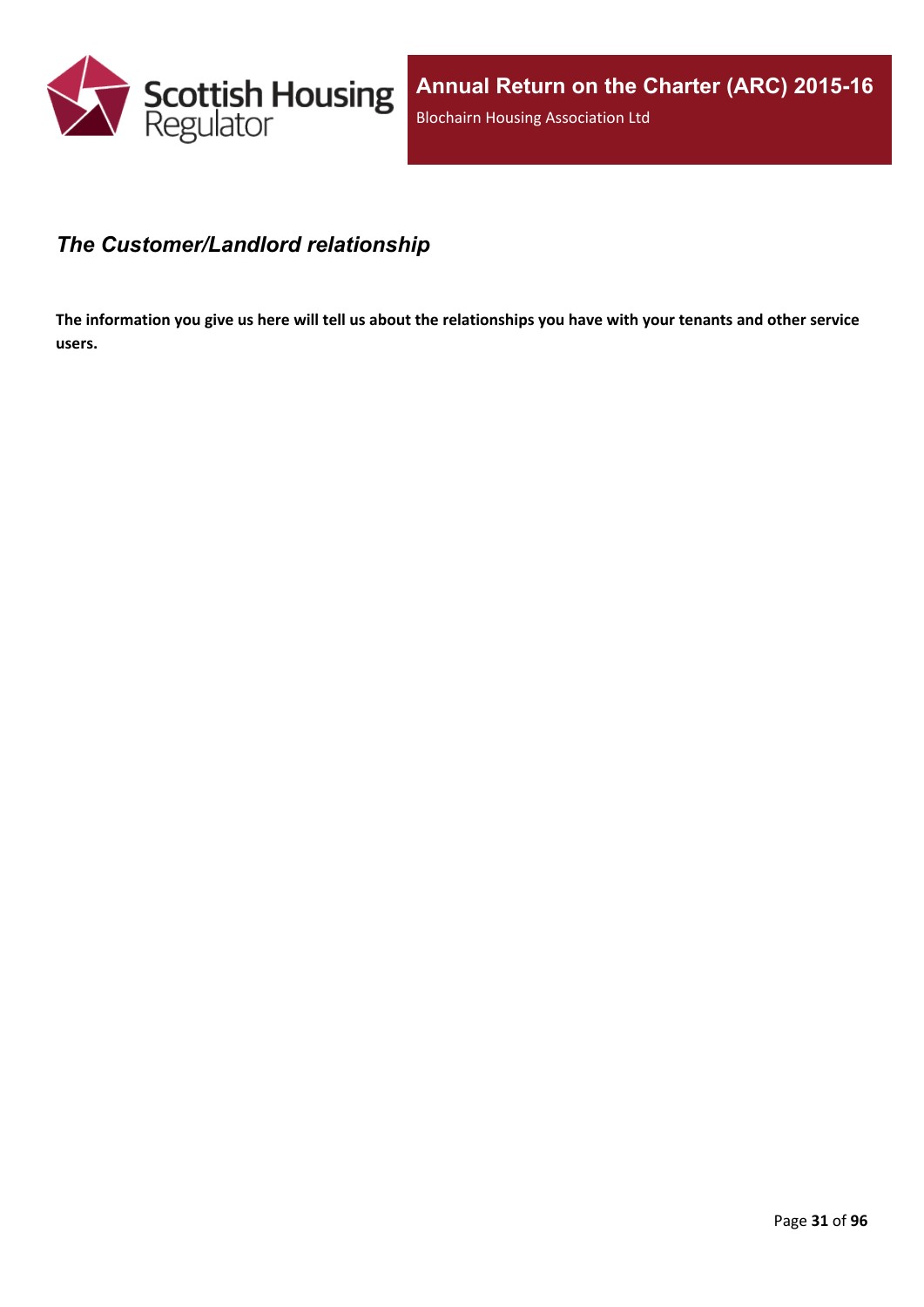## *The Customer/Landlord relationship*

**The information you give us here will tell us about the relationships you have with your tenants and other service users.**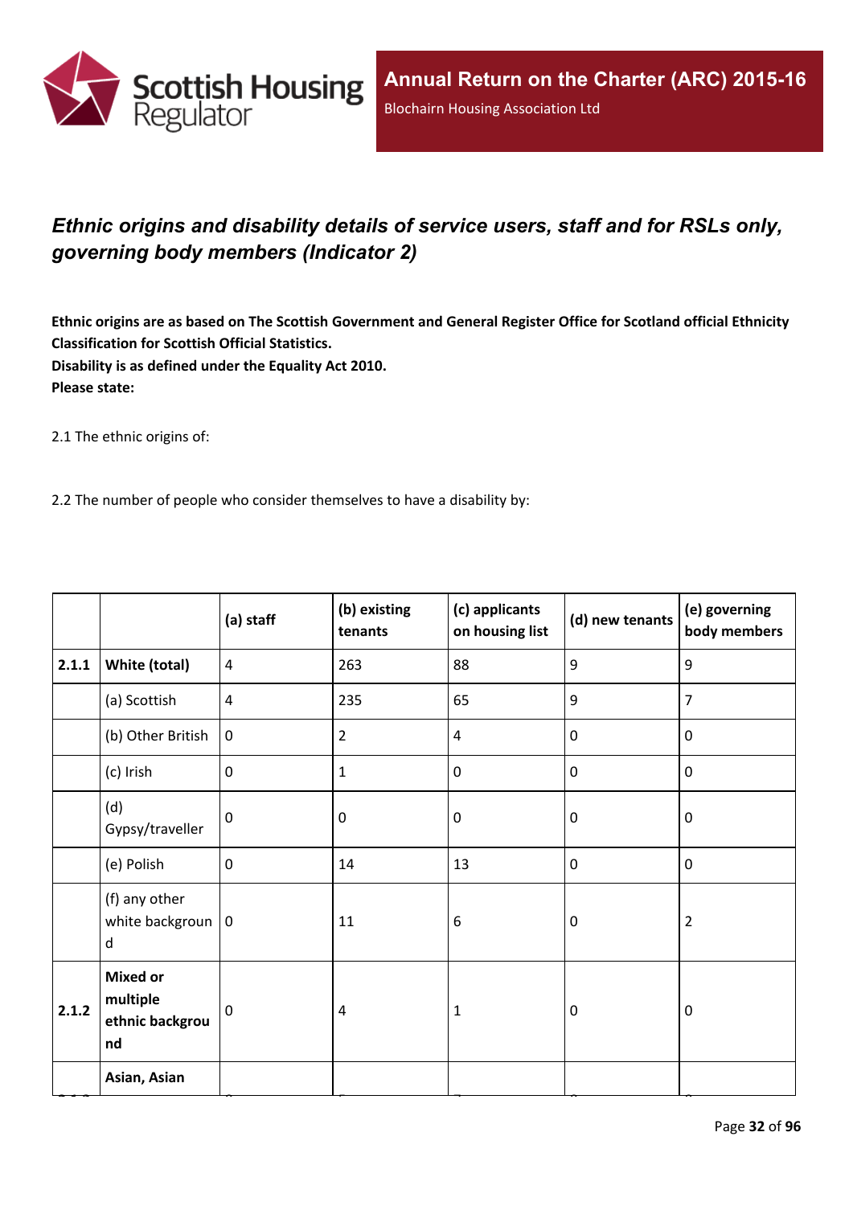## *Ethnic origins and disability details of service users, staff and for RSLs only, governing body members (Indicator 2)*

**Ethnic origins are as based on The Scottish Government and General Register Office for Scotland official Ethnicity Classification for Scottish Official Statistics.**
**Disability is as defined under the Equality Act 2010.**
**Please state:**

2.1 The ethnic origins of:

2.2 The number of people who consider themselves to have a disability by:

| | | (a) staff | (b) existing tenants | (c) applicants on housing list | (d) new tenants | (e) governing body members |
|---|---|---|---|---|---|---|
| 2.1.1 | **White (total)** | 4 | 263 | 88 | 9 | 9 |
| | (a) Scottish | 4 | 235 | 65 | 9 | 7 |
| | (b) Other British | 0 | 2 | 4 | 0 | 0 |
| | (c) Irish | 0 | 1 | 0 | 0 | 0 |
| | (d) Gypsy/traveller | 0 | 0 | 0 | 0 | 0 |
| | (e) Polish | 0 | 14 | 13 | 0 | 0 |
| | (f) any other white background | 0 | 11 | 6 | 0 | 2 |
| 2.1.2 | **Mixed or multiple ethnic background** | 0 | 4 | 1 | 0 | 0 |
| | **Asian, Asian** | | | | | |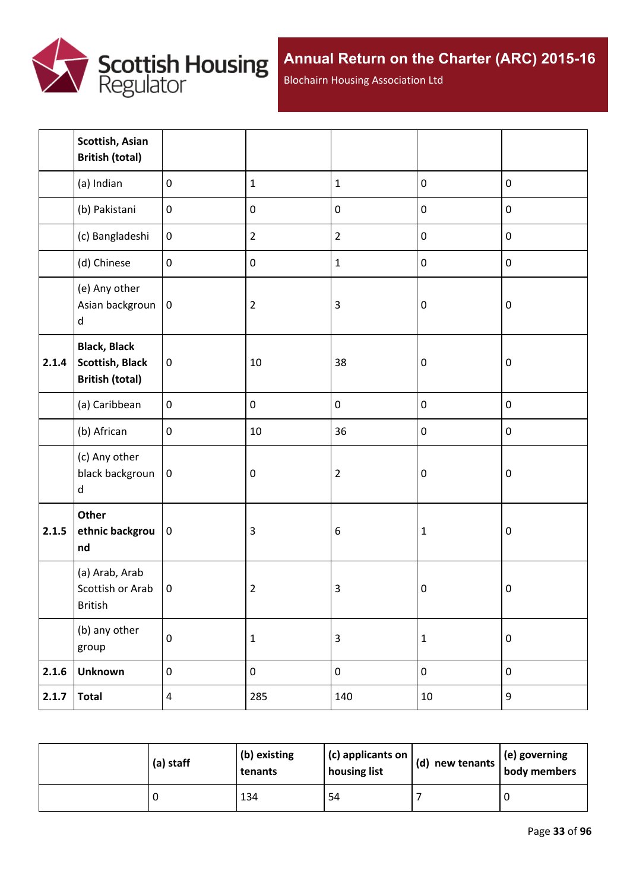| | | | | | | |
|---|---|---|---|---|---|---|
| | **Scottish, Asian British (total)** | | | | | |
| | (a) Indian | 0 | 1 | 1 | 0 | 0 |
| | (b) Pakistani | 0 | 0 | 0 | 0 | 0 |
| | (c) Bangladeshi | 0 | 2 | 2 | 0 | 0 |
| | (d) Chinese | 0 | 0 | 1 | 0 | 0 |
| | (e) Any other Asian background | 0 | 2 | 3 | 0 | 0 |
| **2.1.4** | **Black, Black Scottish, Black British (total)** | 0 | 10 | 38 | 0 | 0 |
| | (a) Caribbean | 0 | 0 | 0 | 0 | 0 |
| | (b) African | 0 | 10 | 36 | 0 | 0 |
| | (c) Any other black background | 0 | 0 | 2 | 0 | 0 |
| **2.1.5** | **Other ethnic background** | 0 | 3 | 6 | 1 | 0 |
| | (a) Arab, Arab Scottish or Arab British | 0 | 2 | 3 | 0 | 0 |
| | (b) any other group | 0 | 1 | 3 | 1 | 0 |
| **2.1.6** | **Unknown** | 0 | 0 | 0 | 0 | 0 |
| **2.1.7** | **Total** | 4 | 285 | 140 | 10 | 9 |

| | **(a) staff** | **(b) existing tenants** | **(c) applicants on housing list** | **(d) new tenants** | **(e) governing body members** |
|---|---|---|---|---|---|
| | 0 | 134 | 54 | 7 | 0 |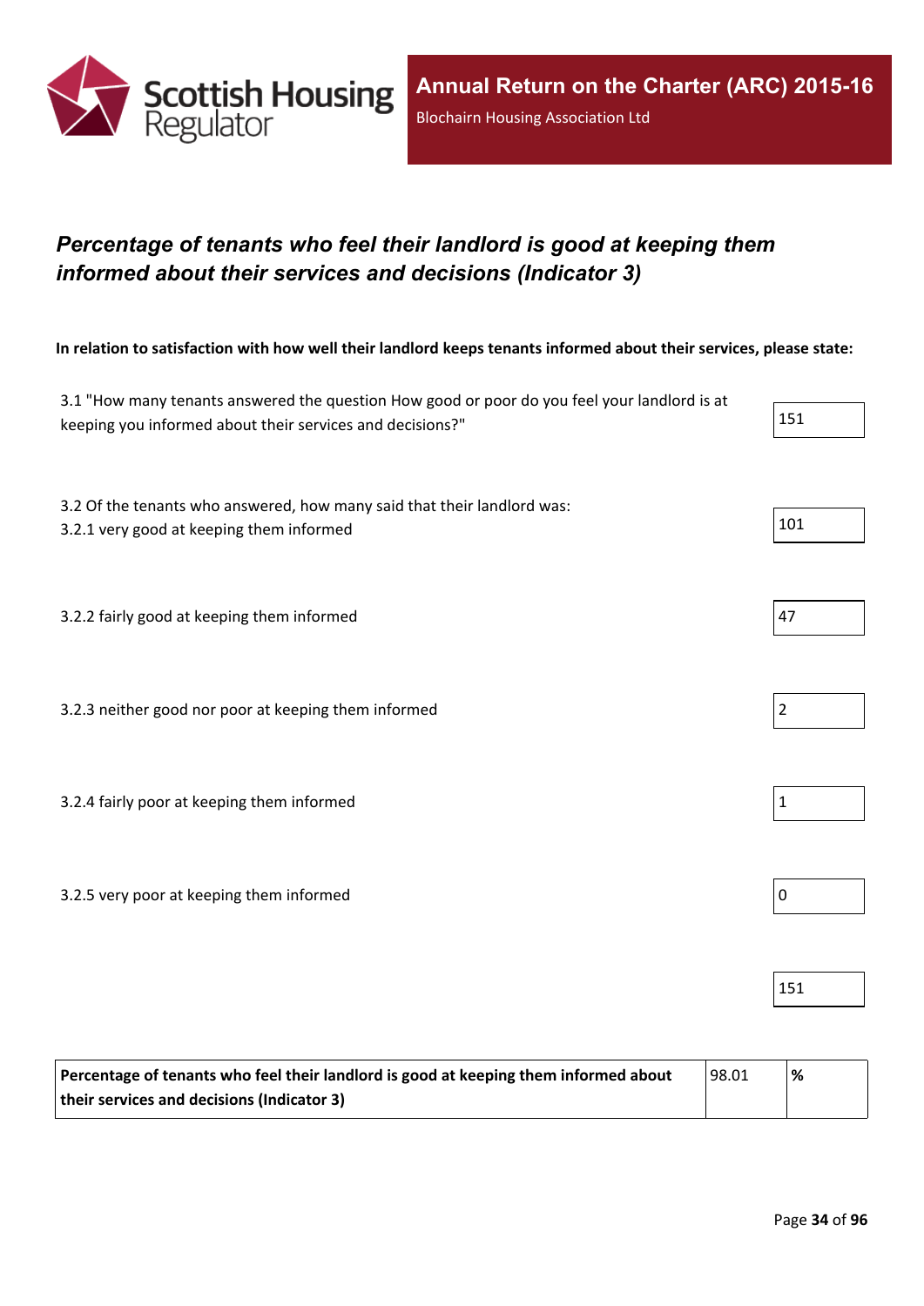## *Percentage of tenants who feel their landlord is good at keeping them informed about their services and decisions (Indicator 3)*

**In relation to satisfaction with how well their landlord keeps tenants informed about their services, please state:**

| | |
|---|---|
| 3.1 "How many tenants answered the question How good or poor do you feel your landlord is at keeping you informed about their services and decisions?" | 151 |
| 3.2 Of the tenants who answered, how many said that their landlord was:<br>3.2.1 very good at keeping them informed | 101 |
| 3.2.2 fairly good at keeping them informed | 47 |
| 3.2.3 neither good nor poor at keeping them informed | 2 |
| 3.2.4 fairly poor at keeping them informed | 1 |
| 3.2.5 very poor at keeping them informed | 0 |
| | 151 |

| | | |
|---|---|---|
| **Percentage of tenants who feel their landlord is good at keeping them informed about their services and decisions (Indicator 3)** | 98.01 | **%** |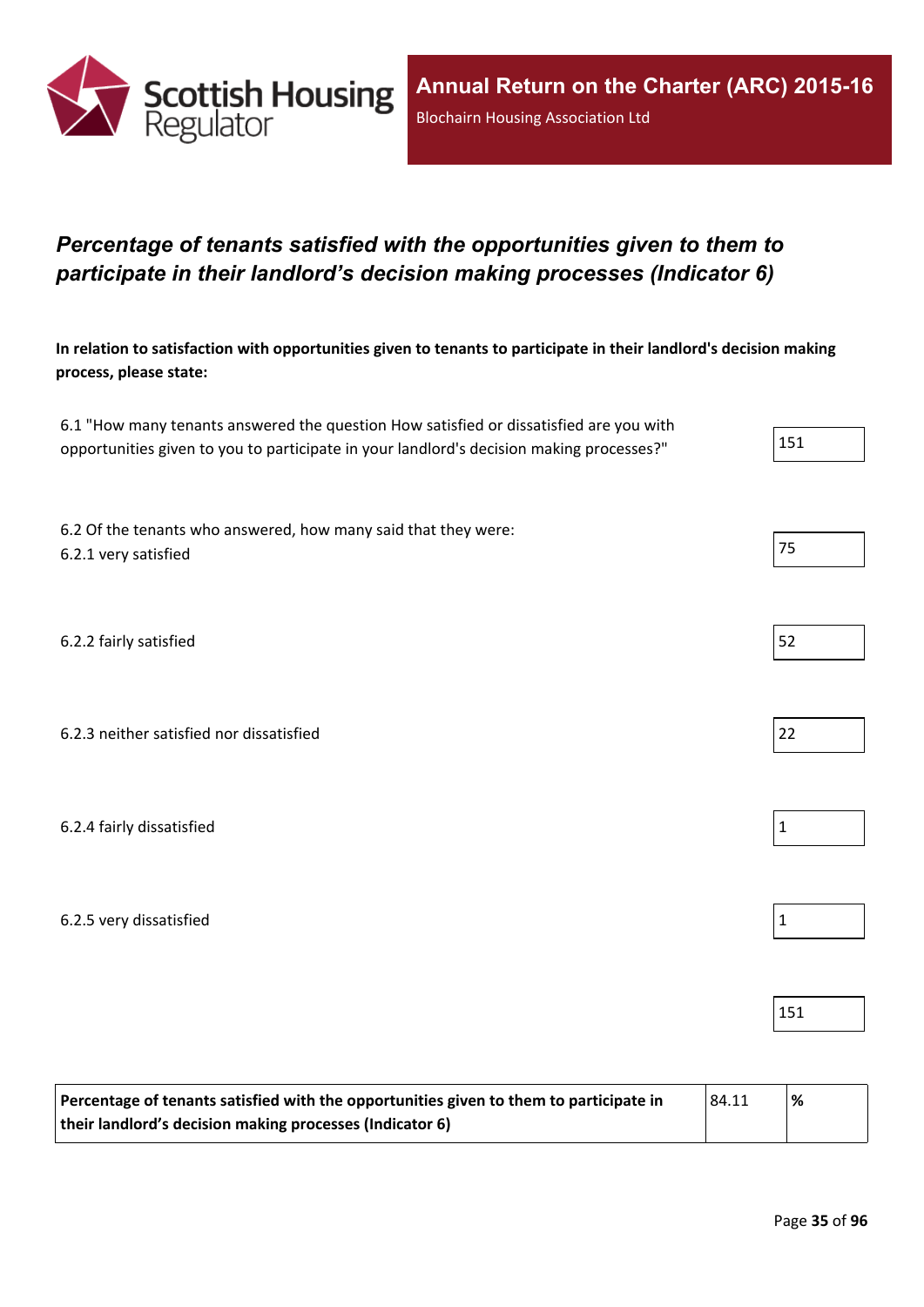## *Percentage of tenants satisfied with the opportunities given to them to participate in their landlord's decision making processes (Indicator 6)*

**In relation to satisfaction with opportunities given to tenants to participate in their landlord's decision making process, please state:**

| | |
|---|---|
| 6.1 "How many tenants answered the question How satisfied or dissatisfied are you with opportunities given to you to participate in your landlord's decision making processes?" | 151 |
| 6.2 Of the tenants who answered, how many said that they were:<br>6.2.1 very satisfied | 75 |
| 6.2.2 fairly satisfied | 52 |
| 6.2.3 neither satisfied nor dissatisfied | 22 |
| 6.2.4 fairly dissatisfied | 1 |
| 6.2.5 very dissatisfied | 1 |
| | 151 |

| | | |
|---|---|---|
| **Percentage of tenants satisfied with the opportunities given to them to participate in their landlord's decision making processes (Indicator 6)** | 84.11 | **%** |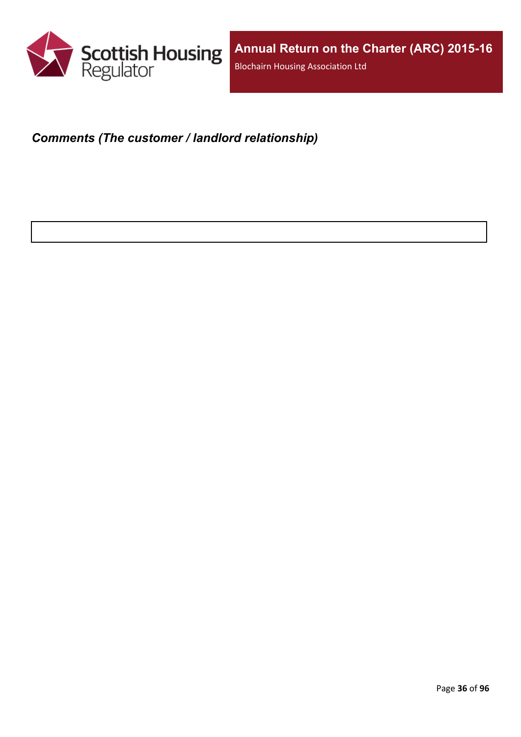***Comments (The customer / landlord relationship)***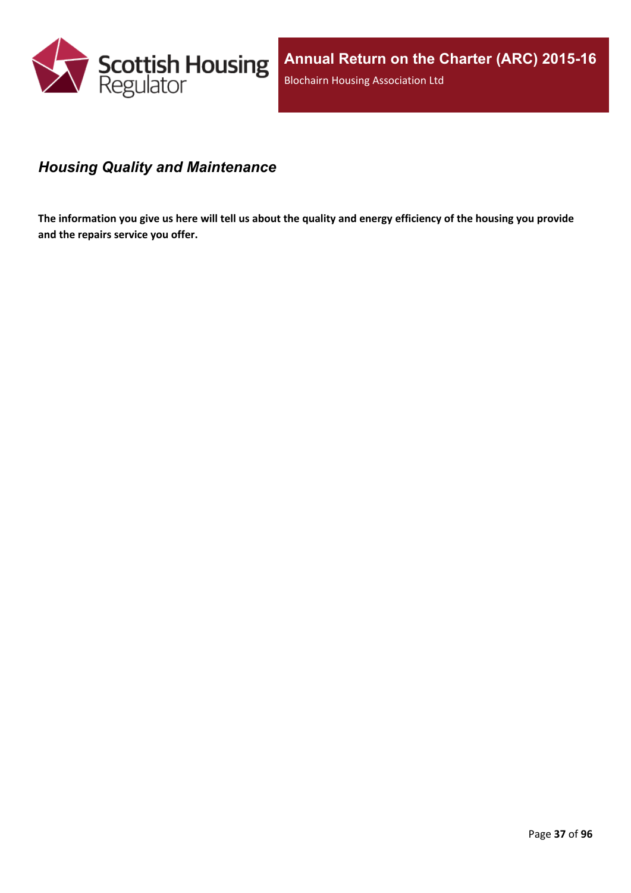## *Housing Quality and Maintenance*

**The information you give us here will tell us about the quality and energy efficiency of the housing you provide and the repairs service you offer.**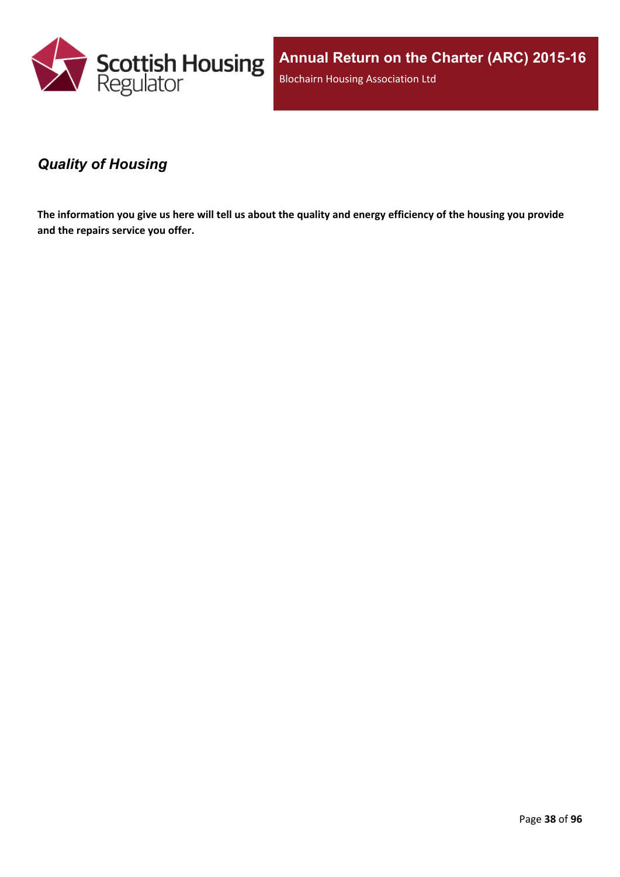## *Quality of Housing*

**The information you give us here will tell us about the quality and energy efficiency of the housing you provide and the repairs service you offer.**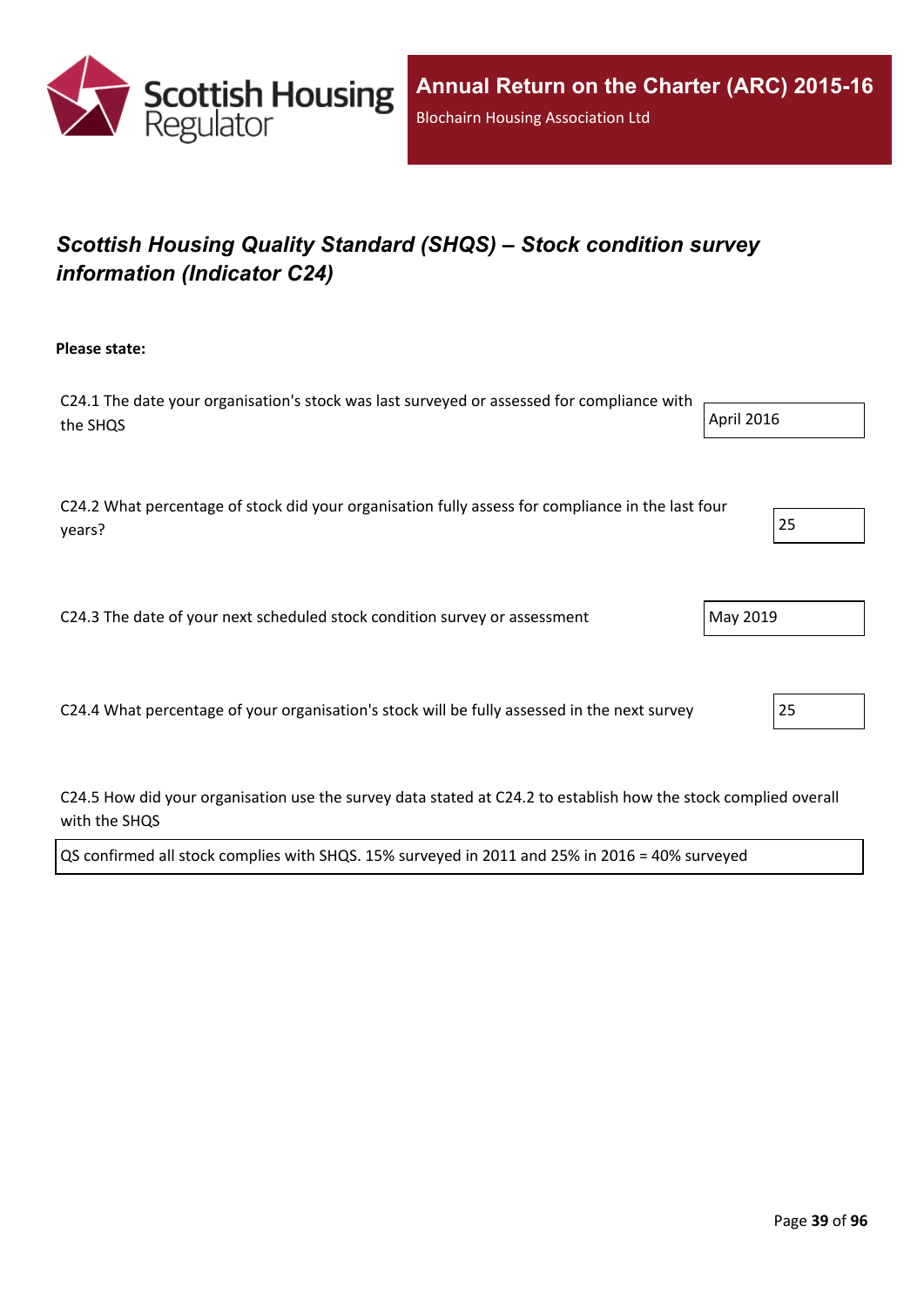## *Scottish Housing Quality Standard (SHQS) – Stock condition survey information (Indicator C24)*

**Please state:**

C24.1 The date your organisation's stock was last surveyed or assessed for compliance with the SHQS

April 2016

C24.2 What percentage of stock did your organisation fully assess for compliance in the last four years?

25

C24.3 The date of your next scheduled stock condition survey or assessment

May 2019

C24.4 What percentage of your organisation's stock will be fully assessed in the next survey

25

C24.5 How did your organisation use the survey data stated at C24.2 to establish how the stock complied overall with the SHQS

QS confirmed all stock complies with SHQS. 15% surveyed in 2011 and 25% in 2016 = 40% surveyed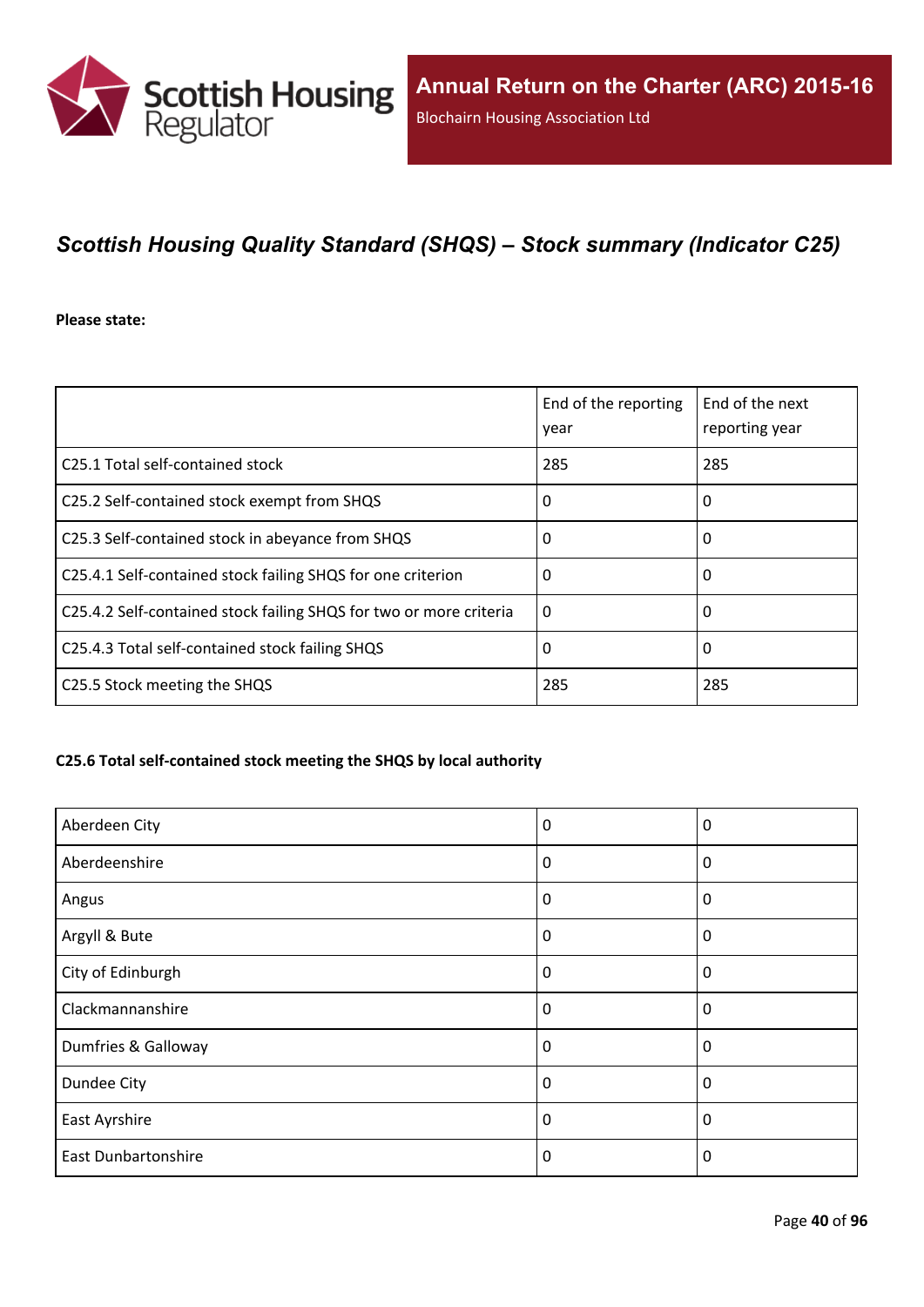## *Scottish Housing Quality Standard (SHQS) – Stock summary (Indicator C25)*

**Please state:**

| | End of the reporting year | End of the next reporting year |
|---|---|---|
| C25.1 Total self-contained stock | 285 | 285 |
| C25.2 Self-contained stock exempt from SHQS | 0 | 0 |
| C25.3 Self-contained stock in abeyance from SHQS | 0 | 0 |
| C25.4.1 Self-contained stock failing SHQS for one criterion | 0 | 0 |
| C25.4.2 Self-contained stock failing SHQS for two or more criteria | 0 | 0 |
| C25.4.3 Total self-contained stock failing SHQS | 0 | 0 |
| C25.5 Stock meeting the SHQS | 285 | 285 |

**C25.6 Total self-contained stock meeting the SHQS by local authority**

| | | |
|---|---|---|
| Aberdeen City | 0 | 0 |
| Aberdeenshire | 0 | 0 |
| Angus | 0 | 0 |
| Argyll & Bute | 0 | 0 |
| City of Edinburgh | 0 | 0 |
| Clackmannanshire | 0 | 0 |
| Dumfries & Galloway | 0 | 0 |
| Dundee City | 0 | 0 |
| East Ayrshire | 0 | 0 |
| East Dunbartonshire | 0 | 0 |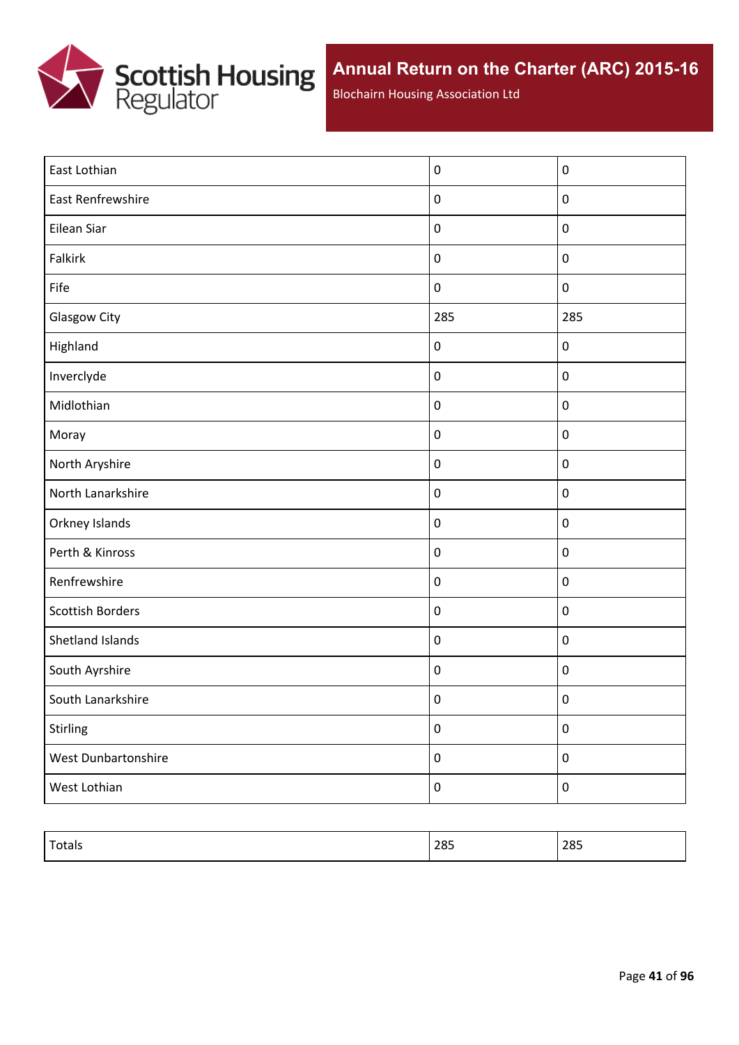| East Lothian | 0 | 0 |
|---|---|---|
| East Renfrewshire | 0 | 0 |
| Eilean Siar | 0 | 0 |
| Falkirk | 0 | 0 |
| Fife | 0 | 0 |
| Glasgow City | 285 | 285 |
| Highland | 0 | 0 |
| Inverclyde | 0 | 0 |
| Midlothian | 0 | 0 |
| Moray | 0 | 0 |
| North Aryshire | 0 | 0 |
| North Lanarkshire | 0 | 0 |
| Orkney Islands | 0 | 0 |
| Perth & Kinross | 0 | 0 |
| Renfrewshire | 0 | 0 |
| Scottish Borders | 0 | 0 |
| Shetland Islands | 0 | 0 |
| South Ayrshire | 0 | 0 |
| South Lanarkshire | 0 | 0 |
| Stirling | 0 | 0 |
| West Dunbartonshire | 0 | 0 |
| West Lothian | 0 | 0 |

| Totals | 285 | 285 |
|---|---|---|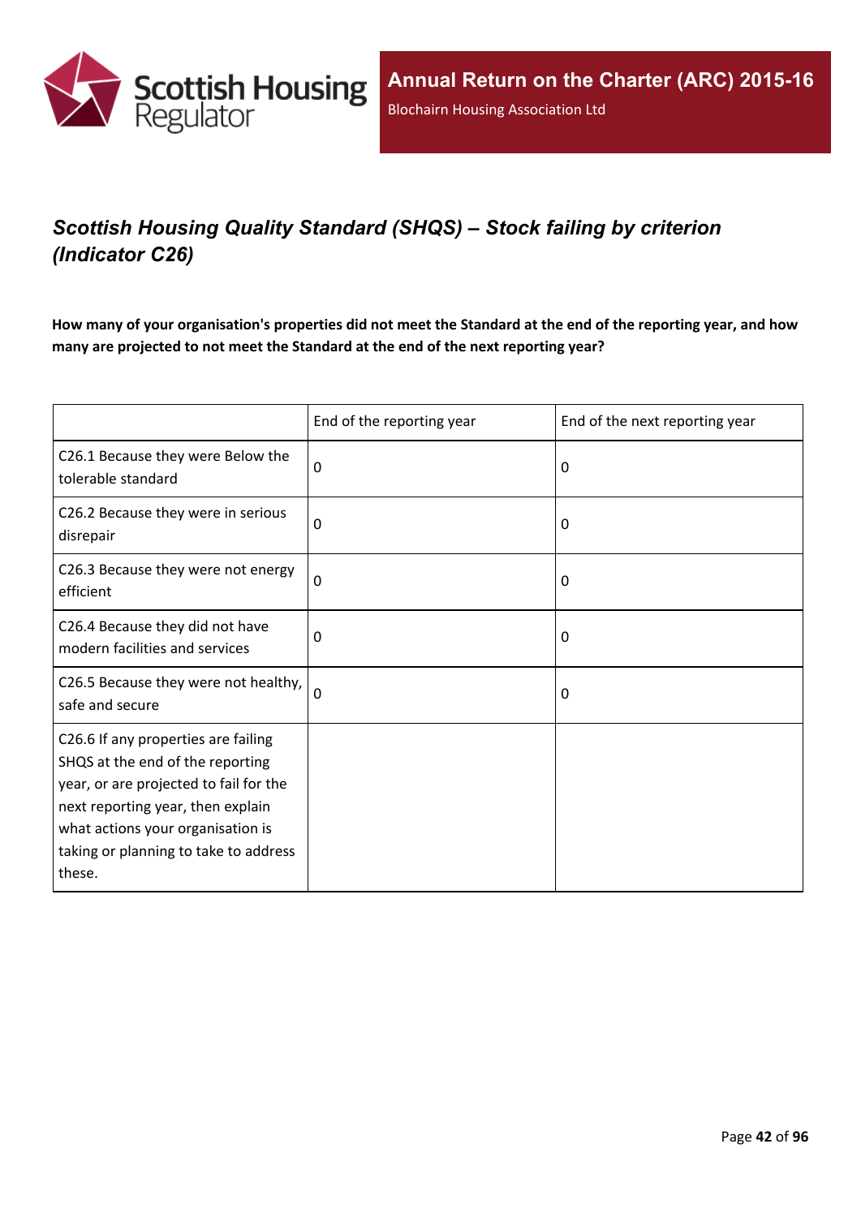# *Scottish Housing Quality Standard (SHQS) – Stock failing by criterion (Indicator C26)*

**How many of your organisation's properties did not meet the Standard at the end of the reporting year, and how many are projected to not meet the Standard at the end of the next reporting year?**

| | End of the reporting year | End of the next reporting year |
|---|---|---|
| C26.1 Because they were Below the tolerable standard | 0 | 0 |
| C26.2 Because they were in serious disrepair | 0 | 0 |
| C26.3 Because they were not energy efficient | 0 | 0 |
| C26.4 Because they did not have modern facilities and services | 0 | 0 |
| C26.5 Because they were not healthy, safe and secure | 0 | 0 |
| C26.6 If any properties are failing SHQS at the end of the reporting year, or are projected to fail for the next reporting year, then explain what actions your organisation is taking or planning to take to address these. | | |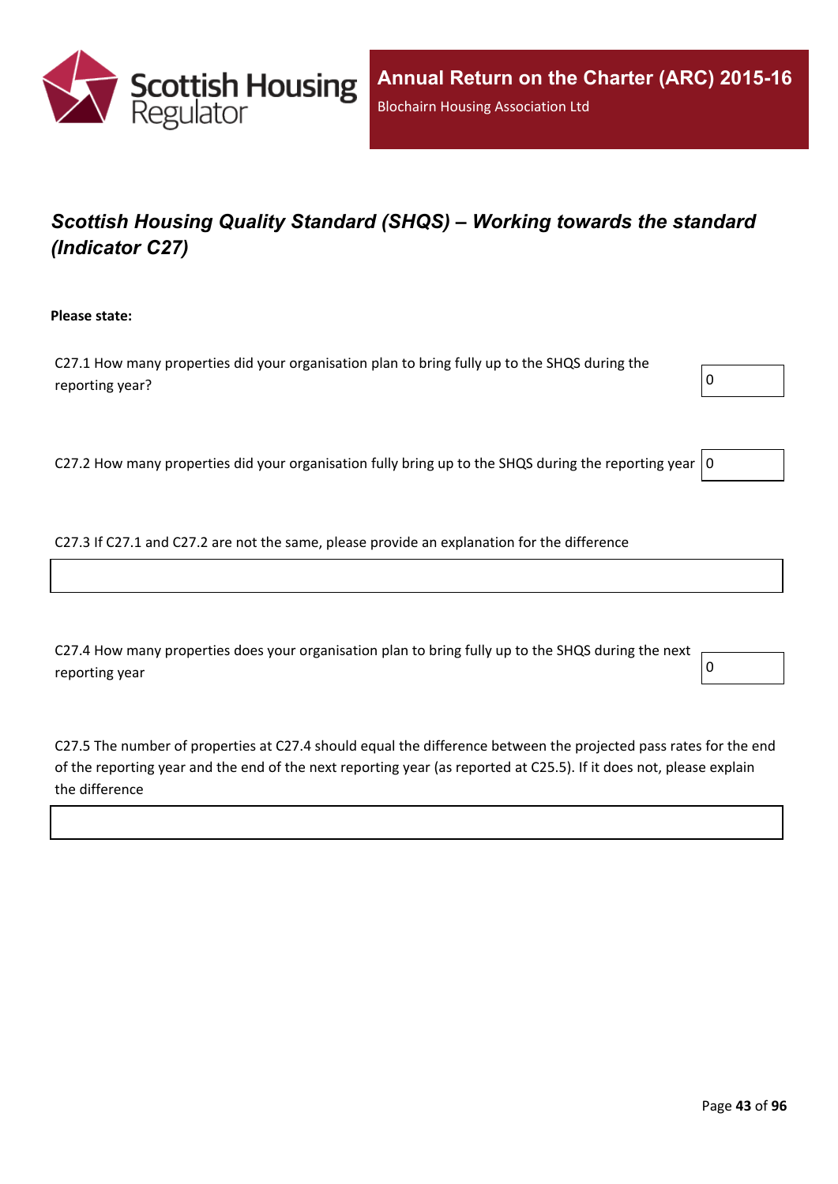## *Scottish Housing Quality Standard (SHQS) – Working towards the standard (Indicator C27)*

**Please state:**

C27.1 How many properties did your organisation plan to bring fully up to the SHQS during the reporting year?

0

C27.2 How many properties did your organisation fully bring up to the SHQS during the reporting year

0

C27.3 If C27.1 and C27.2 are not the same, please provide an explanation for the difference

C27.4 How many properties does your organisation plan to bring fully up to the SHQS during the next reporting year

0

C27.5 The number of properties at C27.4 should equal the difference between the projected pass rates for the end of the reporting year and the end of the next reporting year (as reported at C25.5). If it does not, please explain the difference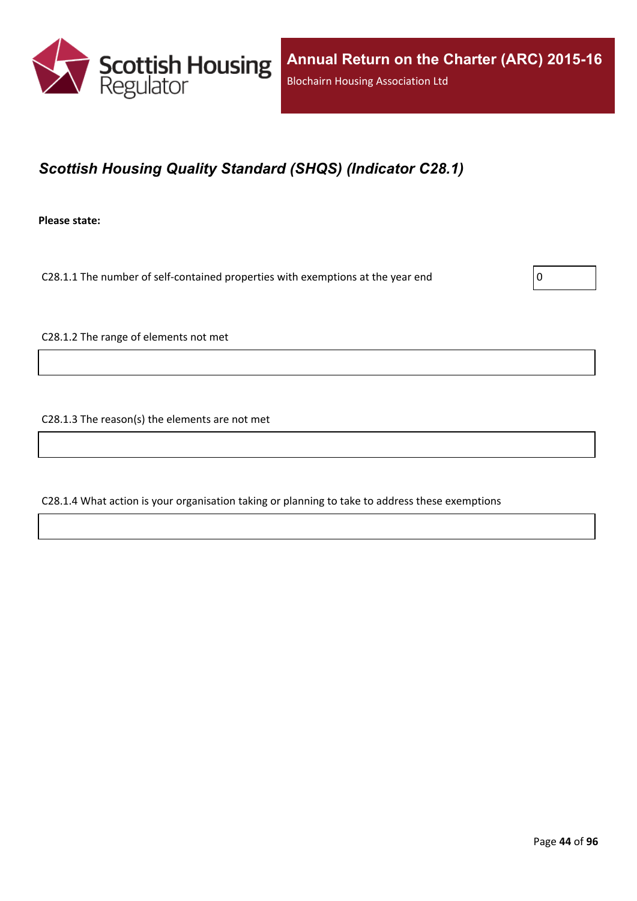## *Scottish Housing Quality Standard (SHQS) (Indicator C28.1)*

**Please state:**

C28.1.1 The number of self-contained properties with exemptions at the year end

0

C28.1.2 The range of elements not met

C28.1.3 The reason(s) the elements are not met

C28.1.4 What action is your organisation taking or planning to take to address these exemptions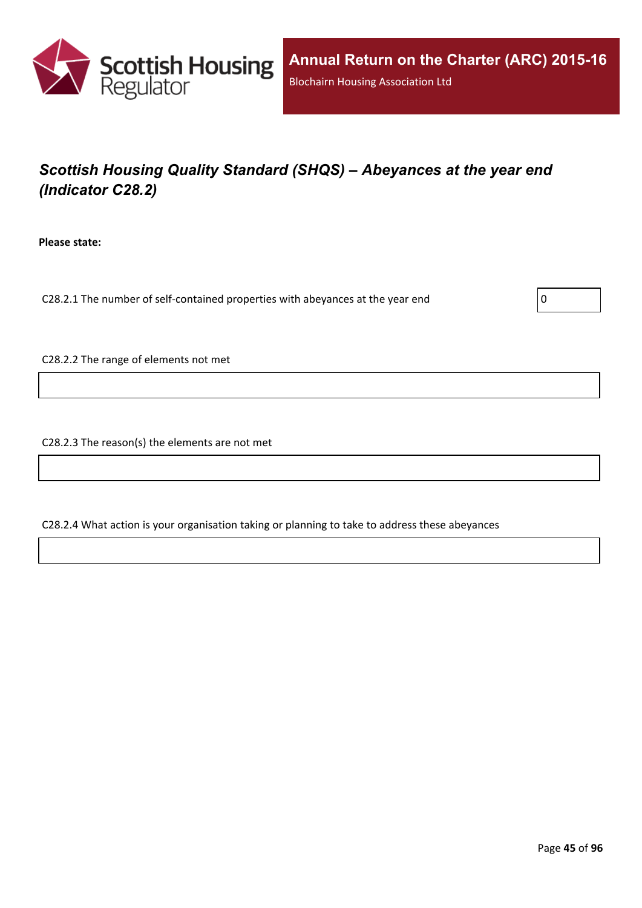# *Scottish Housing Quality Standard (SHQS) – Abeyances at the year end (Indicator C28.2)*

**Please state:**

C28.2.1 The number of self-contained properties with abeyances at the year end

0

C28.2.2 The range of elements not met

C28.2.3 The reason(s) the elements are not met

C28.2.4 What action is your organisation taking or planning to take to address these abeyances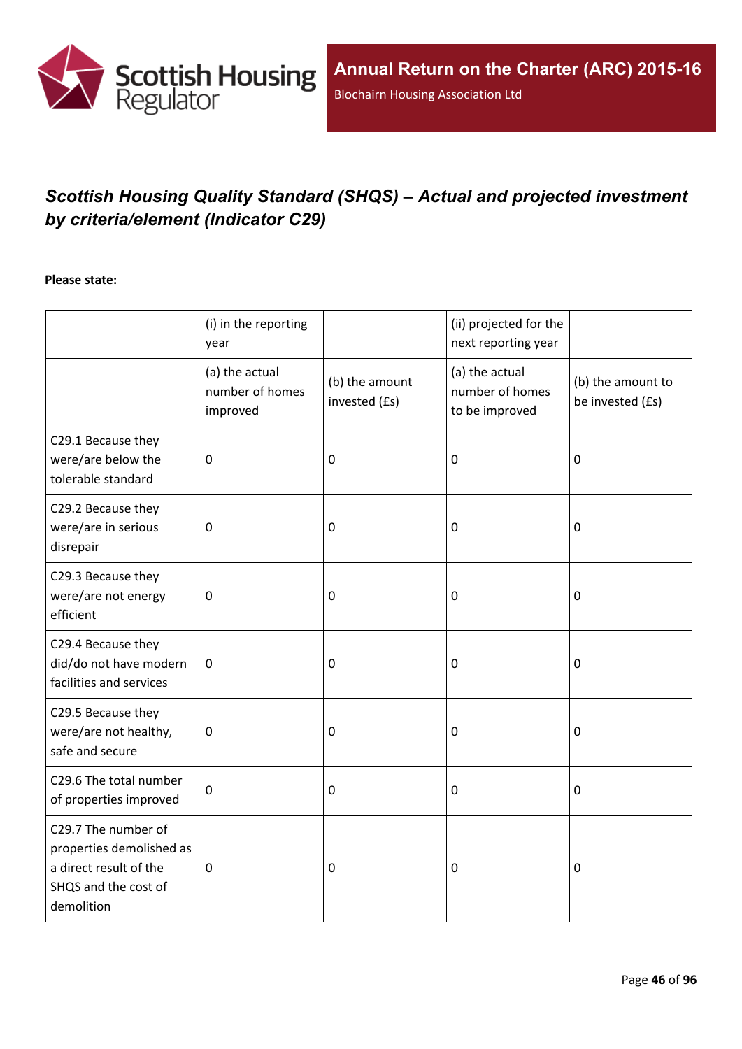# *Scottish Housing Quality Standard (SHQS) – Actual and projected investment by criteria/element (Indicator C29)*

**Please state:**

| | (i) in the reporting year | | (ii) projected for the next reporting year | |
|---|---|---|---|---|
| | (a) the actual number of homes improved | (b) the amount invested (£s) | (a) the actual number of homes to be improved | (b) the amount to be invested (£s) |
| C29.1 Because they were/are below the tolerable standard | 0 | 0 | 0 | 0 |
| C29.2 Because they were/are in serious disrepair | 0 | 0 | 0 | 0 |
| C29.3 Because they were/are not energy efficient | 0 | 0 | 0 | 0 |
| C29.4 Because they did/do not have modern facilities and services | 0 | 0 | 0 | 0 |
| C29.5 Because they were/are not healthy, safe and secure | 0 | 0 | 0 | 0 |
| C29.6 The total number of properties improved | 0 | 0 | 0 | 0 |
| C29.7 The number of properties demolished as a direct result of the SHQS and the cost of demolition | 0 | 0 | 0 | 0 |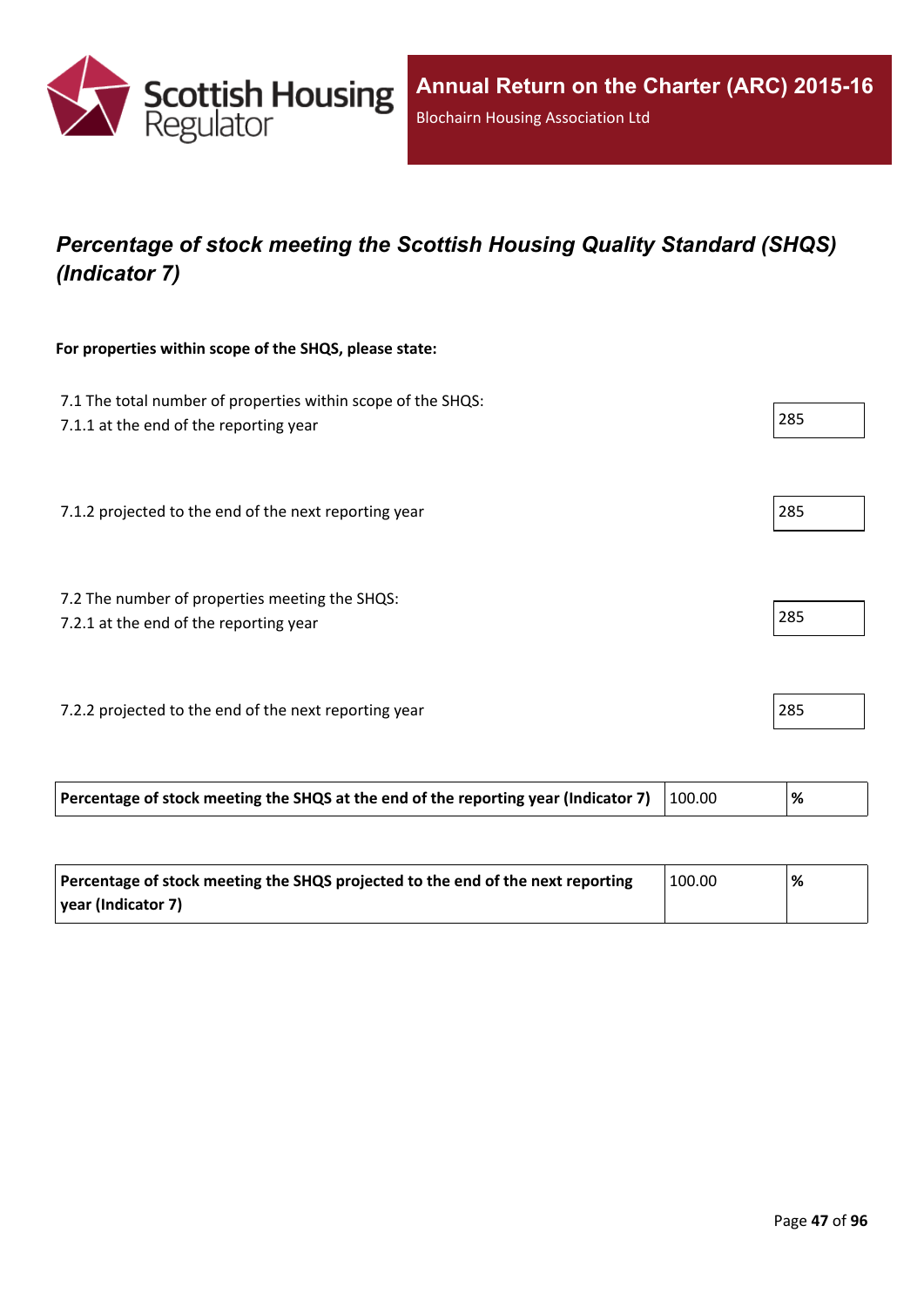## *Percentage of stock meeting the Scottish Housing Quality Standard (SHQS) (Indicator 7)*

**For properties within scope of the SHQS, please state:**

7.1 The total number of properties within scope of the SHQS:
7.1.1 at the end of the reporting year: 285

7.1.2 projected to the end of the next reporting year: 285

7.2 The number of properties meeting the SHQS:
7.2.1 at the end of the reporting year: 285

7.2.2 projected to the end of the next reporting year: 285

| **Percentage of stock meeting the SHQS at the end of the reporting year (Indicator 7)** | 100.00 | **%** |
|---|---|---|

| **Percentage of stock meeting the SHQS projected to the end of the next reporting year (Indicator 7)** | 100.00 | **%** |
|---|---|---|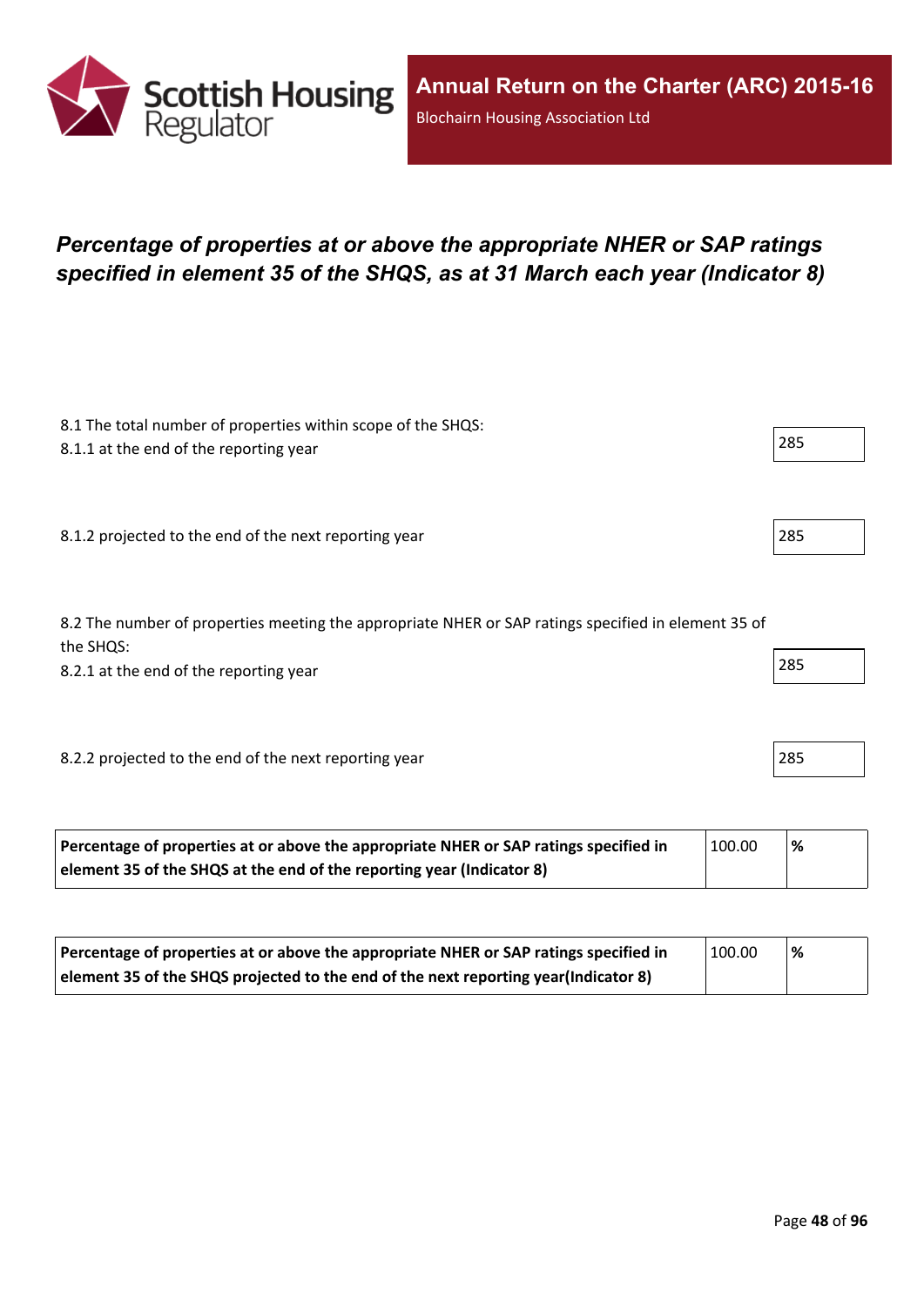# *Percentage of properties at or above the appropriate NHER or SAP ratings specified in element 35 of the SHQS, as at 31 March each year (Indicator 8)*

8.1 The total number of properties within scope of the SHQS:

8.1.1 at the end of the reporting year: 285

8.1.2 projected to the end of the next reporting year: 285

8.2 The number of properties meeting the appropriate NHER or SAP ratings specified in element 35 of the SHQS:

8.2.1 at the end of the reporting year: 285

8.2.2 projected to the end of the next reporting year: 285

| | | |
|---|---|---|
| **Percentage of properties at or above the appropriate NHER or SAP ratings specified in element 35 of the SHQS at the end of the reporting year (Indicator 8)** | 100.00 | **%** |

| | | |
|---|---|---|
| **Percentage of properties at or above the appropriate NHER or SAP ratings specified in element 35 of the SHQS projected to the end of the next reporting year(Indicator 8)** | 100.00 | **%** |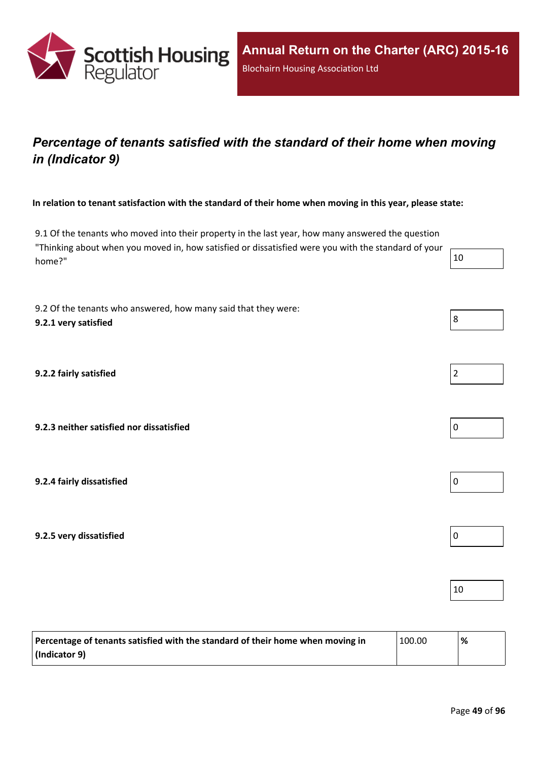## *Percentage of tenants satisfied with the standard of their home when moving in (Indicator 9)*

**In relation to tenant satisfaction with the standard of their home when moving in this year, please state:**

| | |
|---|---|
| 9.1 Of the tenants who moved into their property in the last year, how many answered the question "Thinking about when you moved in, how satisfied or dissatisfied were you with the standard of your home?" | 10 |
| 9.2 Of the tenants who answered, how many said that they were:<br>**9.2.1 very satisfied** | 8 |
| **9.2.2 fairly satisfied** | 2 |
| **9.2.3 neither satisfied nor dissatisfied** | 0 |
| **9.2.4 fairly dissatisfied** | 0 |
| **9.2.5 very dissatisfied** | 0 |
| | 10 |

| | | |
|---|---|---|
| **Percentage of tenants satisfied with the standard of their home when moving in (Indicator 9)** | 100.00 | **%** |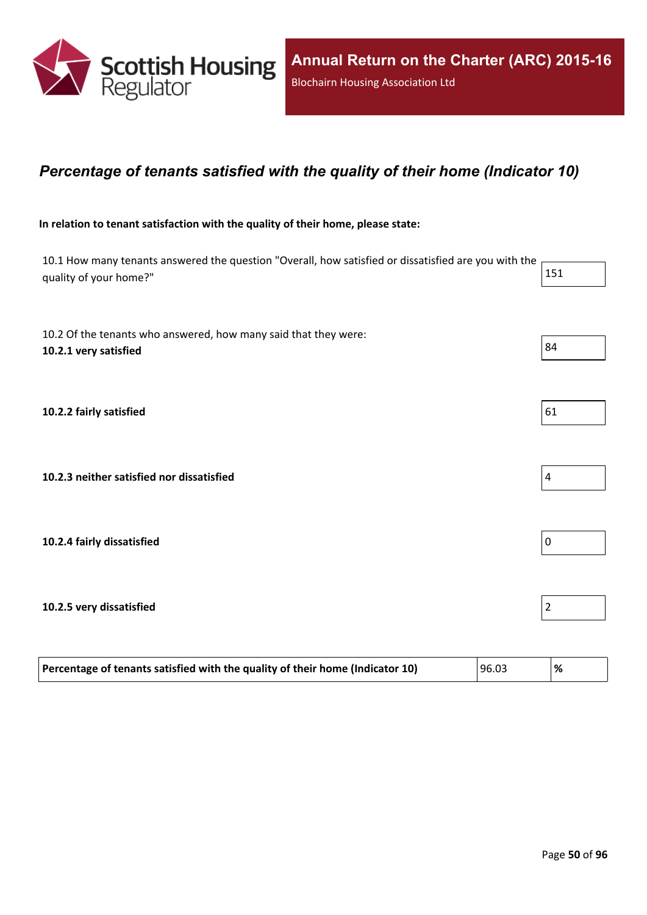## *Percentage of tenants satisfied with the quality of their home (Indicator 10)*

**In relation to tenant satisfaction with the quality of their home, please state:**

| | |
|---|---|
| 10.1 How many tenants answered the question "Overall, how satisfied or dissatisfied are you with the quality of your home?" | 151 |
| 10.2 Of the tenants who answered, how many said that they were: **10.2.1 very satisfied** | 84 |
| **10.2.2 fairly satisfied** | 61 |
| **10.2.3 neither satisfied nor dissatisfied** | 4 |
| **10.2.4 fairly dissatisfied** | 0 |
| **10.2.5 very dissatisfied** | 2 |

| | | |
|---|---|---|
| **Percentage of tenants satisfied with the quality of their home (Indicator 10)** | 96.03 | **%** |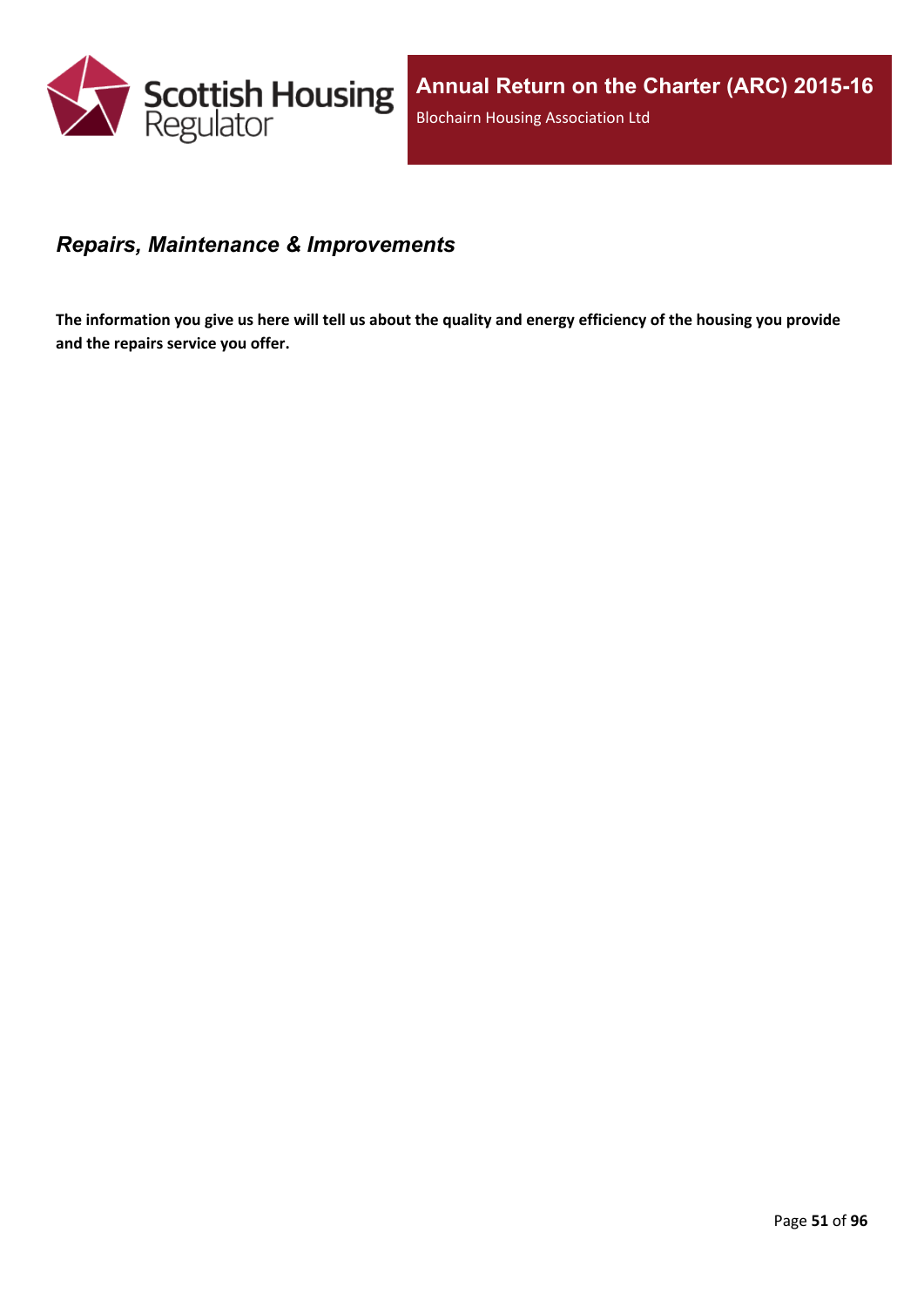## *Repairs, Maintenance & Improvements*

**The information you give us here will tell us about the quality and energy efficiency of the housing you provide and the repairs service you offer.**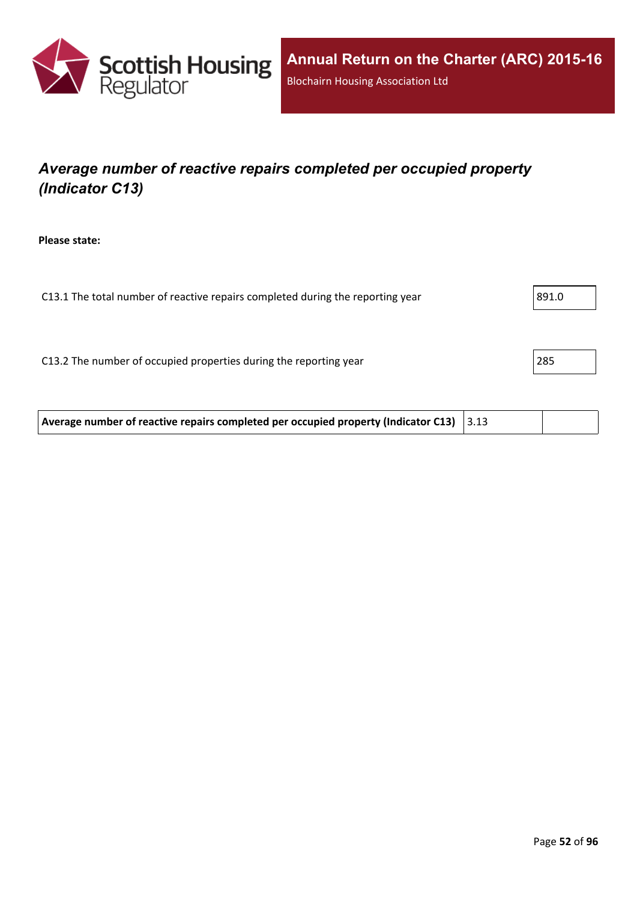## *Average number of reactive repairs completed per occupied property (Indicator C13)*

**Please state:**

| | |
|---|---|
| C13.1 The total number of reactive repairs completed during the reporting year | 891.0 |
| C13.2 The number of occupied properties during the reporting year | 285 |

| | | |
|---|---|---|
| **Average number of reactive repairs completed per occupied property (Indicator C13)** | 3.13 | |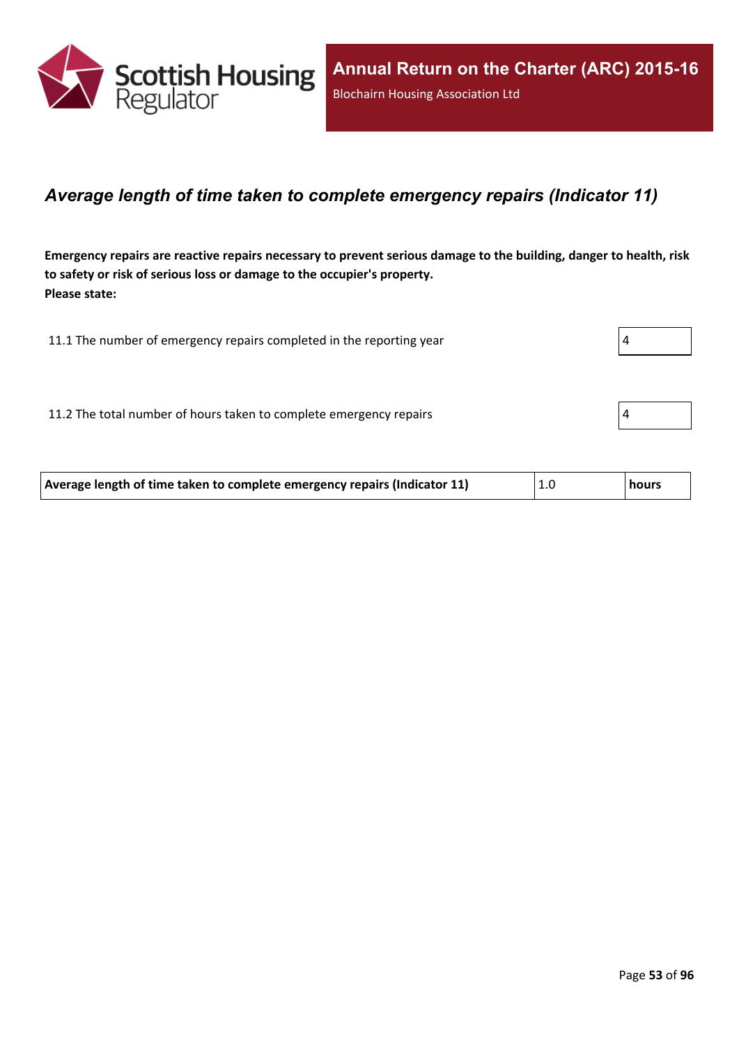## *Average length of time taken to complete emergency repairs (Indicator 11)*

**Emergency repairs are reactive repairs necessary to prevent serious damage to the building, danger to health, risk to safety or risk of serious loss or damage to the occupier's property.**
**Please state:**

| | |
|---|---|
| 11.1 The number of emergency repairs completed in the reporting year | 4 |
| 11.2 The total number of hours taken to complete emergency repairs | 4 |

| | | |
|---|---|---|
| **Average length of time taken to complete emergency repairs (Indicator 11)** | 1.0 | **hours** |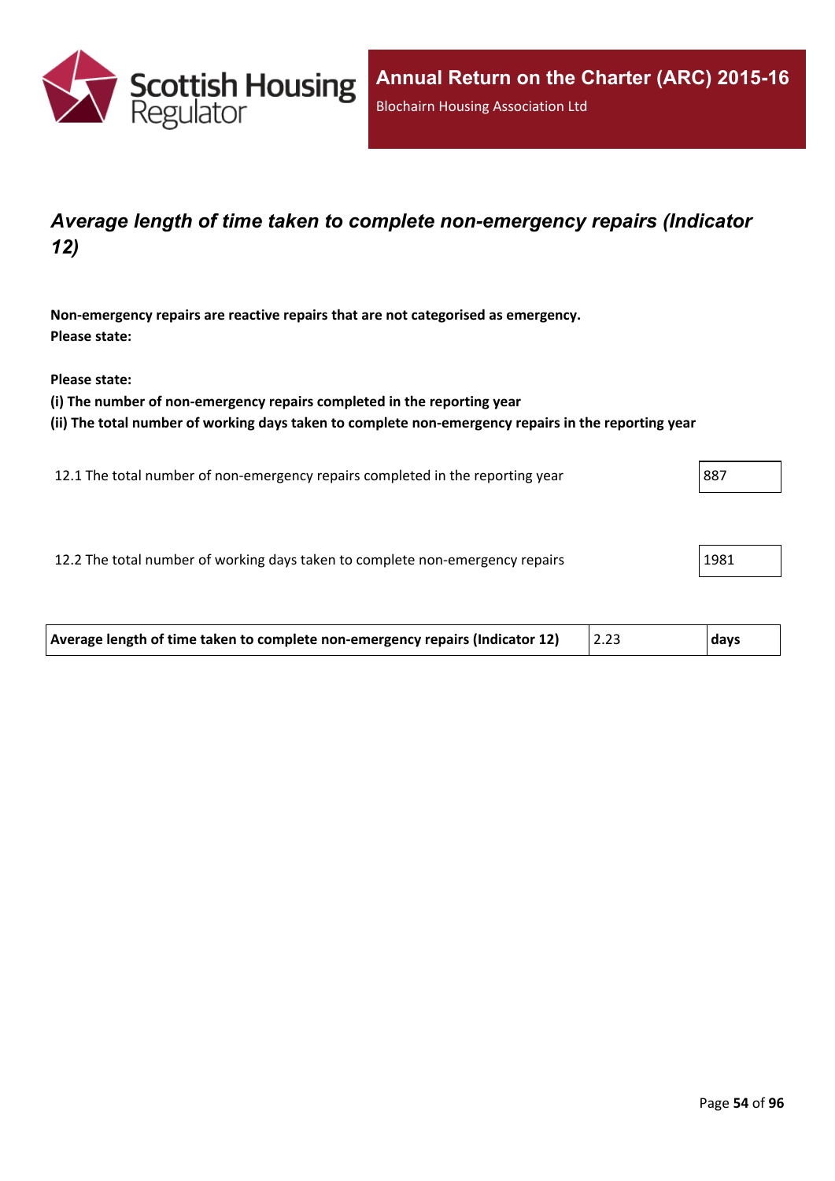## *Average length of time taken to complete non-emergency repairs (Indicator 12)*

**Non-emergency repairs are reactive repairs that are not categorised as emergency.**
**Please state:**

**Please state:**
**(i) The number of non-emergency repairs completed in the reporting year**
**(ii) The total number of working days taken to complete non-emergency repairs in the reporting year**

| | |
|---|---|
| 12.1 The total number of non-emergency repairs completed in the reporting year | 887 |
| 12.2 The total number of working days taken to complete non-emergency repairs | 1981 |

| | | |
|---|---|---|
| **Average length of time taken to complete non-emergency repairs (Indicator 12)** | 2.23 | **days** |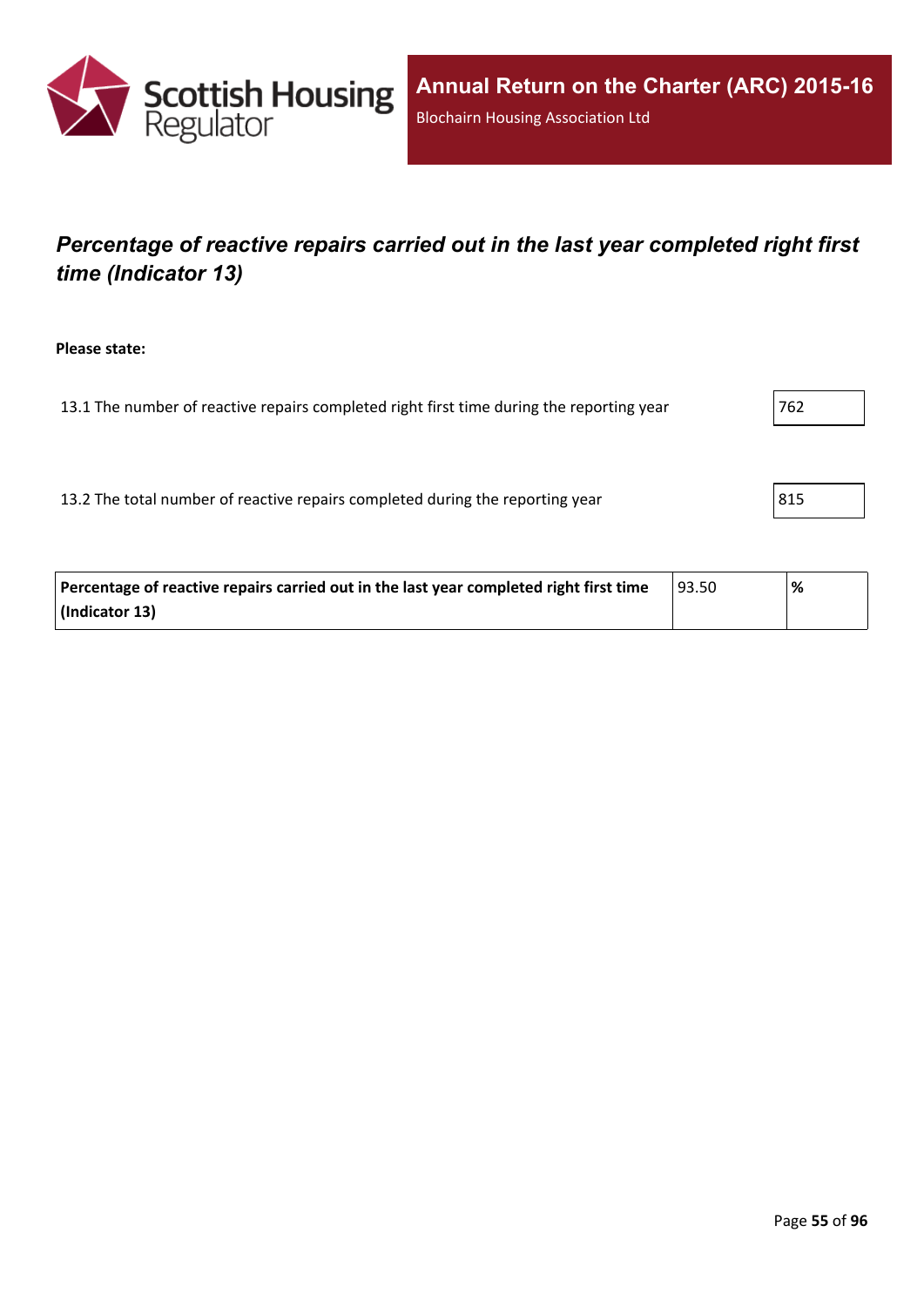## *Percentage of reactive repairs carried out in the last year completed right first time (Indicator 13)*

**Please state:**

13.1 The number of reactive repairs completed right first time during the reporting year: 762

13.2 The total number of reactive repairs completed during the reporting year: 815

| **Percentage of reactive repairs carried out in the last year completed right first time (Indicator 13)** | 93.50 | **%** |
|---|---|---|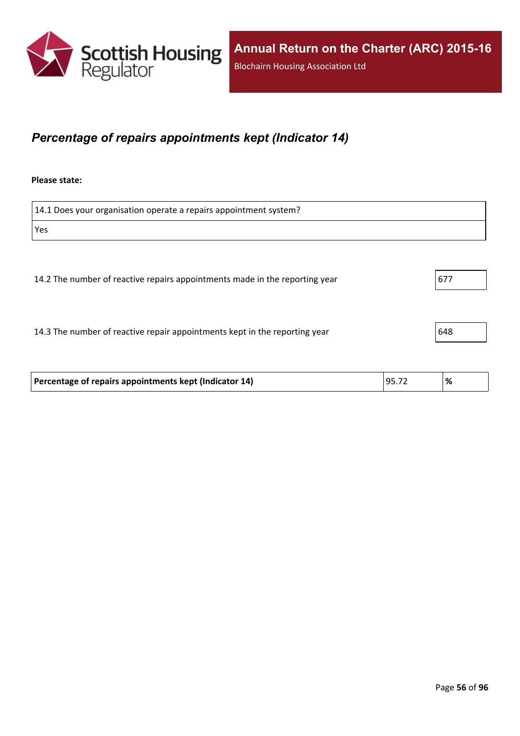## *Percentage of repairs appointments kept (Indicator 14)*

**Please state:**

| 14.1 Does your organisation operate a repairs appointment system? |
| --- |
| Yes |

| | |
| --- | --- |
| 14.2 The number of reactive repairs appointments made in the reporting year | 677 |
| 14.3 The number of reactive repair appointments kept in the reporting year | 648 |

| | | |
| --- | --- | --- |
| **Percentage of repairs appointments kept (Indicator 14)** | 95.72 | **%** |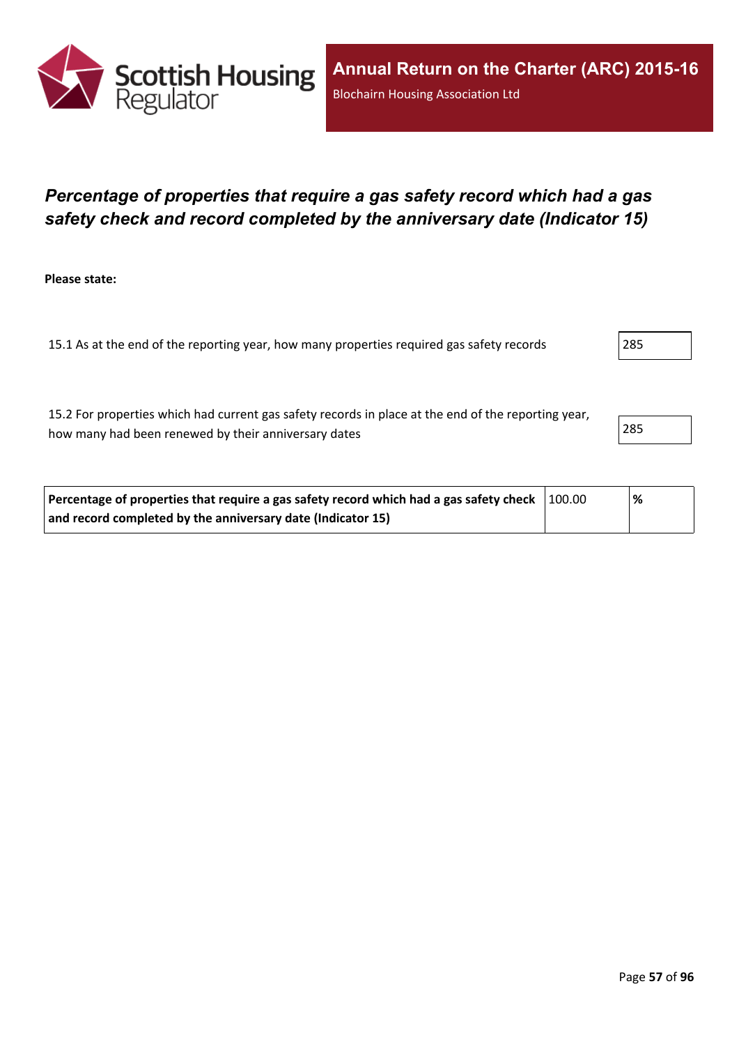## *Percentage of properties that require a gas safety record which had a gas safety check and record completed by the anniversary date (Indicator 15)*

**Please state:**

| | |
|---|---|
| 15.1 As at the end of the reporting year, how many properties required gas safety records | 285 |
| 15.2 For properties which had current gas safety records in place at the end of the reporting year, how many had been renewed by their anniversary dates | 285 |

| | | |
|---|---|---|
| **Percentage of properties that require a gas safety record which had a gas safety check and record completed by the anniversary date (Indicator 15)** | 100.00 | **%** |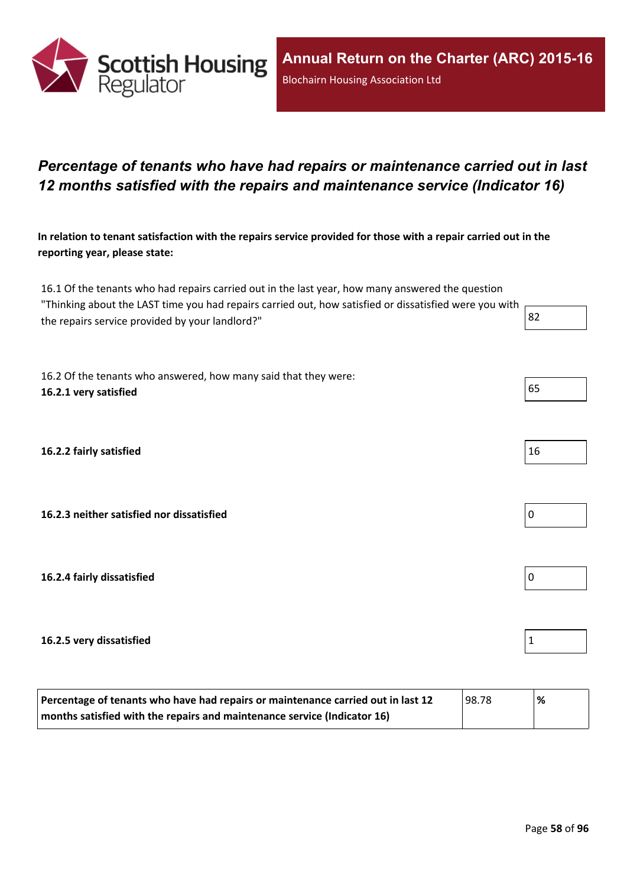## *Percentage of tenants who have had repairs or maintenance carried out in last 12 months satisfied with the repairs and maintenance service (Indicator 16)*

**In relation to tenant satisfaction with the repairs service provided for those with a repair carried out in the reporting year, please state:**

| | |
|---|---|
| 16.1 Of the tenants who had repairs carried out in the last year, how many answered the question "Thinking about the LAST time you had repairs carried out, how satisfied or dissatisfied were you with the repairs service provided by your landlord?" | 82 |
| 16.2 Of the tenants who answered, how many said that they were: **16.2.1 very satisfied** | 65 |
| **16.2.2 fairly satisfied** | 16 |
| **16.2.3 neither satisfied nor dissatisfied** | 0 |
| **16.2.4 fairly dissatisfied** | 0 |
| **16.2.5 very dissatisfied** | 1 |

| | | |
|---|---|---|
| **Percentage of tenants who have had repairs or maintenance carried out in last 12 months satisfied with the repairs and maintenance service (Indicator 16)** | 98.78 | **%** |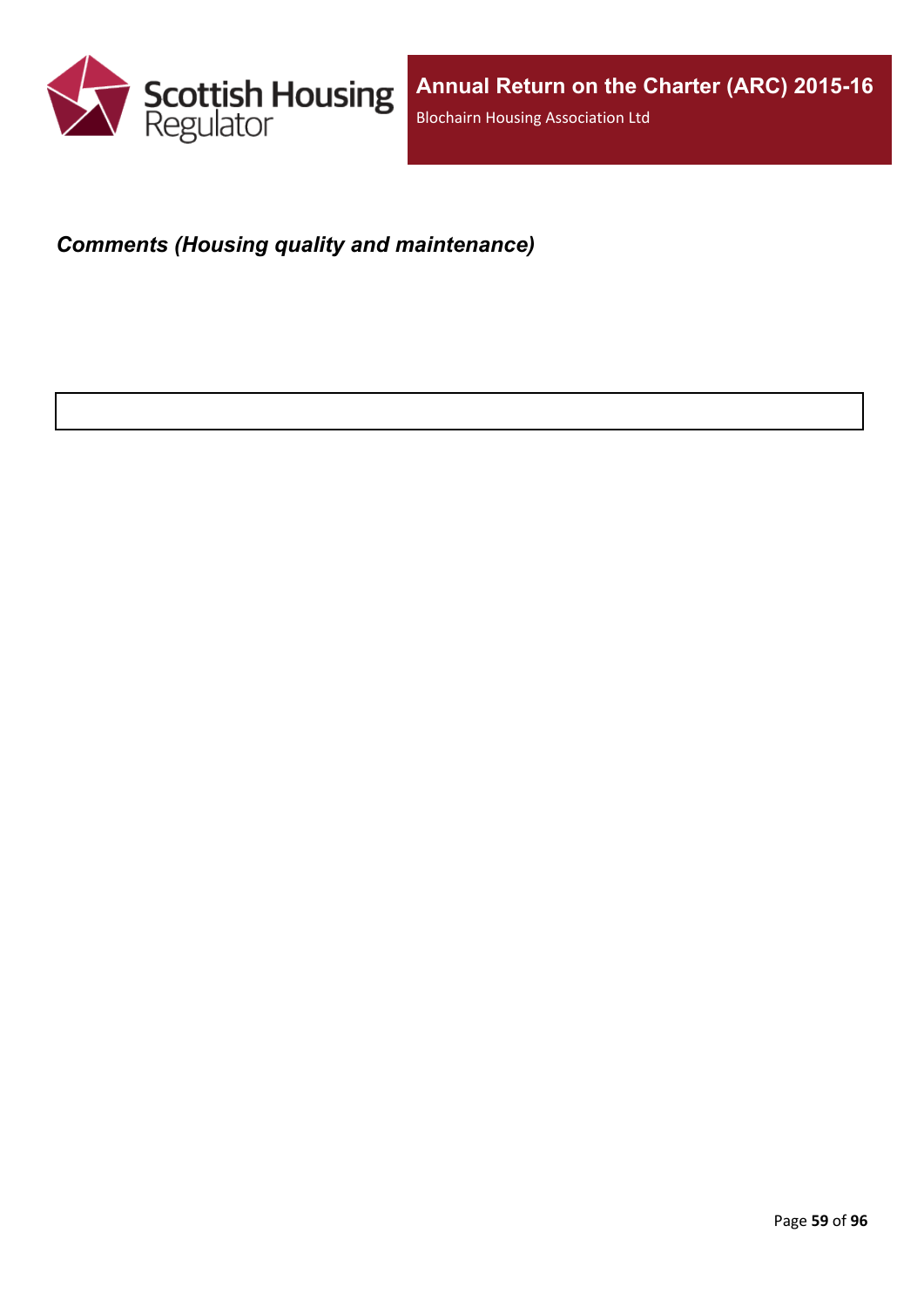### *Comments (Housing quality and maintenance)*

|  |
| --- |
|  |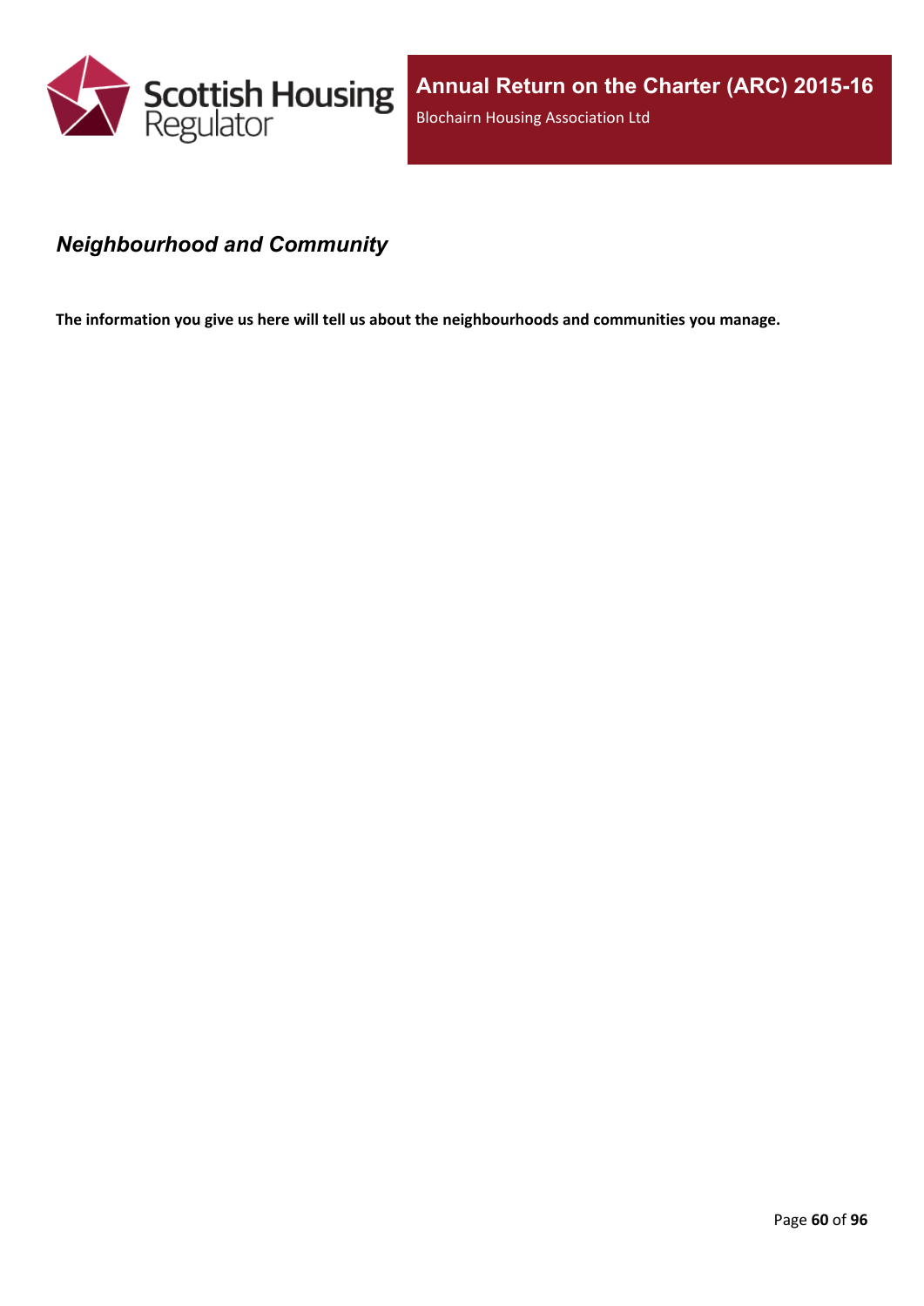## *Neighbourhood and Community*

**The information you give us here will tell us about the neighbourhoods and communities you manage.**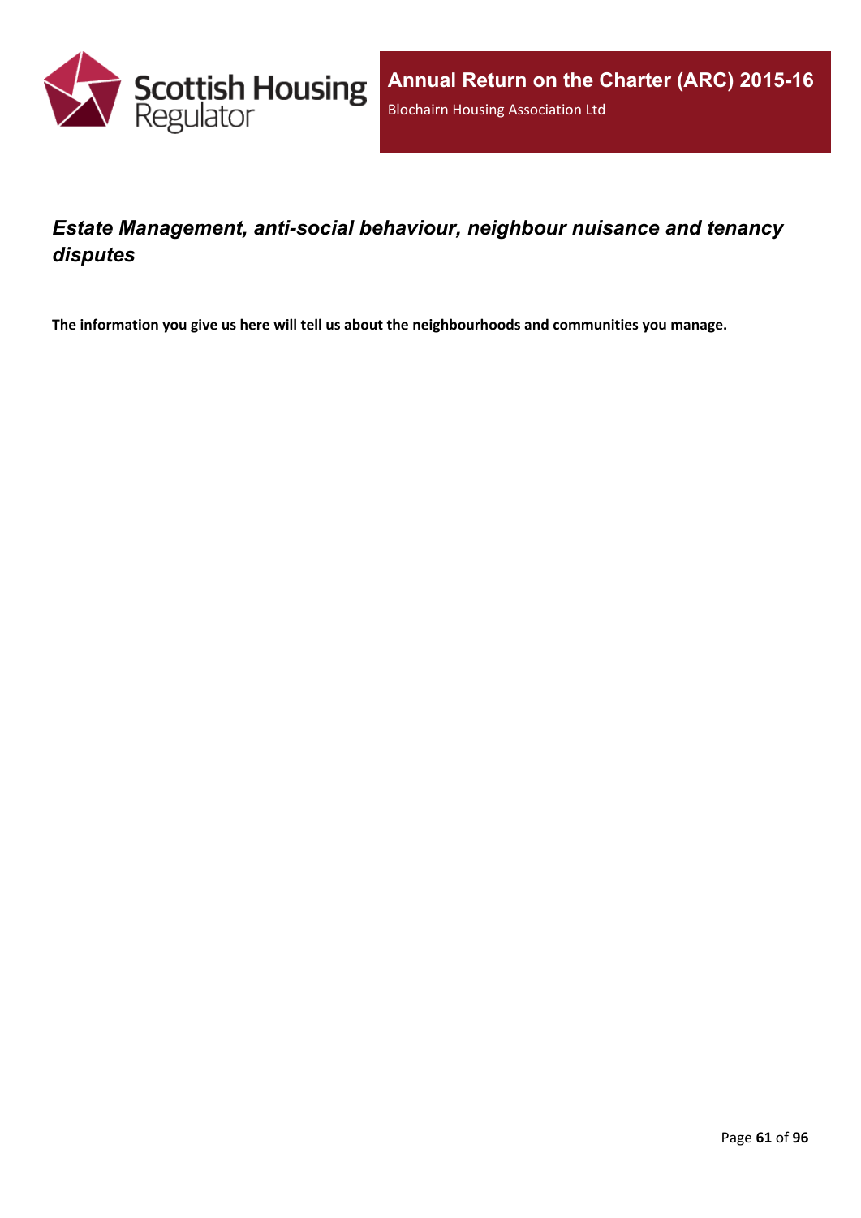## *Estate Management, anti-social behaviour, neighbour nuisance and tenancy disputes*

**The information you give us here will tell us about the neighbourhoods and communities you manage.**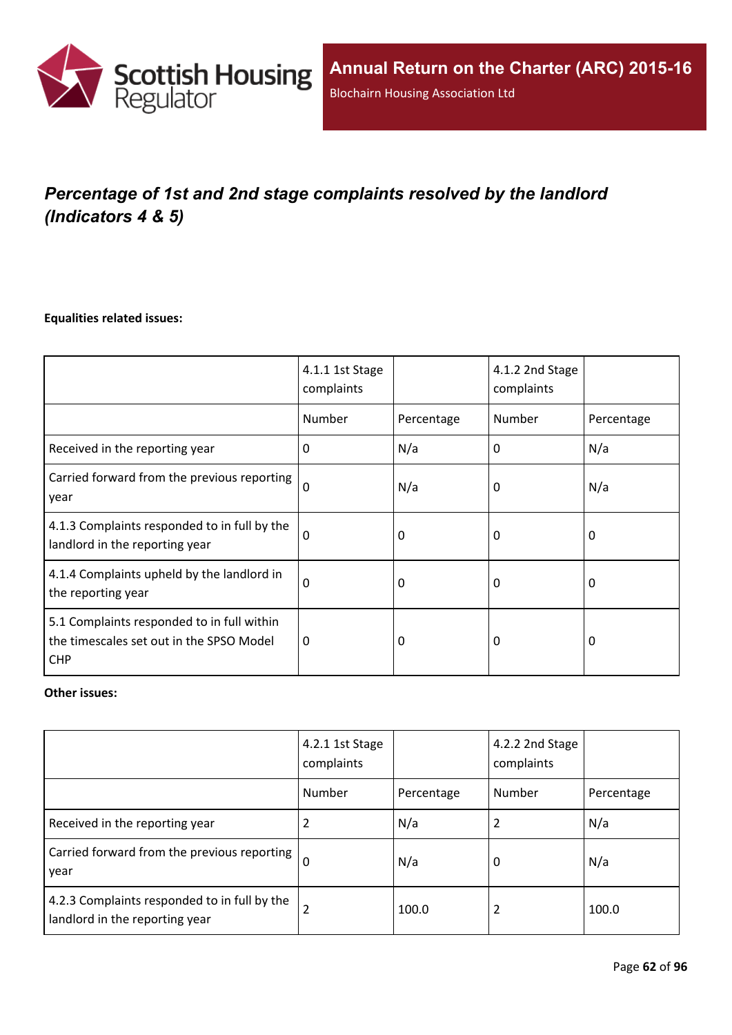## *Percentage of 1st and 2nd stage complaints resolved by the landlord (Indicators 4 & 5)*

**Equalities related issues:**

| | 4.1.1 1st Stage complaints | | 4.1.2 2nd Stage complaints | |
|---|---|---|---|---|
| | Number | Percentage | Number | Percentage |
| Received in the reporting year | 0 | N/a | 0 | N/a |
| Carried forward from the previous reporting year | 0 | N/a | 0 | N/a |
| 4.1.3 Complaints responded to in full by the landlord in the reporting year | 0 | 0 | 0 | 0 |
| 4.1.4 Complaints upheld by the landlord in the reporting year | 0 | 0 | 0 | 0 |
| 5.1 Complaints responded to in full within the timescales set out in the SPSO Model CHP | 0 | 0 | 0 | 0 |

**Other issues:**

| | 4.2.1 1st Stage complaints | | 4.2.2 2nd Stage complaints | |
|---|---|---|---|---|
| | Number | Percentage | Number | Percentage |
| Received in the reporting year | 2 | N/a | 2 | N/a |
| Carried forward from the previous reporting year | 0 | N/a | 0 | N/a |
| 4.2.3 Complaints responded to in full by the landlord in the reporting year | 2 | 100.0 | 2 | 100.0 |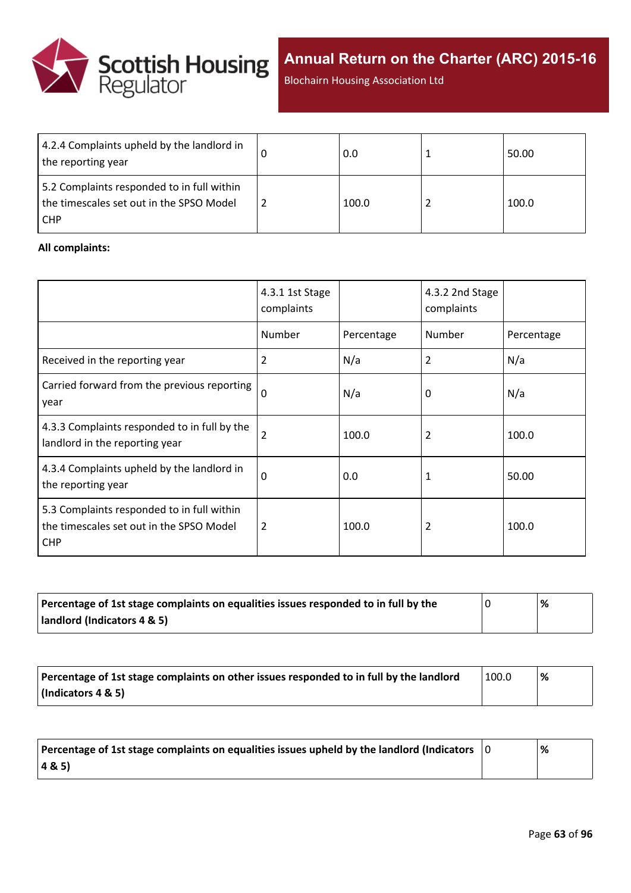| | | | | |
|---|---|---|---|---|
| 4.2.4 Complaints upheld by the landlord in the reporting year | 0 | 0.0 | 1 | 50.00 |
| 5.2 Complaints responded to in full within the timescales set out in the SPSO Model CHP | 2 | 100.0 | 2 | 100.0 |

**All complaints:**

| | 4.3.1 1st Stage complaints | | 4.3.2 2nd Stage complaints | |
|---|---|---|---|---|
| | Number | Percentage | Number | Percentage |
| Received in the reporting year | 2 | N/a | 2 | N/a |
| Carried forward from the previous reporting year | 0 | N/a | 0 | N/a |
| 4.3.3 Complaints responded to in full by the landlord in the reporting year | 2 | 100.0 | 2 | 100.0 |
| 4.3.4 Complaints upheld by the landlord in the reporting year | 0 | 0.0 | 1 | 50.00 |
| 5.3 Complaints responded to in full within the timescales set out in the SPSO Model CHP | 2 | 100.0 | 2 | 100.0 |

| | | |
|---|---|---|
| **Percentage of 1st stage complaints on equalities issues responded to in full by the landlord (Indicators 4 & 5)** | 0 | **%** |

| | | |
|---|---|---|
| **Percentage of 1st stage complaints on other issues responded to in full by the landlord (Indicators 4 & 5)** | 100.0 | **%** |

| | | |
|---|---|---|
| **Percentage of 1st stage complaints on equalities issues upheld by the landlord (Indicators 4 & 5)** | 0 | **%** |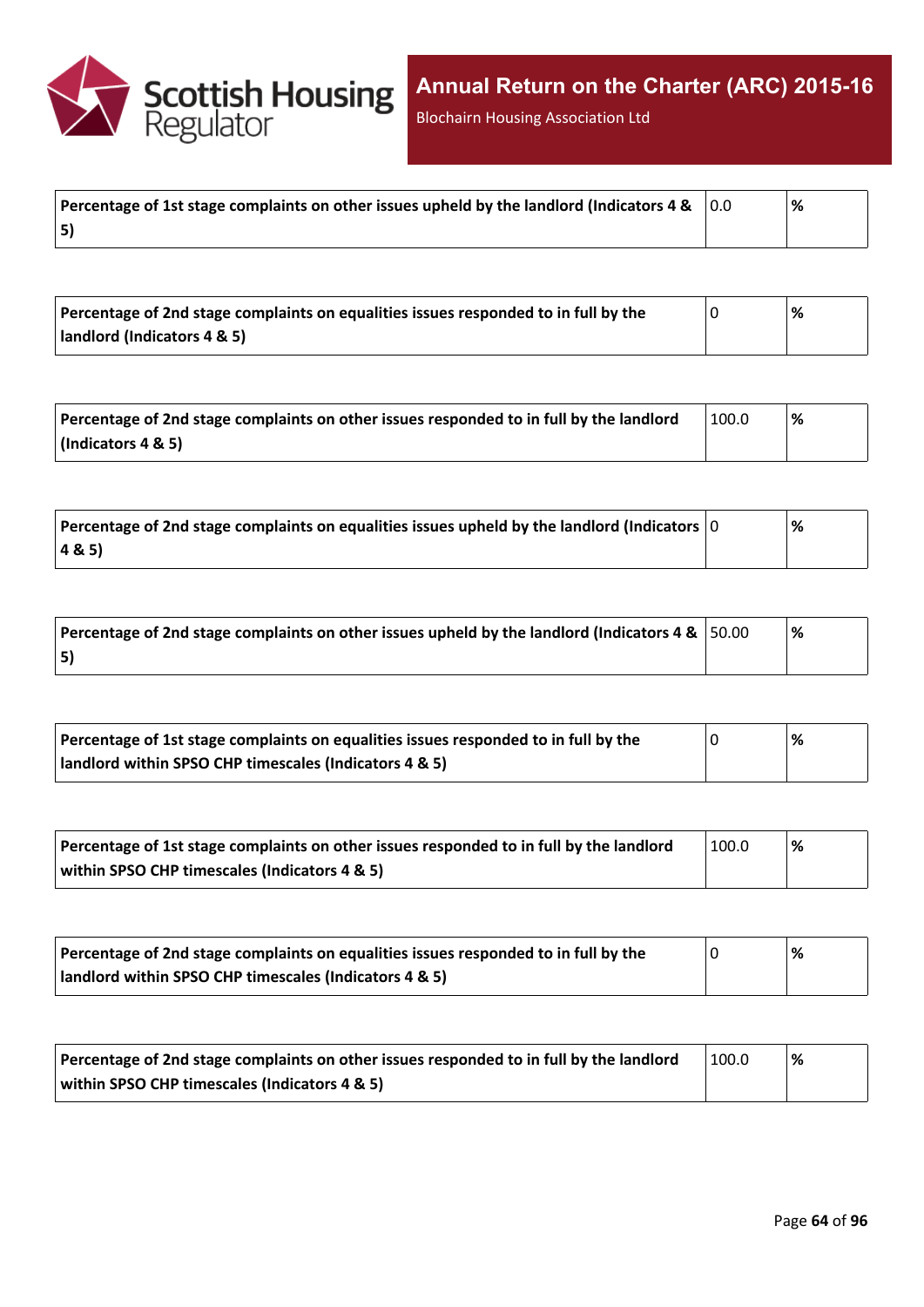| Percentage of 1st stage complaints on other issues upheld by the landlord (Indicators 4 & 5) | 0.0 | % |
| --- | --- | --- |

| Percentage of 2nd stage complaints on equalities issues responded to in full by the landlord (Indicators 4 & 5) | 0 | % |
| --- | --- | --- |

| Percentage of 2nd stage complaints on other issues responded to in full by the landlord (Indicators 4 & 5) | 100.0 | % |
| --- | --- | --- |

| Percentage of 2nd stage complaints on equalities issues upheld by the landlord (Indicators 4 & 5) | 0 | % |
| --- | --- | --- |

| Percentage of 2nd stage complaints on other issues upheld by the landlord (Indicators 4 & 5) | 50.00 | % |
| --- | --- | --- |

| Percentage of 1st stage complaints on equalities issues responded to in full by the landlord within SPSO CHP timescales (Indicators 4 & 5) | 0 | % |
| --- | --- | --- |

| Percentage of 1st stage complaints on other issues responded to in full by the landlord within SPSO CHP timescales (Indicators 4 & 5) | 100.0 | % |
| --- | --- | --- |

| Percentage of 2nd stage complaints on equalities issues responded to in full by the landlord within SPSO CHP timescales (Indicators 4 & 5) | 0 | % |
| --- | --- | --- |

| Percentage of 2nd stage complaints on other issues responded to in full by the landlord within SPSO CHP timescales (Indicators 4 & 5) | 100.0 | % |
| --- | --- | --- |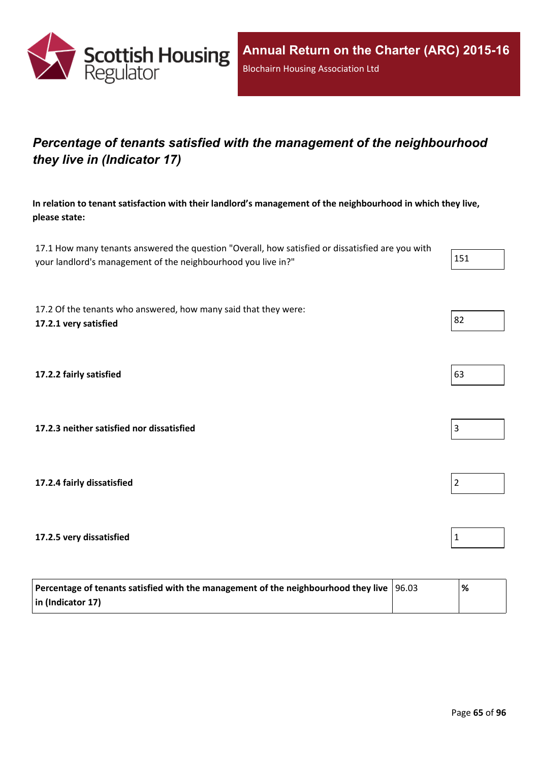## *Percentage of tenants satisfied with the management of the neighbourhood they live in (Indicator 17)*

**In relation to tenant satisfaction with their landlord’s management of the neighbourhood in which they live, please state:**

| | |
|---|---|
| 17.1 How many tenants answered the question "Overall, how satisfied or dissatisfied are you with your landlord's management of the neighbourhood you live in?" | 151 |
| 17.2 Of the tenants who answered, how many said that they were: **17.2.1 very satisfied** | 82 |
| **17.2.2 fairly satisfied** | 63 |
| **17.2.3 neither satisfied nor dissatisfied** | 3 |
| **17.2.4 fairly dissatisfied** | 2 |
| **17.2.5 very dissatisfied** | 1 |

| | | |
|---|---|---|
| **Percentage of tenants satisfied with the management of the neighbourhood they live in (Indicator 17)** | 96.03 | **%** |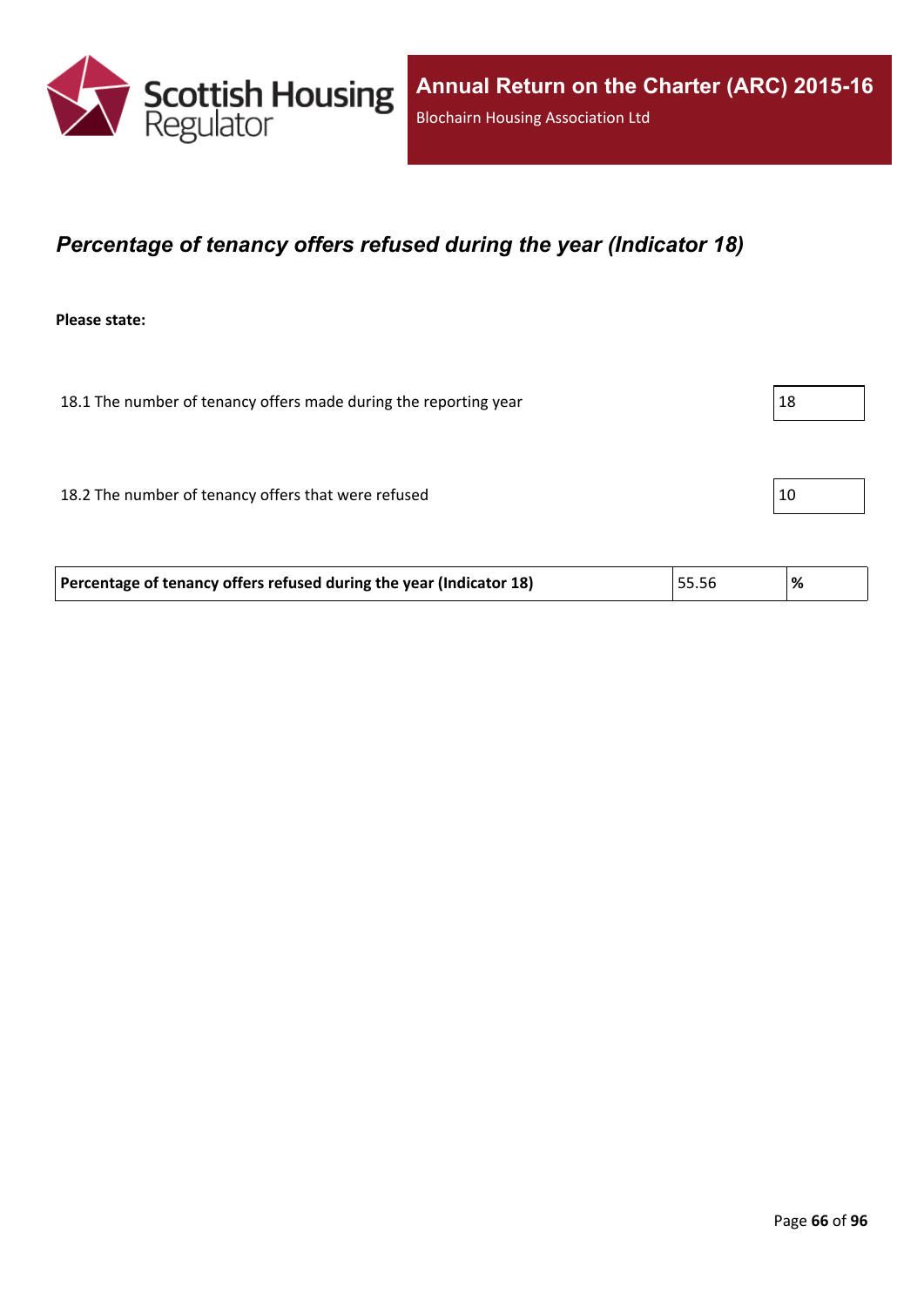## *Percentage of tenancy offers refused during the year (Indicator 18)*

**Please state:**

| | |
|---|---|
| 18.1 The number of tenancy offers made during the reporting year | 18 |
| 18.2 The number of tenancy offers that were refused | 10 |

| **Percentage of tenancy offers refused during the year (Indicator 18)** | 55.56 | **%** |
|---|---|---|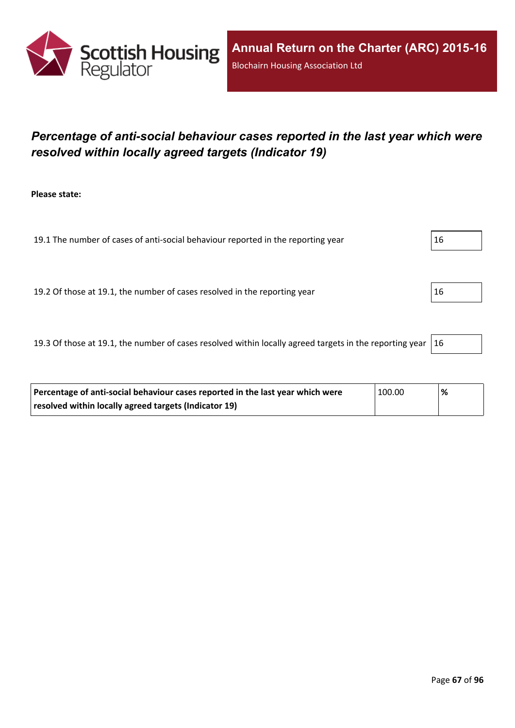## *Percentage of anti-social behaviour cases reported in the last year which were resolved within locally agreed targets (Indicator 19)*

**Please state:**

| | |
|---|---|
| 19.1 The number of cases of anti-social behaviour reported in the reporting year | 16 |
| 19.2 Of those at 19.1, the number of cases resolved in the reporting year | 16 |
| 19.3 Of those at 19.1, the number of cases resolved within locally agreed targets in the reporting year | 16 |

| | | |
|---|---|---|
| **Percentage of anti-social behaviour cases reported in the last year which were resolved within locally agreed targets (Indicator 19)** | 100.00 | **%** |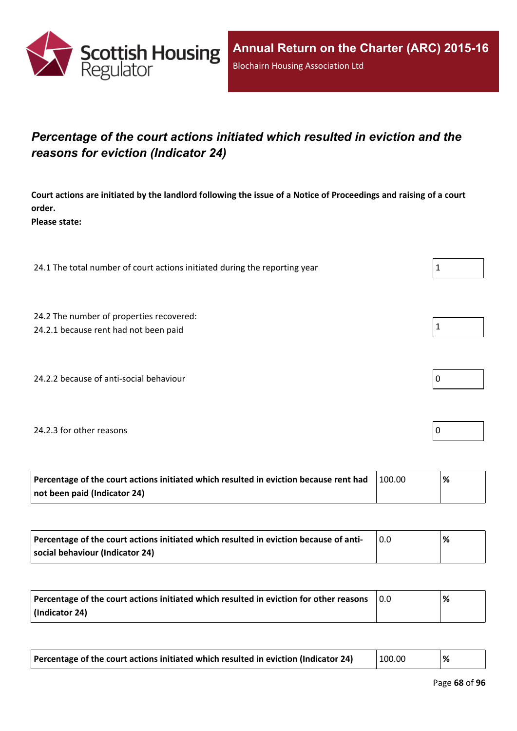## *Percentage of the court actions initiated which resulted in eviction and the reasons for eviction (Indicator 24)*

**Court actions are initiated by the landlord following the issue of a Notice of Proceedings and raising of a court order.**
**Please state:**

| | |
|---|---|
| 24.1 The total number of court actions initiated during the reporting year | 1 |
| 24.2 The number of properties recovered:<br>24.2.1 because rent had not been paid | 1 |
| 24.2.2 because of anti-social behaviour | 0 |
| 24.2.3 for other reasons | 0 |

| | | |
|---|---|---|
| **Percentage of the court actions initiated which resulted in eviction because rent had not been paid (Indicator 24)** | 100.00 | **%** |

| | | |
|---|---|---|
| **Percentage of the court actions initiated which resulted in eviction because of anti-social behaviour (Indicator 24)** | 0.0 | **%** |

| | | |
|---|---|---|
| **Percentage of the court actions initiated which resulted in eviction for other reasons (Indicator 24)** | 0.0 | **%** |

| | | |
|---|---|---|
| **Percentage of the court actions initiated which resulted in eviction (Indicator 24)** | 100.00 | **%** |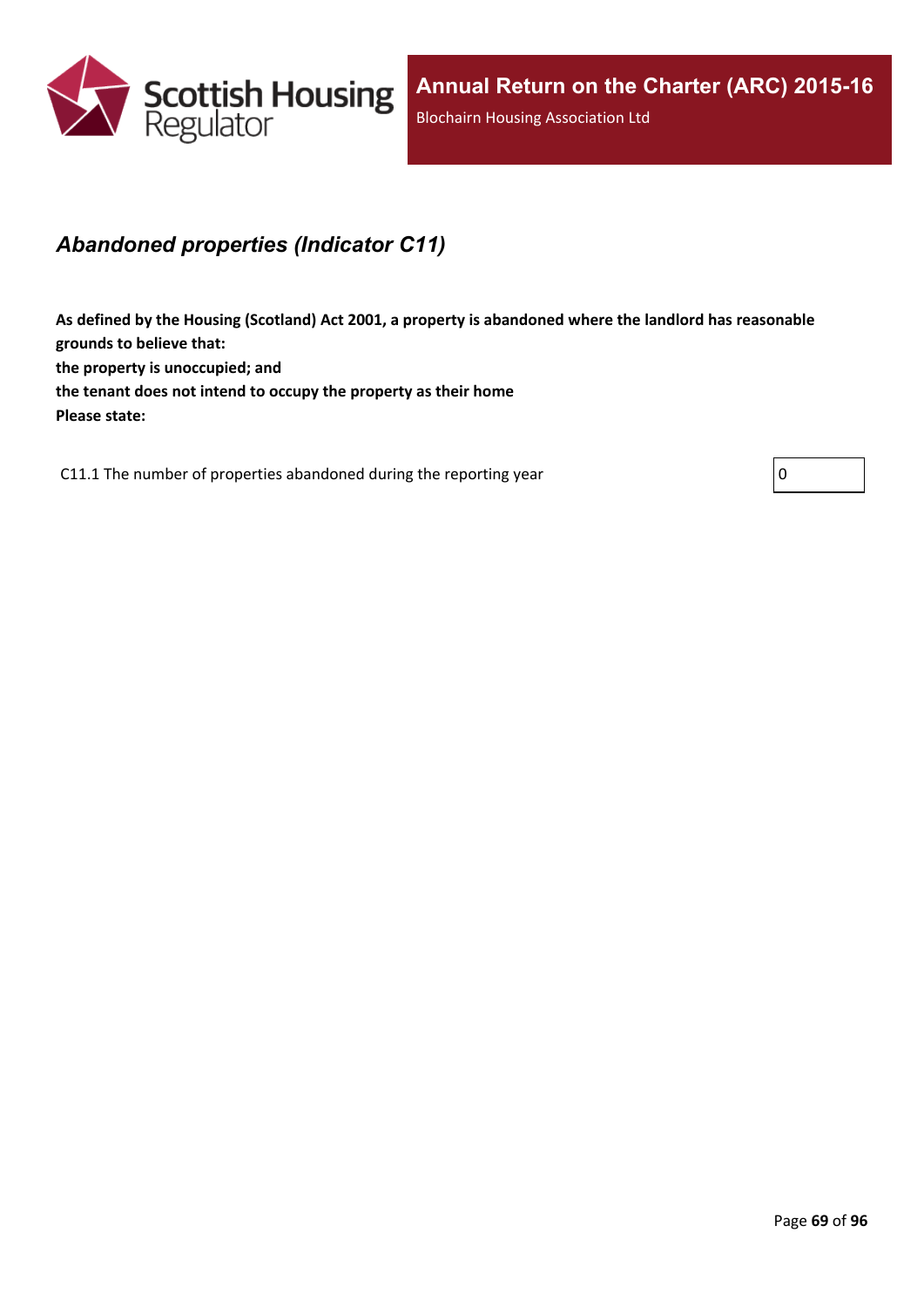## *Abandoned properties (Indicator C11)*

**As defined by the Housing (Scotland) Act 2001, a property is abandoned where the landlord has reasonable grounds to believe that:**
**the property is unoccupied; and**
**the tenant does not intend to occupy the property as their home**
**Please state:**

| | |
|---|---|
| C11.1 The number of properties abandoned during the reporting year | 0 |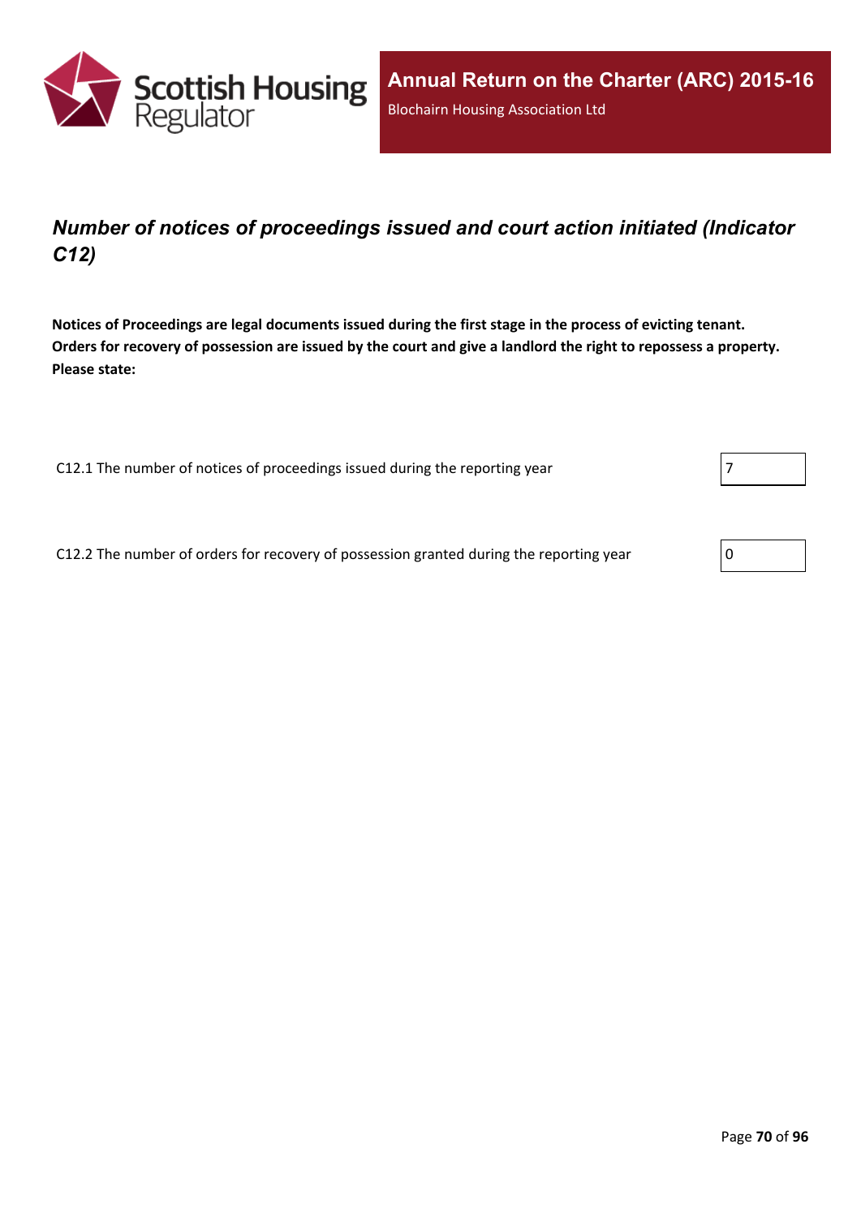## *Number of notices of proceedings issued and court action initiated (Indicator C12)*

**Notices of Proceedings are legal documents issued during the first stage in the process of evicting tenant. Orders for recovery of possession are issued by the court and give a landlord the right to repossess a property. Please state:**

| | |
|---|---|
| C12.1 The number of notices of proceedings issued during the reporting year | 7 |
| C12.2 The number of orders for recovery of possession granted during the reporting year | 0 |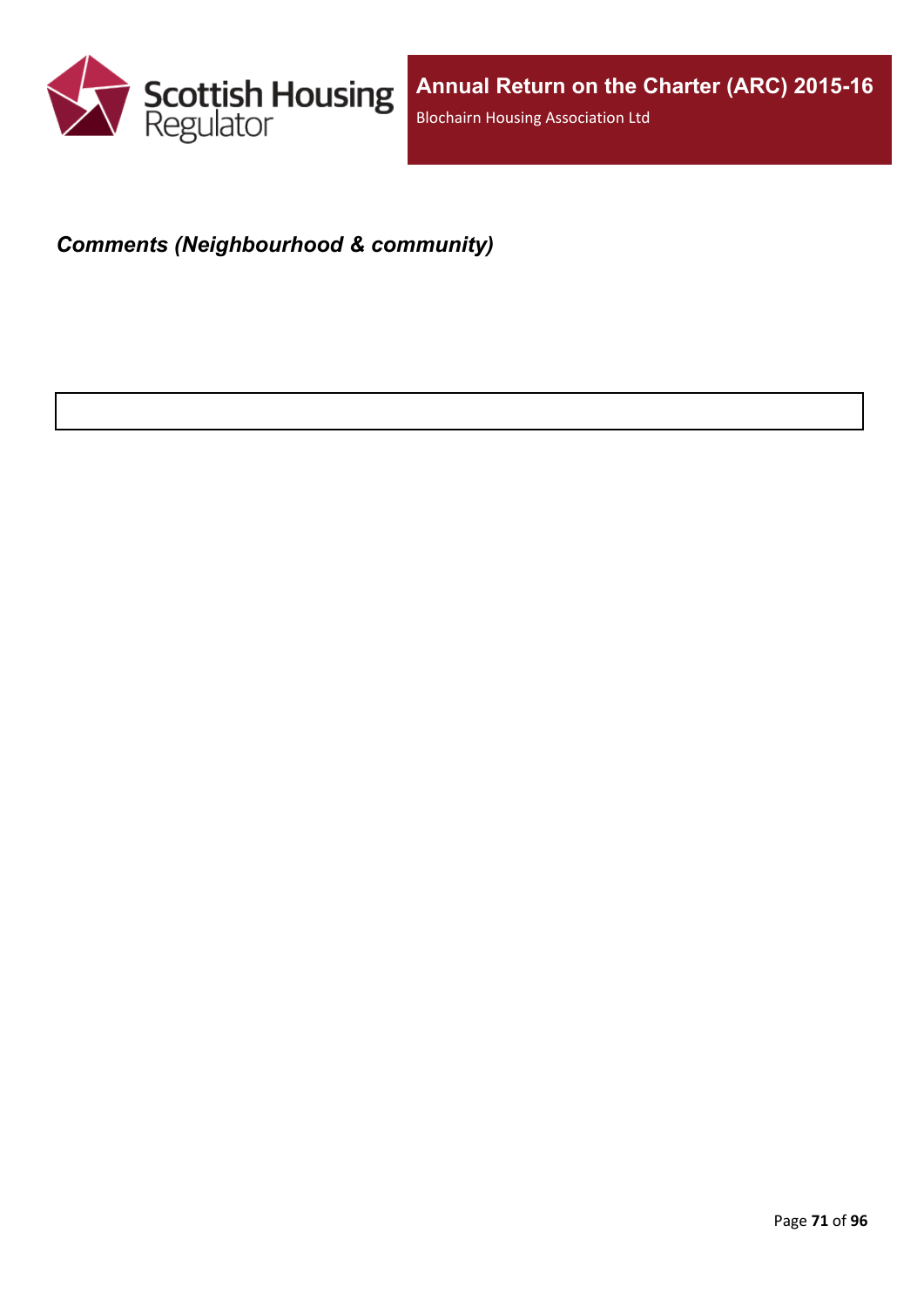***Comments (Neighbourhood & community)***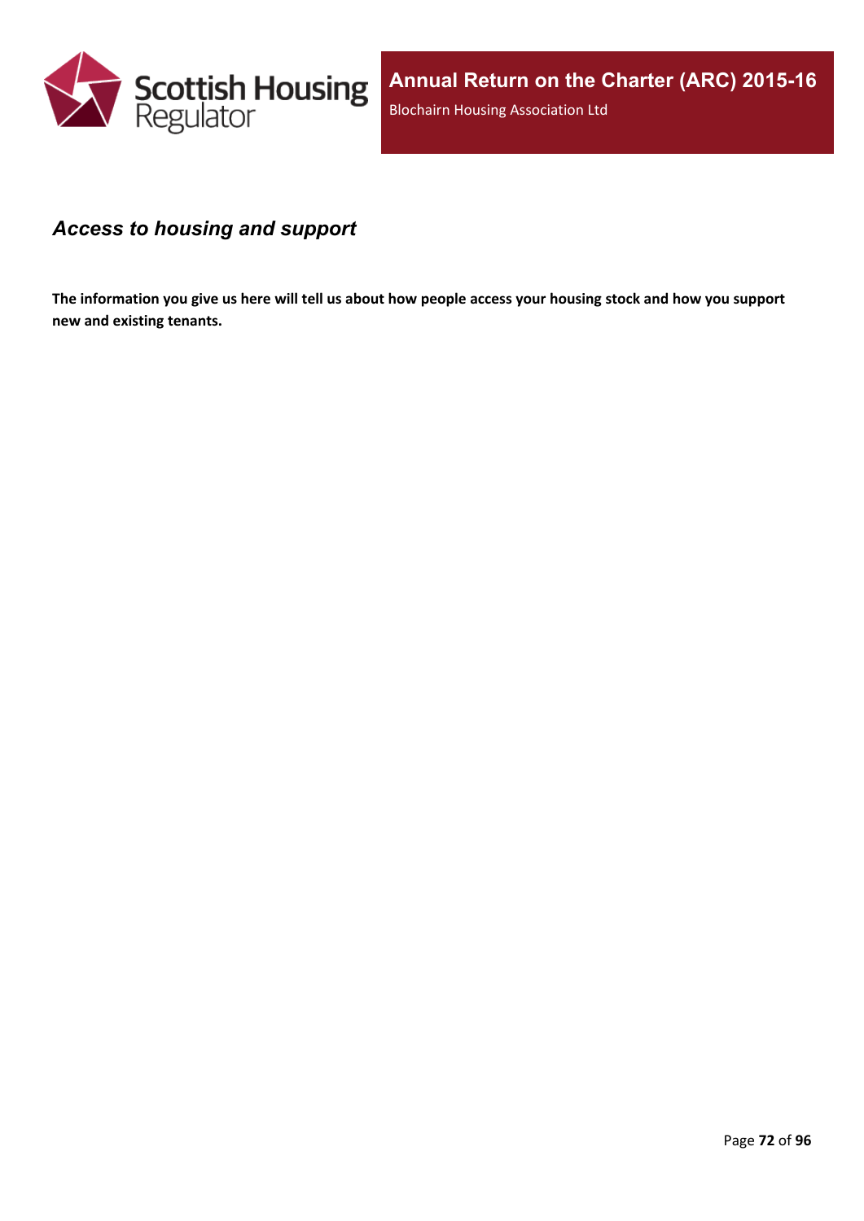### *Access to housing and support*

**The information you give us here will tell us about how people access your housing stock and how you support new and existing tenants.**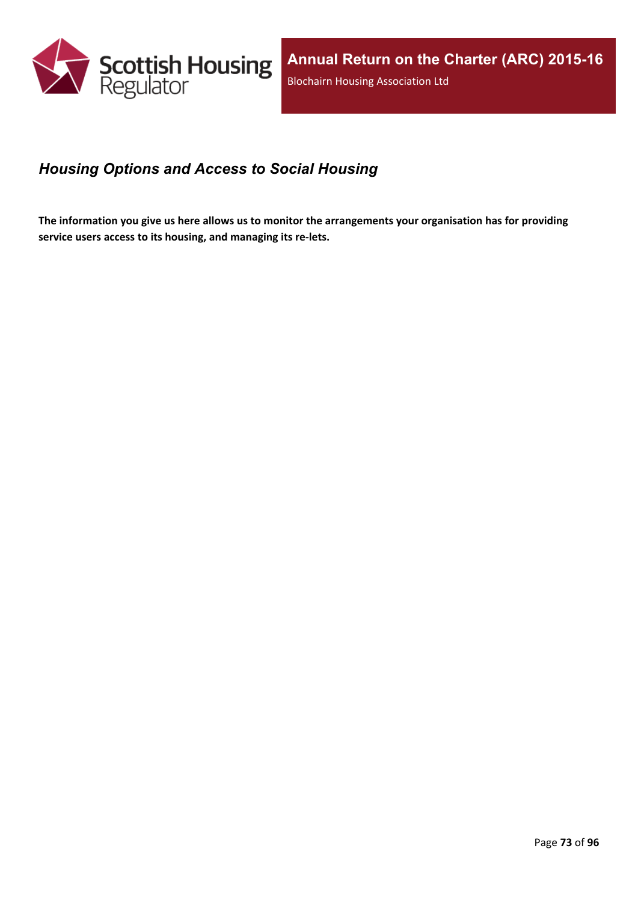## *Housing Options and Access to Social Housing*

**The information you give us here allows us to monitor the arrangements your organisation has for providing service users access to its housing, and managing its re-lets.**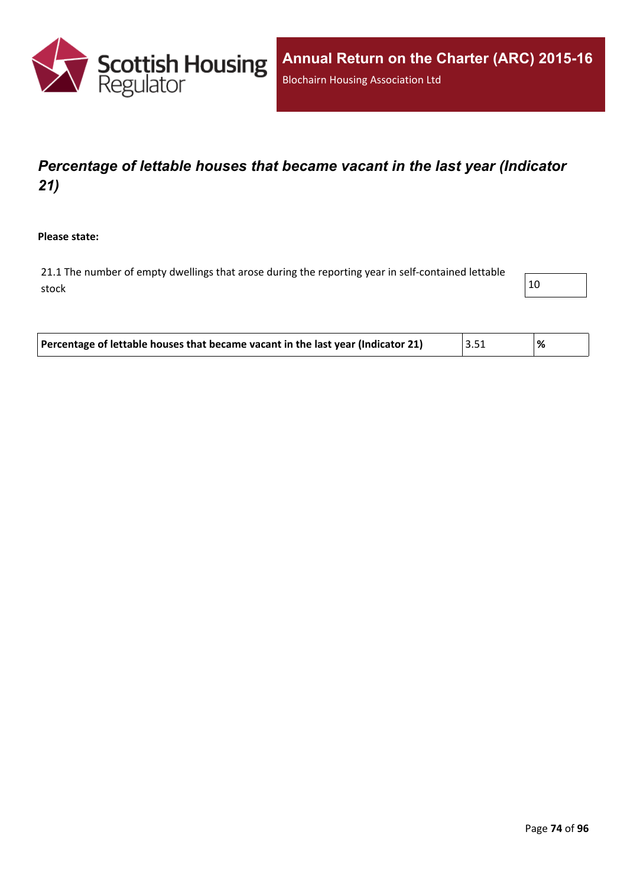## *Percentage of lettable houses that became vacant in the last year (Indicator 21)*

**Please state:**

| | |
|---|---|
| 21.1 The number of empty dwellings that arose during the reporting year in self-contained lettable stock | 10 |

| | | |
|---|---|---|
| **Percentage of lettable houses that became vacant in the last year (Indicator 21)** | 3.51 | **%** |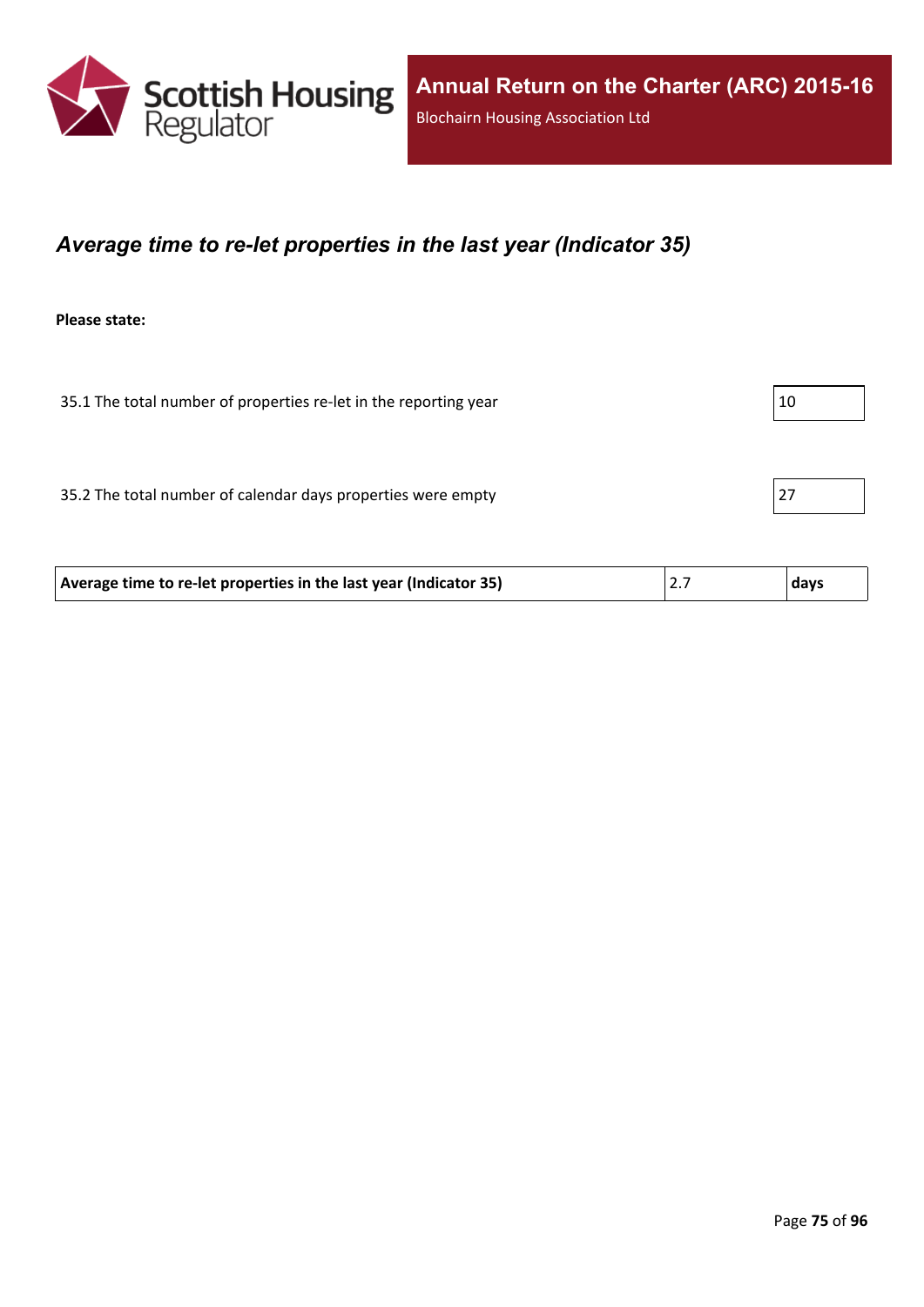## *Average time to re-let properties in the last year (Indicator 35)*

**Please state:**

| | |
|---|---|
| 35.1 The total number of properties re-let in the reporting year | 10 |
| 35.2 The total number of calendar days properties were empty | 27 |

| | | |
|---|---|---|
| **Average time to re-let properties in the last year (Indicator 35)** | 2.7 | **days** |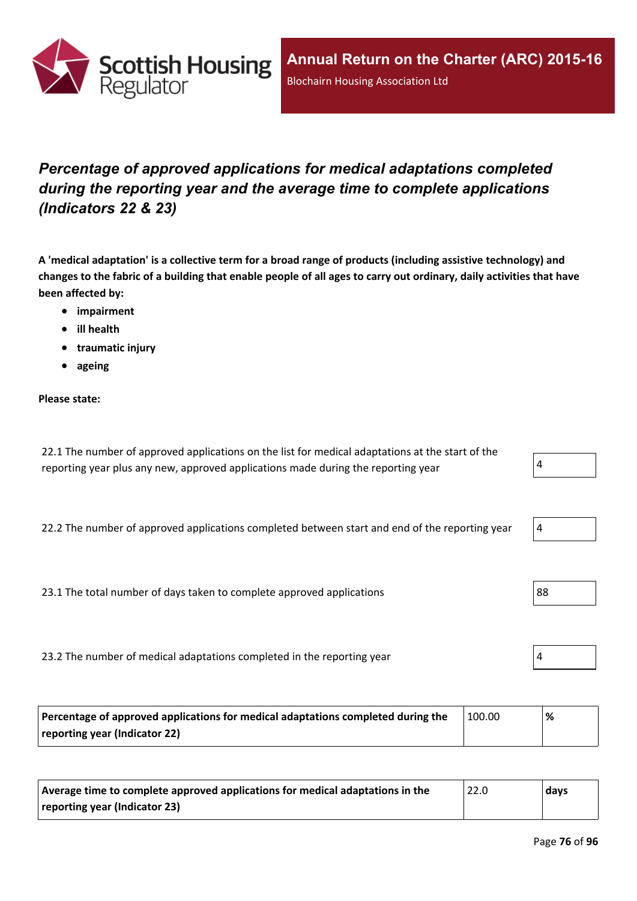## *Percentage of approved applications for medical adaptations completed during the reporting year and the average time to complete applications (Indicators 22 & 23)*

**A 'medical adaptation' is a collective term for a broad range of products (including assistive technology) and changes to the fabric of a building that enable people of all ages to carry out ordinary, daily activities that have been affected by:**

- **impairment**
- **ill health**
- **traumatic injury**
- **ageing**

**Please state:**

| | |
|---|---|
| 22.1 The number of approved applications on the list for medical adaptations at the start of the reporting year plus any new, approved applications made during the reporting year | 4 |
| 22.2 The number of approved applications completed between start and end of the reporting year | 4 |
| 23.1 The total number of days taken to complete approved applications | 88 |
| 23.2 The number of medical adaptations completed in the reporting year | 4 |

| | | |
|---|---|---|
| **Percentage of approved applications for medical adaptations completed during the reporting year (Indicator 22)** | 100.00 | **%** |

| | | |
|---|---|---|
| **Average time to complete approved applications for medical adaptations in the reporting year (Indicator 23)** | 22.0 | **days** |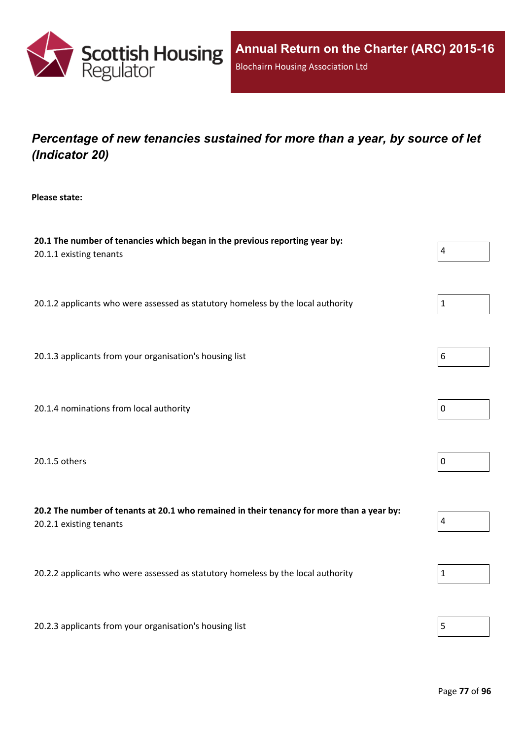# Percentage of new tenancies sustained for more than a year, by source of let (Indicator 20)

**Please state:**

**20.1 The number of tenancies which began in the previous reporting year by:**

20.1.1 existing tenants: 4

20.1.2 applicants who were assessed as statutory homeless by the local authority: 1

20.1.3 applicants from your organisation's housing list: 6

20.1.4 nominations from local authority: 0

20.1.5 others: 0

**20.2 The number of tenants at 20.1 who remained in their tenancy for more than a year by:**

20.2.1 existing tenants: 4

20.2.2 applicants who were assessed as statutory homeless by the local authority: 1

20.2.3 applicants from your organisation's housing list: 5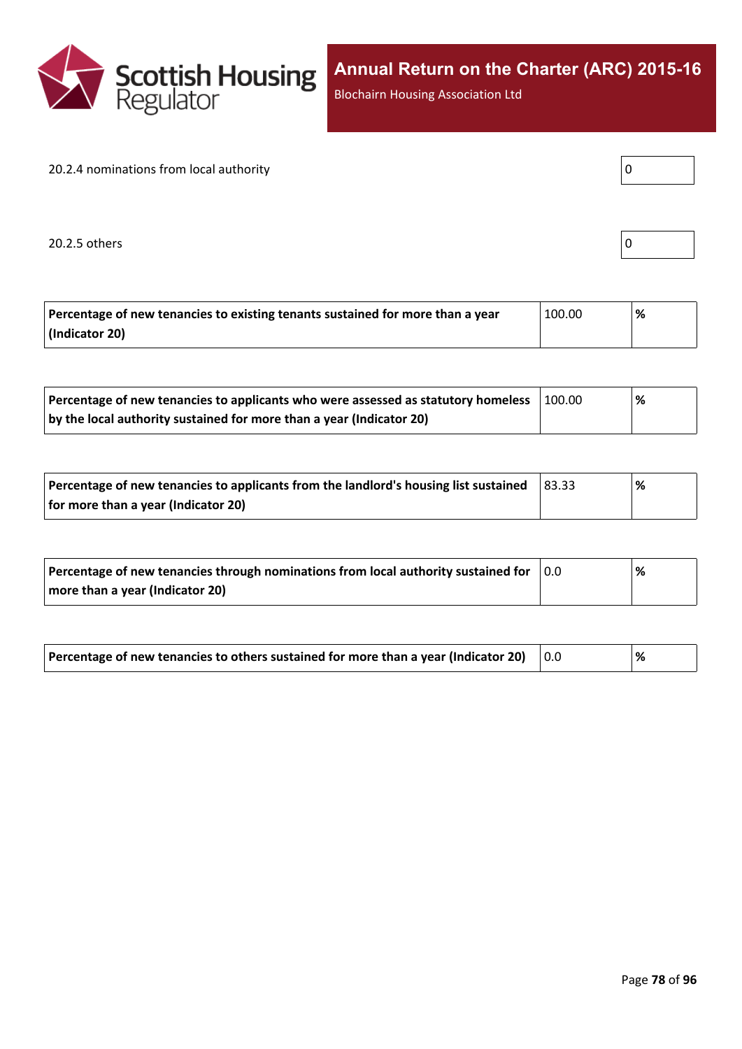20.2.4 nominations from local authority

| 0 |
|---|

20.2.5 others

| 0 |
|---|

| Percentage of new tenancies to existing tenants sustained for more than a year (Indicator 20) | 100.00 | % |
|---|---|---|

| Percentage of new tenancies to applicants who were assessed as statutory homeless by the local authority sustained for more than a year (Indicator 20) | 100.00 | % |
|---|---|---|

| Percentage of new tenancies to applicants from the landlord's housing list sustained for more than a year (Indicator 20) | 83.33 | % |
|---|---|---|

| Percentage of new tenancies through nominations from local authority sustained for more than a year (Indicator 20) | 0.0 | % |
|---|---|---|

| Percentage of new tenancies to others sustained for more than a year (Indicator 20) | 0.0 | % |
|---|---|---|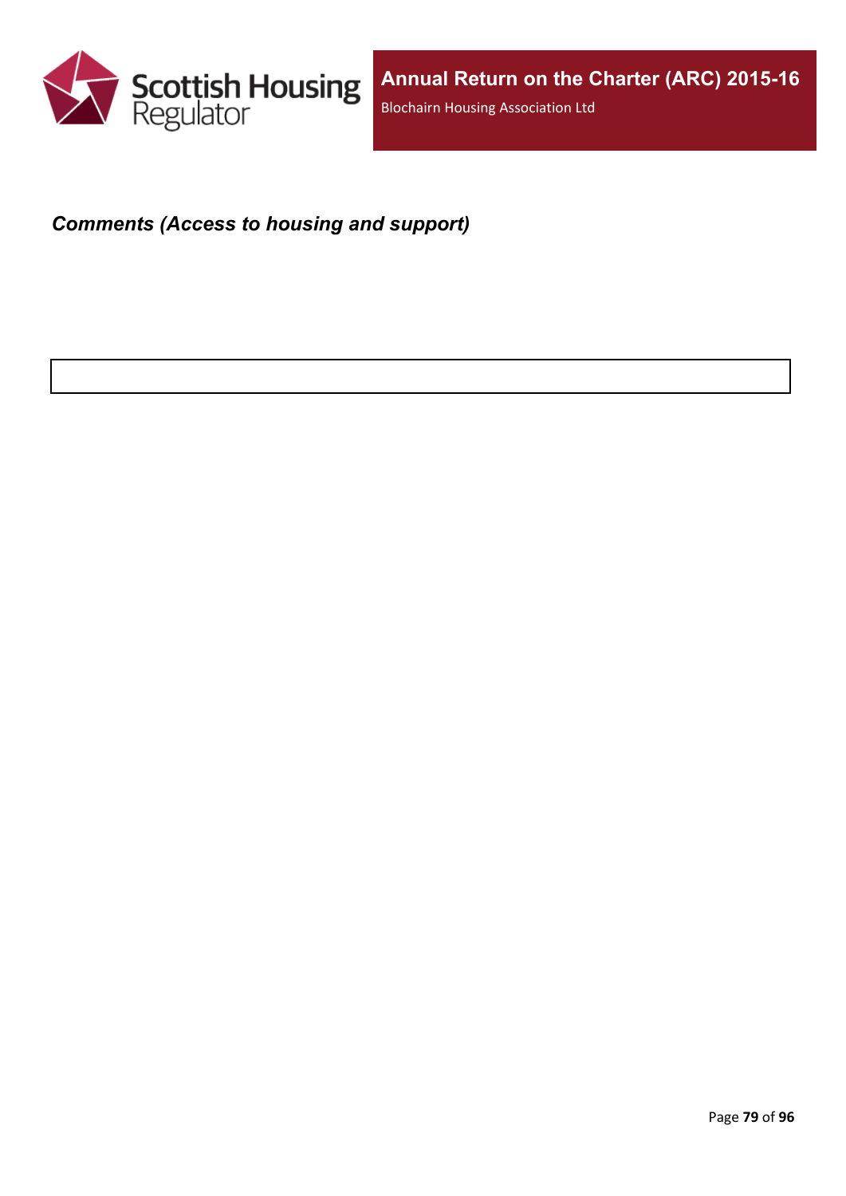***Comments (Access to housing and support)***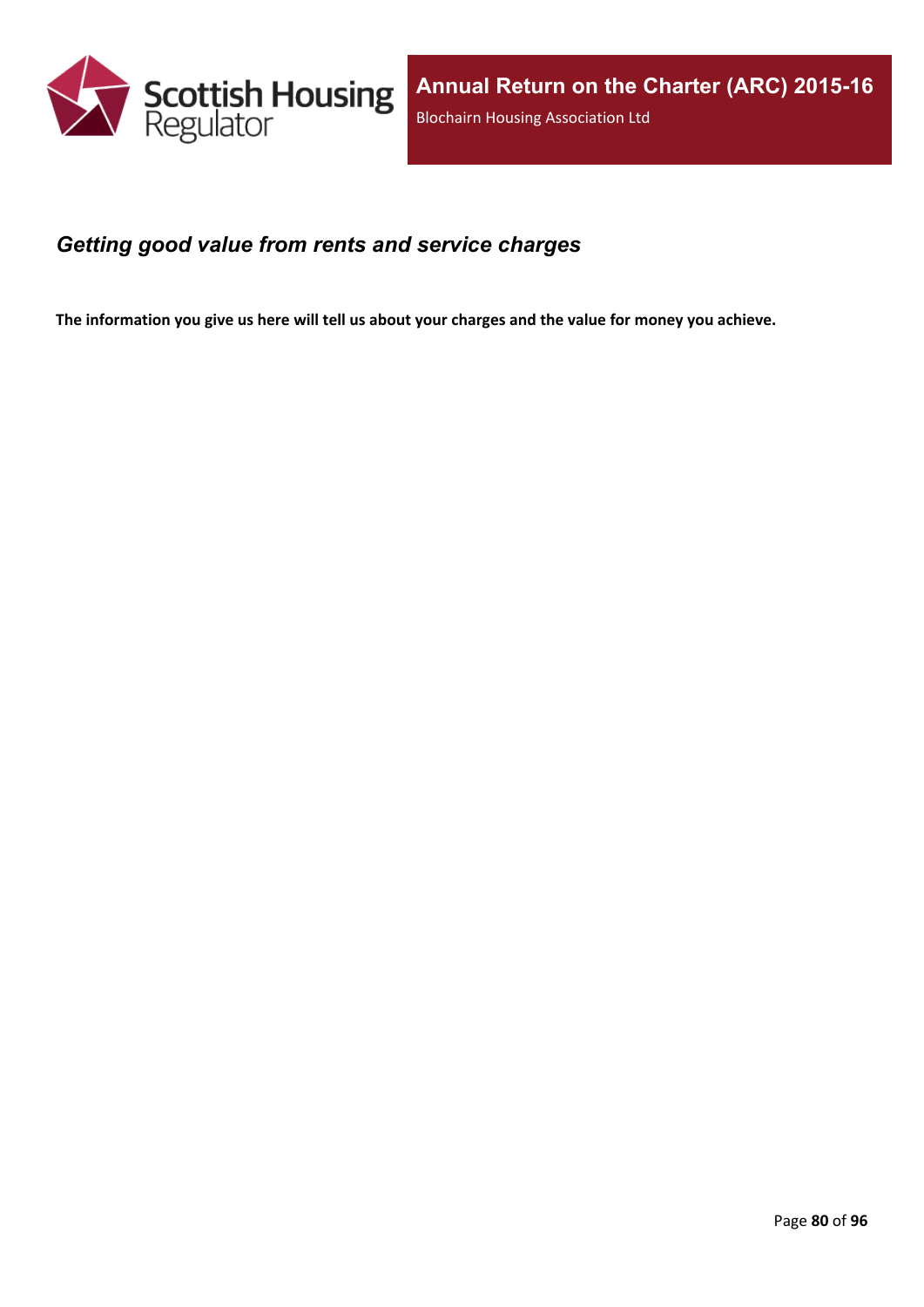## *Getting good value from rents and service charges*

**The information you give us here will tell us about your charges and the value for money you achieve.**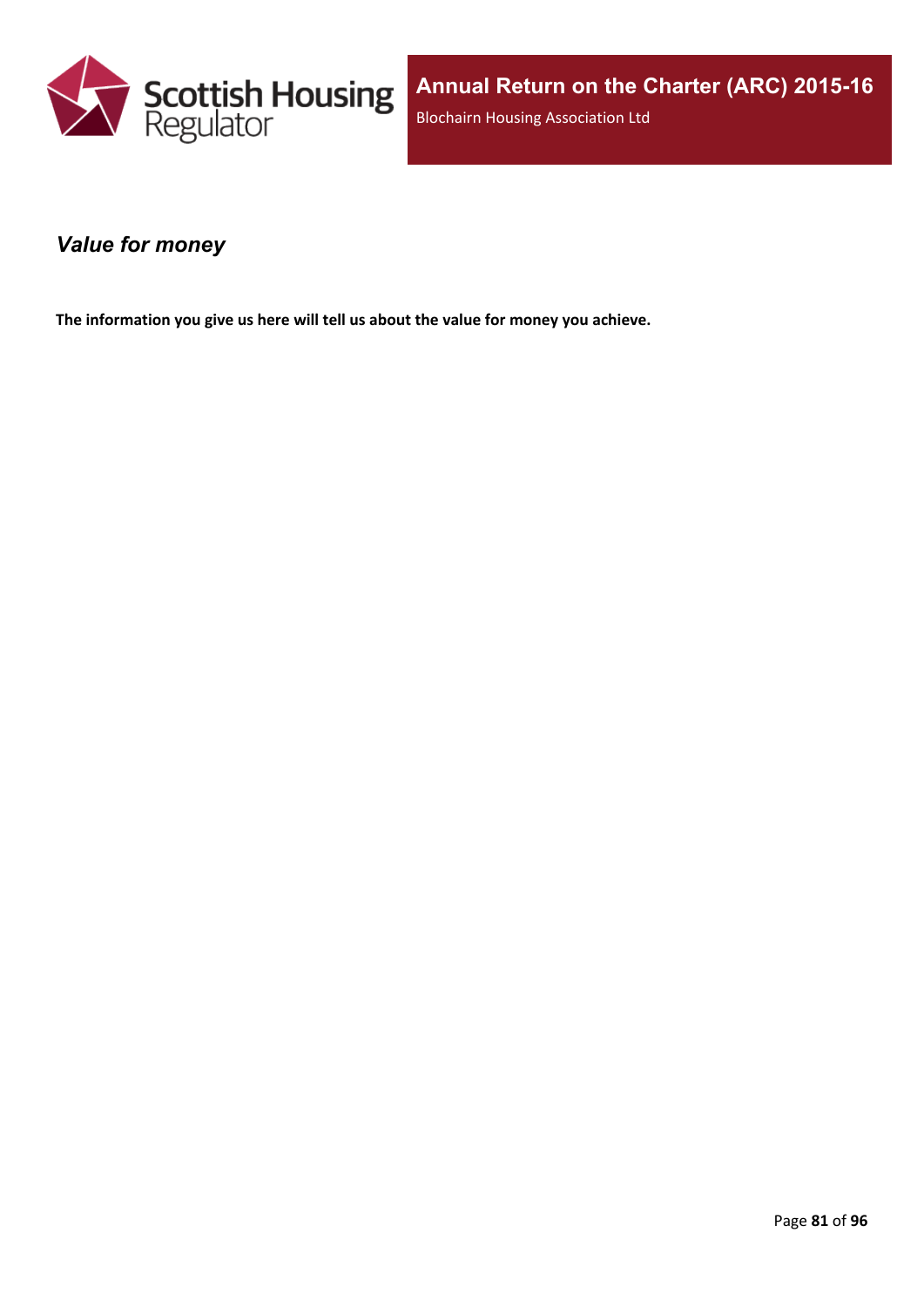## *Value for money*

**The information you give us here will tell us about the value for money you achieve.**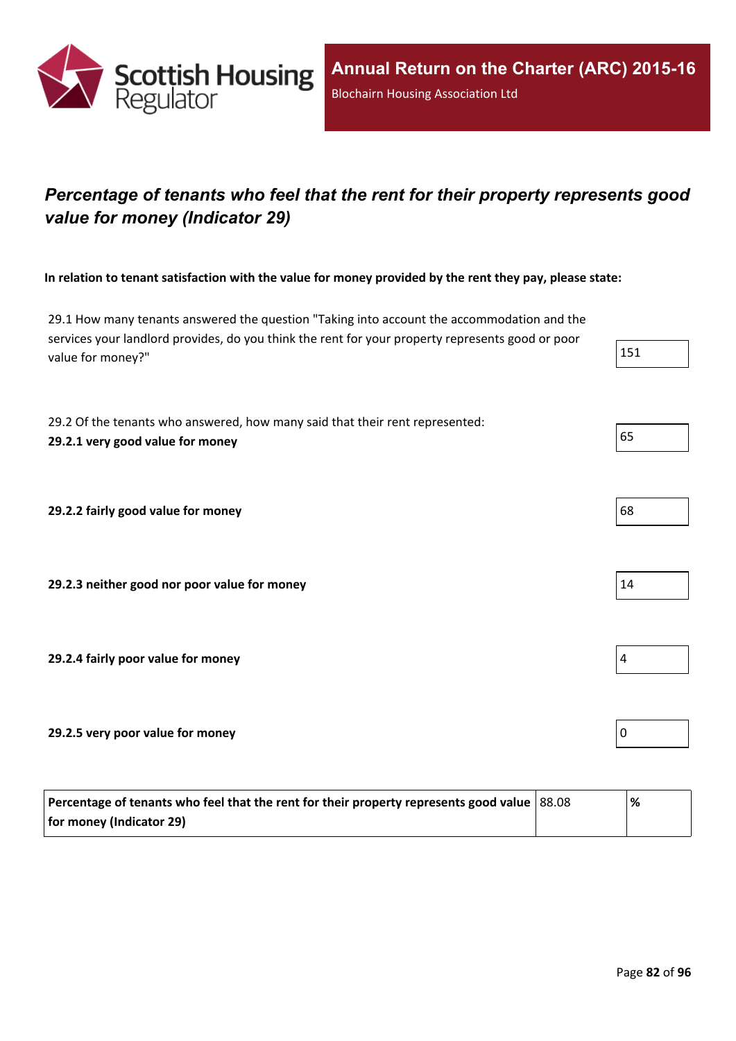## *Percentage of tenants who feel that the rent for their property represents good value for money (Indicator 29)*

**In relation to tenant satisfaction with the value for money provided by the rent they pay, please state:**

| | |
|---|---|
| 29.1 How many tenants answered the question "Taking into account the accommodation and the services your landlord provides, do you think the rent for your property represents good or poor value for money?" | 151 |
| 29.2 Of the tenants who answered, how many said that their rent represented:<br>**29.2.1 very good value for money** | 65 |
| **29.2.2 fairly good value for money** | 68 |
| **29.2.3 neither good nor poor value for money** | 14 |
| **29.2.4 fairly poor value for money** | 4 |
| **29.2.5 very poor value for money** | 0 |

| | | |
|---|---|---|
| **Percentage of tenants who feel that the rent for their property represents good value for money (Indicator 29)** | 88.08 | **%** |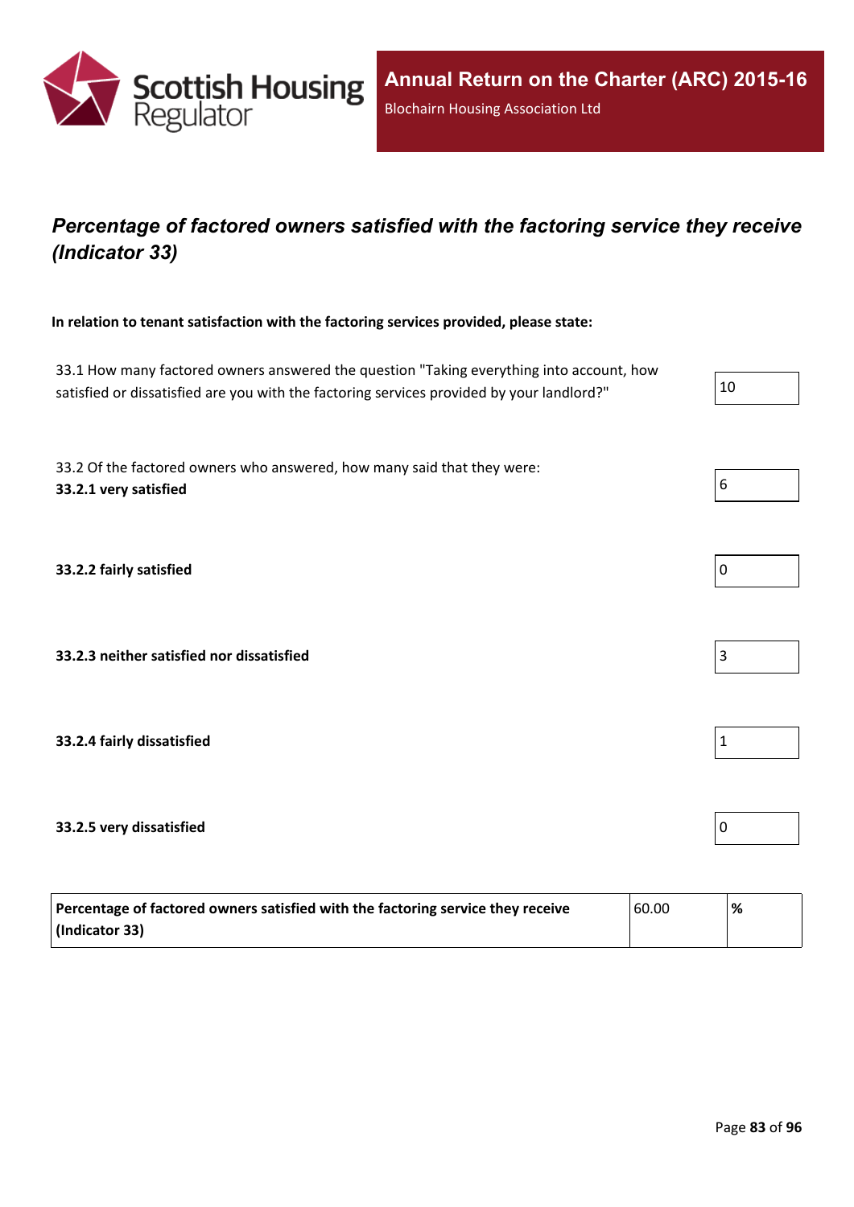## *Percentage of factored owners satisfied with the factoring service they receive (Indicator 33)*

**In relation to tenant satisfaction with the factoring services provided, please state:**

| | |
|---|---|
| 33.1 How many factored owners answered the question "Taking everything into account, how satisfied or dissatisfied are you with the factoring services provided by your landlord?" | 10 |
| 33.2 Of the factored owners who answered, how many said that they were:<br>**33.2.1 very satisfied** | 6 |
| **33.2.2 fairly satisfied** | 0 |
| **33.2.3 neither satisfied nor dissatisfied** | 3 |
| **33.2.4 fairly dissatisfied** | 1 |
| **33.2.5 very dissatisfied** | 0 |

| | | |
|---|---|---|
| **Percentage of factored owners satisfied with the factoring service they receive (Indicator 33)** | 60.00 | **%** |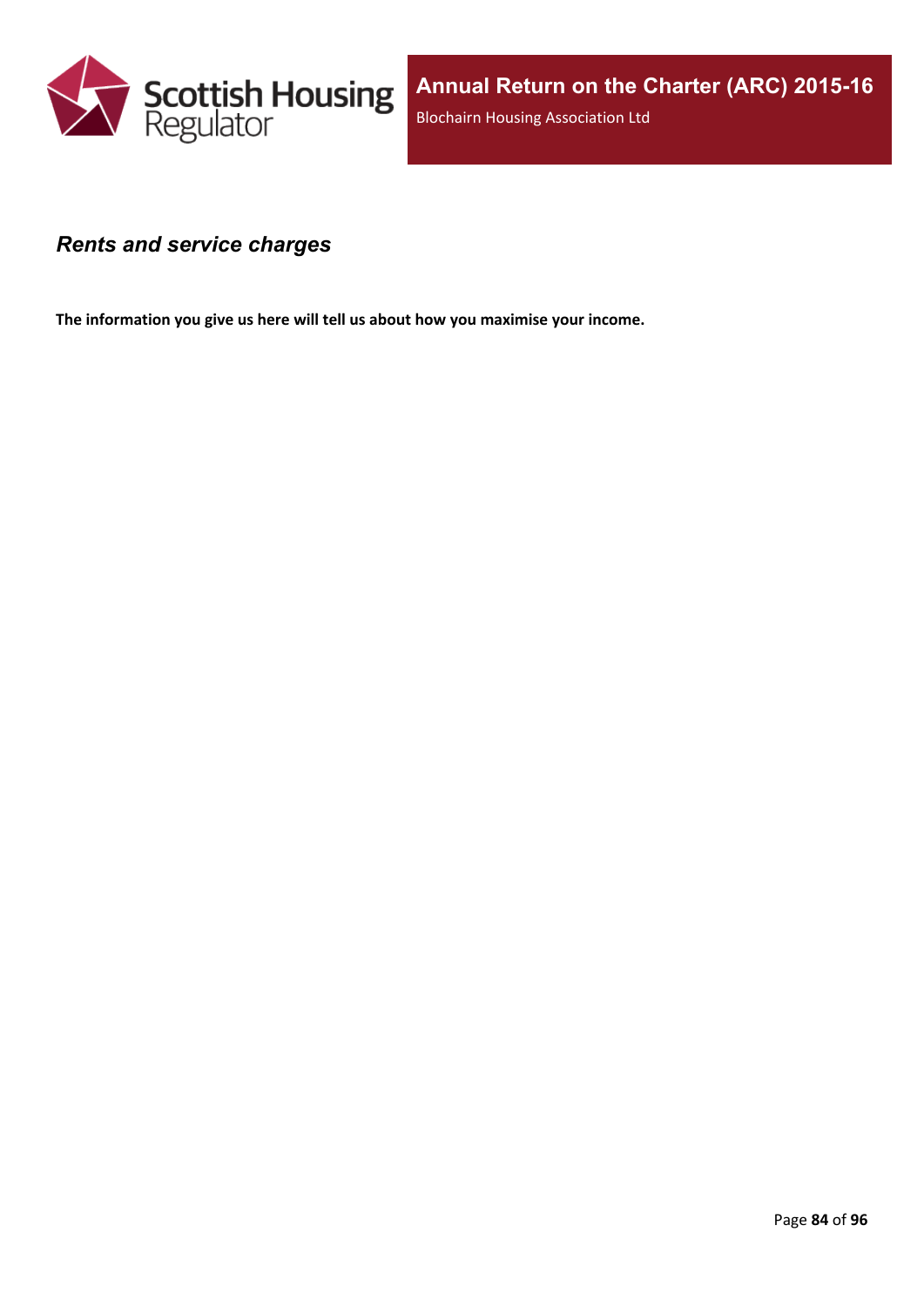## *Rents and service charges*

**The information you give us here will tell us about how you maximise your income.**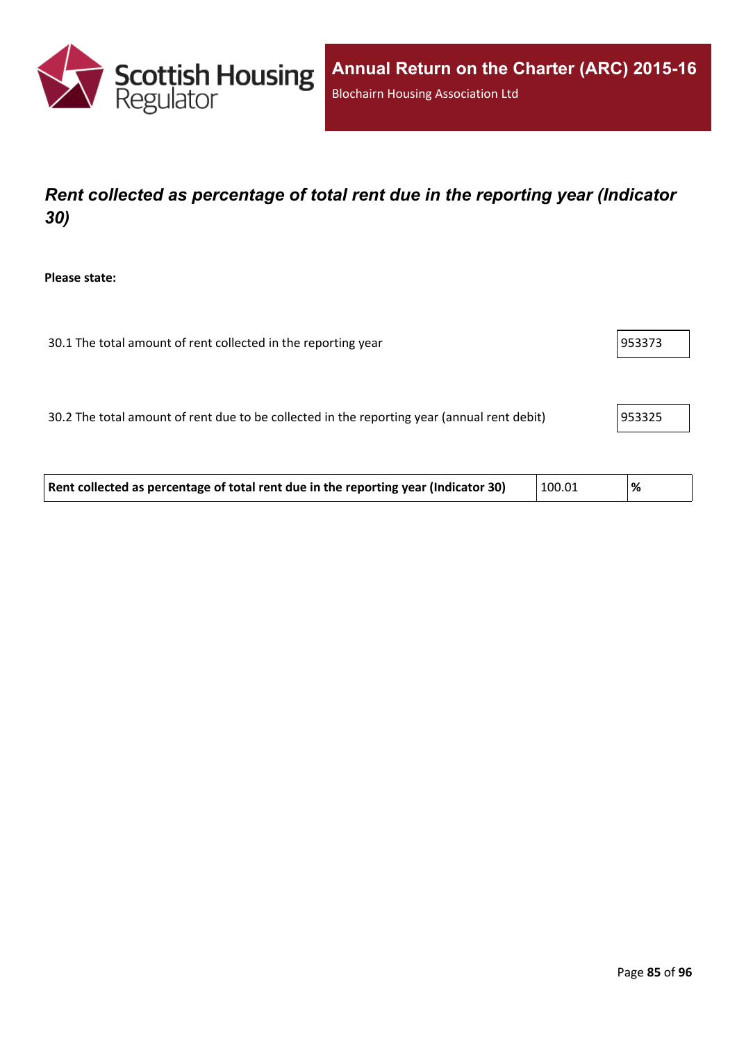## *Rent collected as percentage of total rent due in the reporting year (Indicator 30)*

**Please state:**

| | |
|---|---|
| 30.1 The total amount of rent collected in the reporting year | 953373 |
| 30.2 The total amount of rent due to be collected in the reporting year (annual rent debit) | 953325 |

| | | |
|---|---|---|
| **Rent collected as percentage of total rent due in the reporting year (Indicator 30)** | 100.01 | **%** |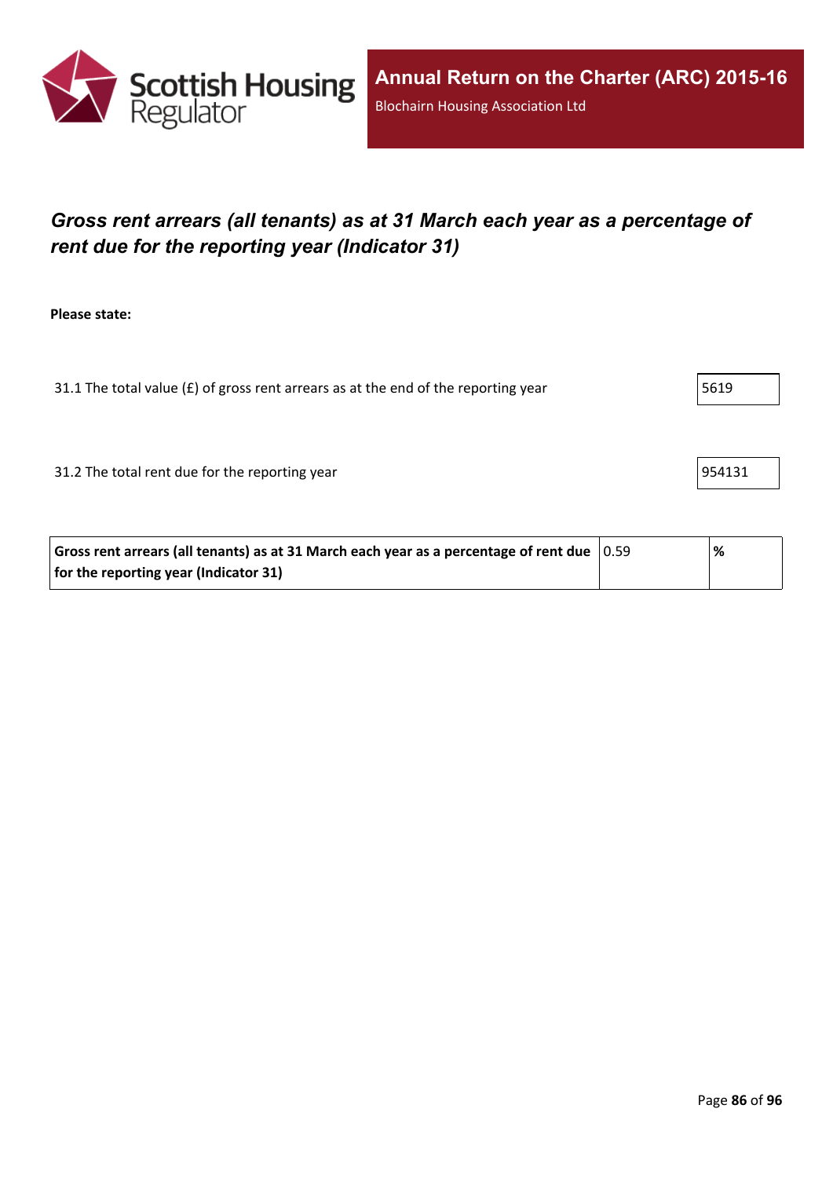## *Gross rent arrears (all tenants) as at 31 March each year as a percentage of rent due for the reporting year (Indicator 31)*

**Please state:**

31.1 The total value (£) of gross rent arrears as at the end of the reporting year: 5619

31.2 The total rent due for the reporting year: 954131

| **Gross rent arrears (all tenants) as at 31 March each year as a percentage of rent due for the reporting year (Indicator 31)** | 0.59 | **%** |
|---|---|---|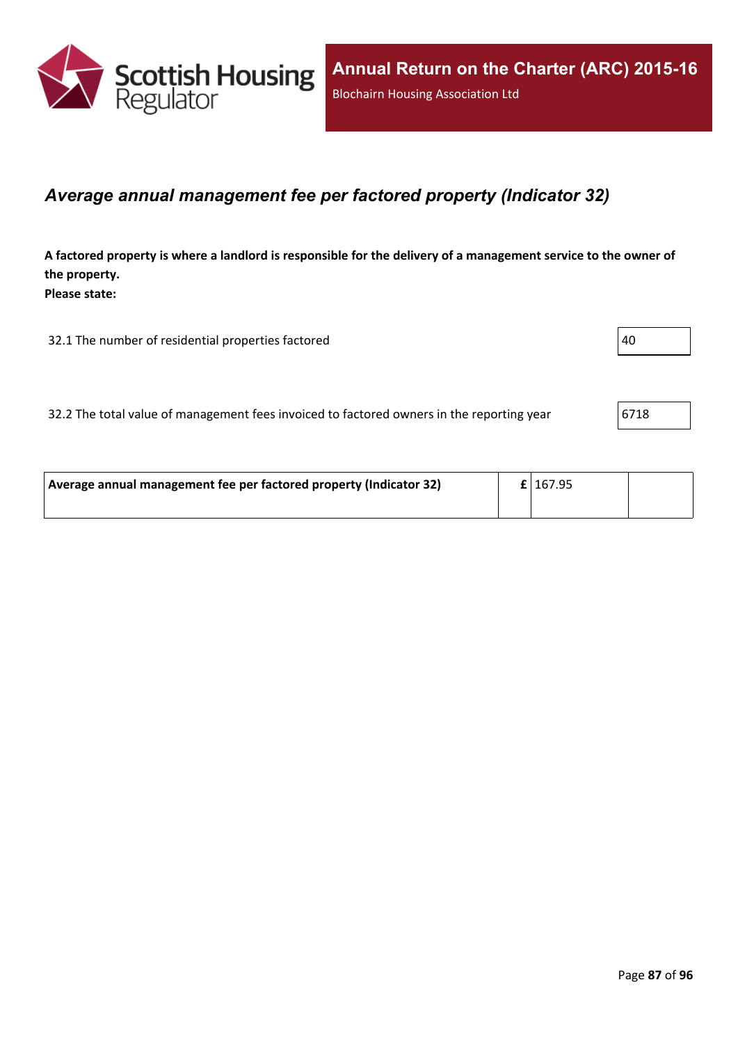## *Average annual management fee per factored property (Indicator 32)*

**A factored property is where a landlord is responsible for the delivery of a management service to the owner of the property.**
**Please state:**

| | |
|---|---|
| 32.1 The number of residential properties factored | 40 |
| 32.2 The total value of management fees invoiced to factored owners in the reporting year | 6718 |

| | | | |
|---|---|---|---|
| **Average annual management fee per factored property (Indicator 32)** | **£** | 167.95 | |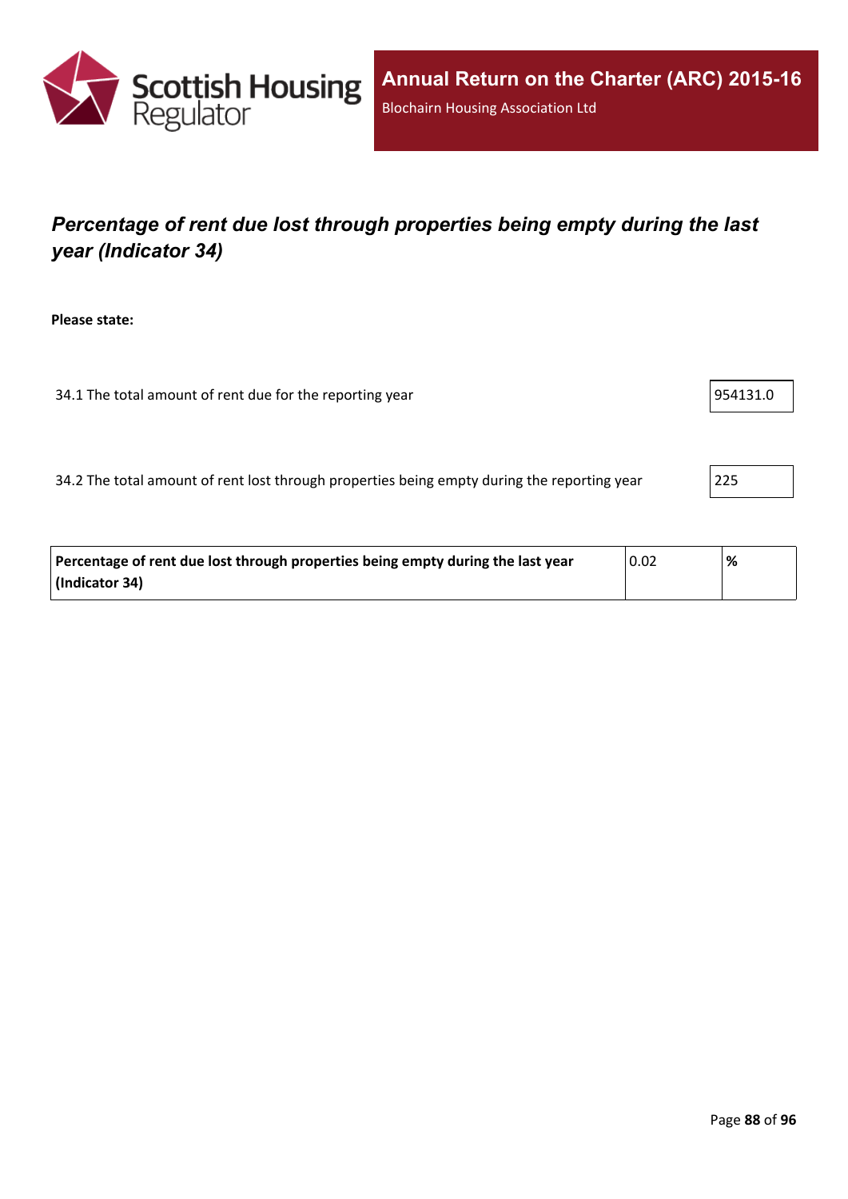## *Percentage of rent due lost through properties being empty during the last year (Indicator 34)*

**Please state:**

34.1 The total amount of rent due for the reporting year: 954131.0

34.2 The total amount of rent lost through properties being empty during the reporting year: 225

| **Percentage of rent due lost through properties being empty during the last year (Indicator 34)** | 0.02 | **%** |
|---|---|---|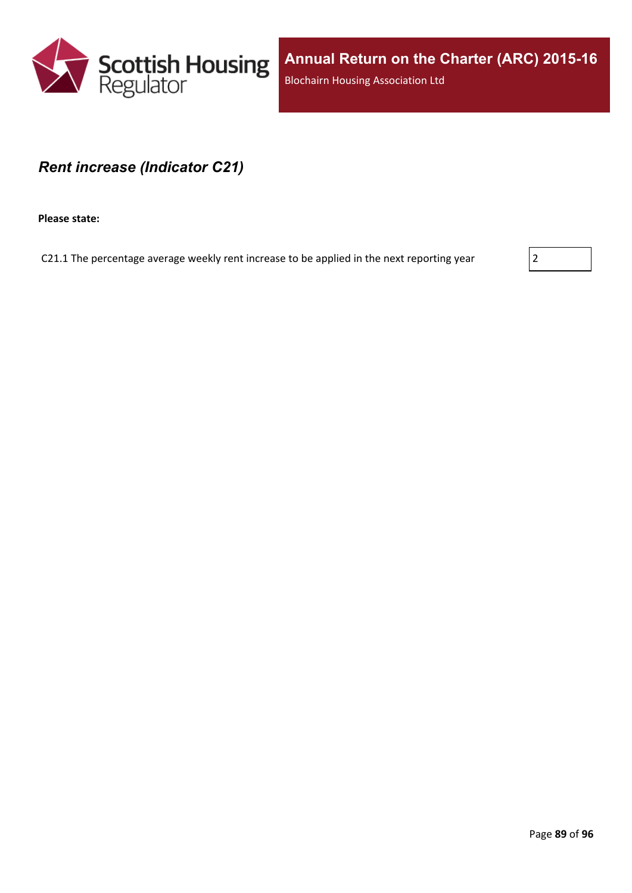## *Rent increase (Indicator C21)*

**Please state:**

| | |
|---|---|
| C21.1 The percentage average weekly rent increase to be applied in the next reporting year | 2 |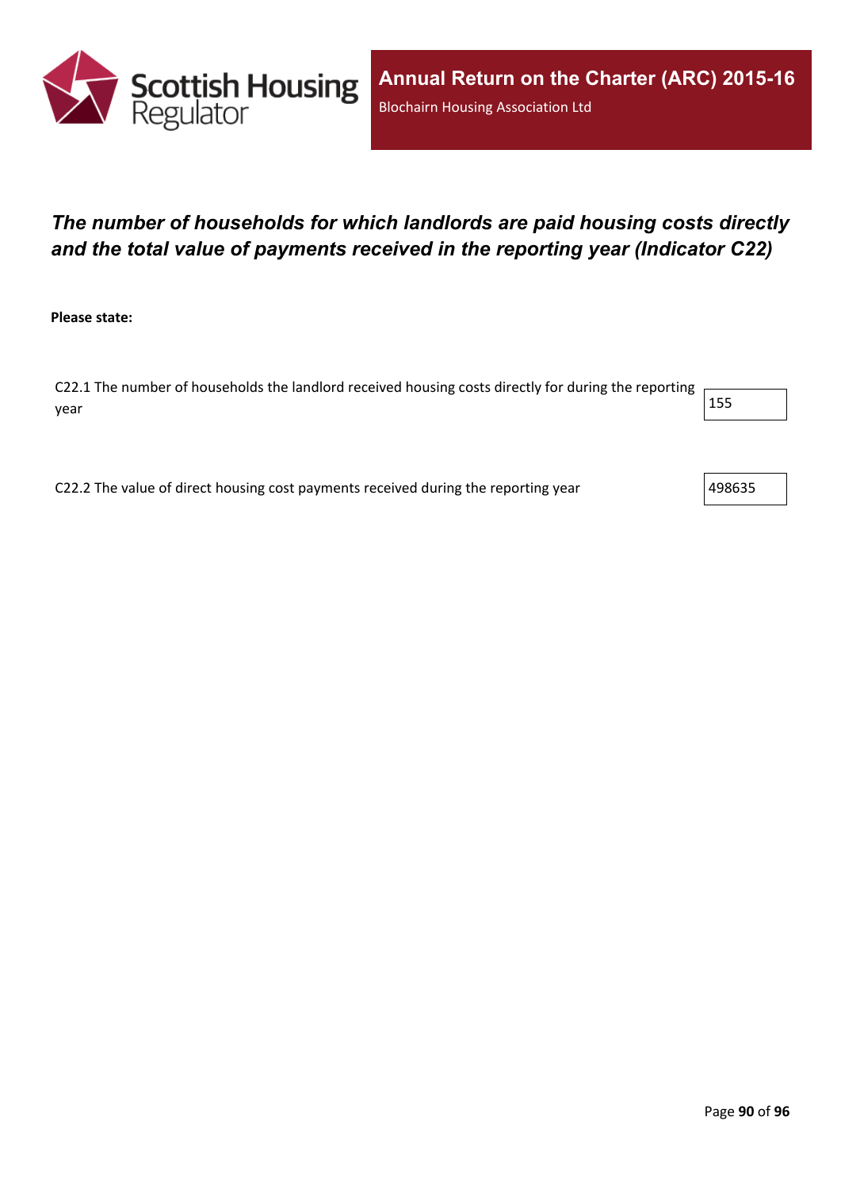## *The number of households for which landlords are paid housing costs directly and the total value of payments received in the reporting year (Indicator C22)*

**Please state:**

| | |
|---|---|
| C22.1 The number of households the landlord received housing costs directly for during the reporting year | 155 |
| C22.2 The value of direct housing cost payments received during the reporting year | 498635 |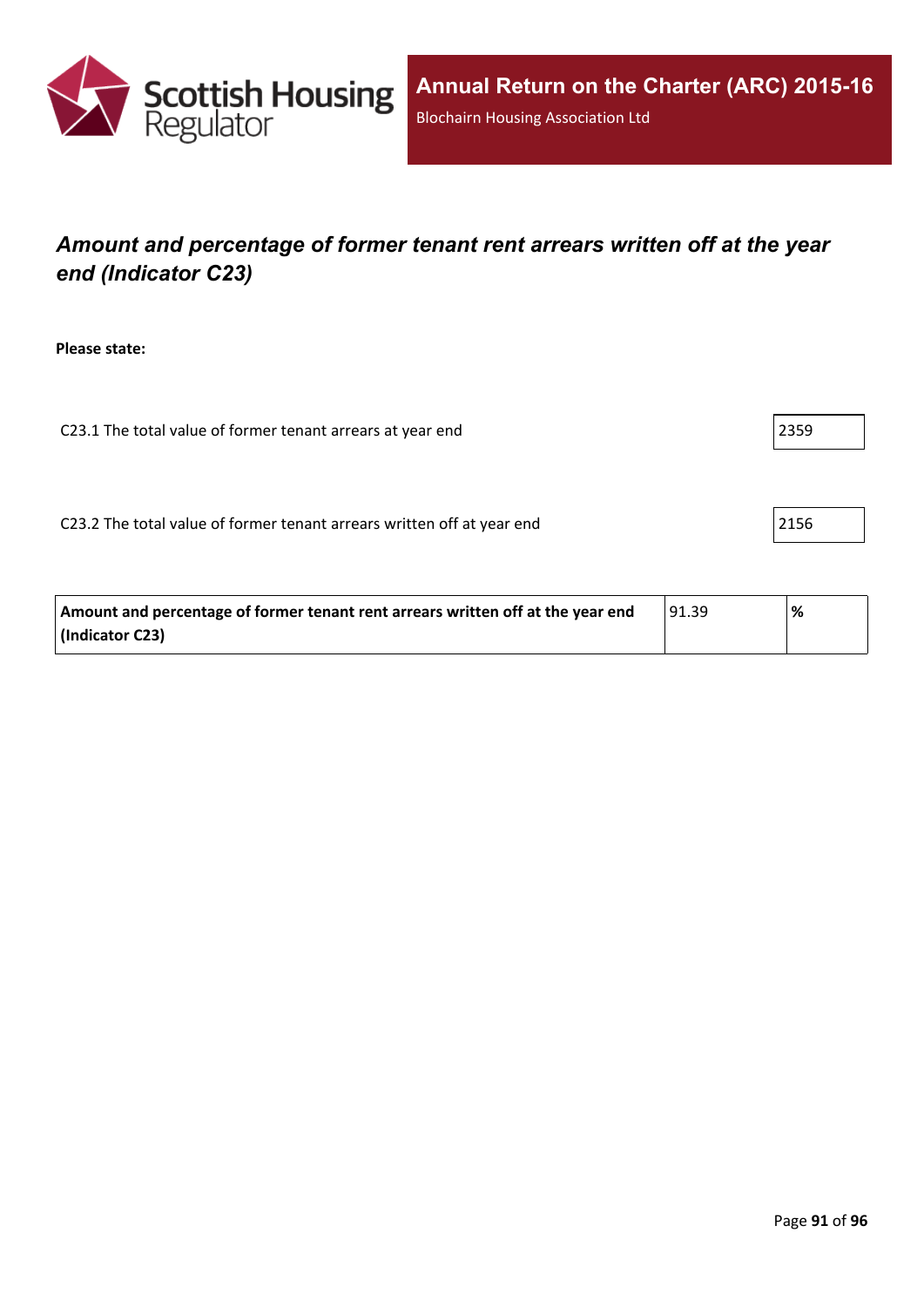## *Amount and percentage of former tenant rent arrears written off at the year end (Indicator C23)*

**Please state:**

C23.1 The total value of former tenant arrears at year end: 2359

C23.2 The total value of former tenant arrears written off at year end: 2156

| **Amount and percentage of former tenant rent arrears written off at the year end (Indicator C23)** | 91.39 | **%** |
|---|---|---|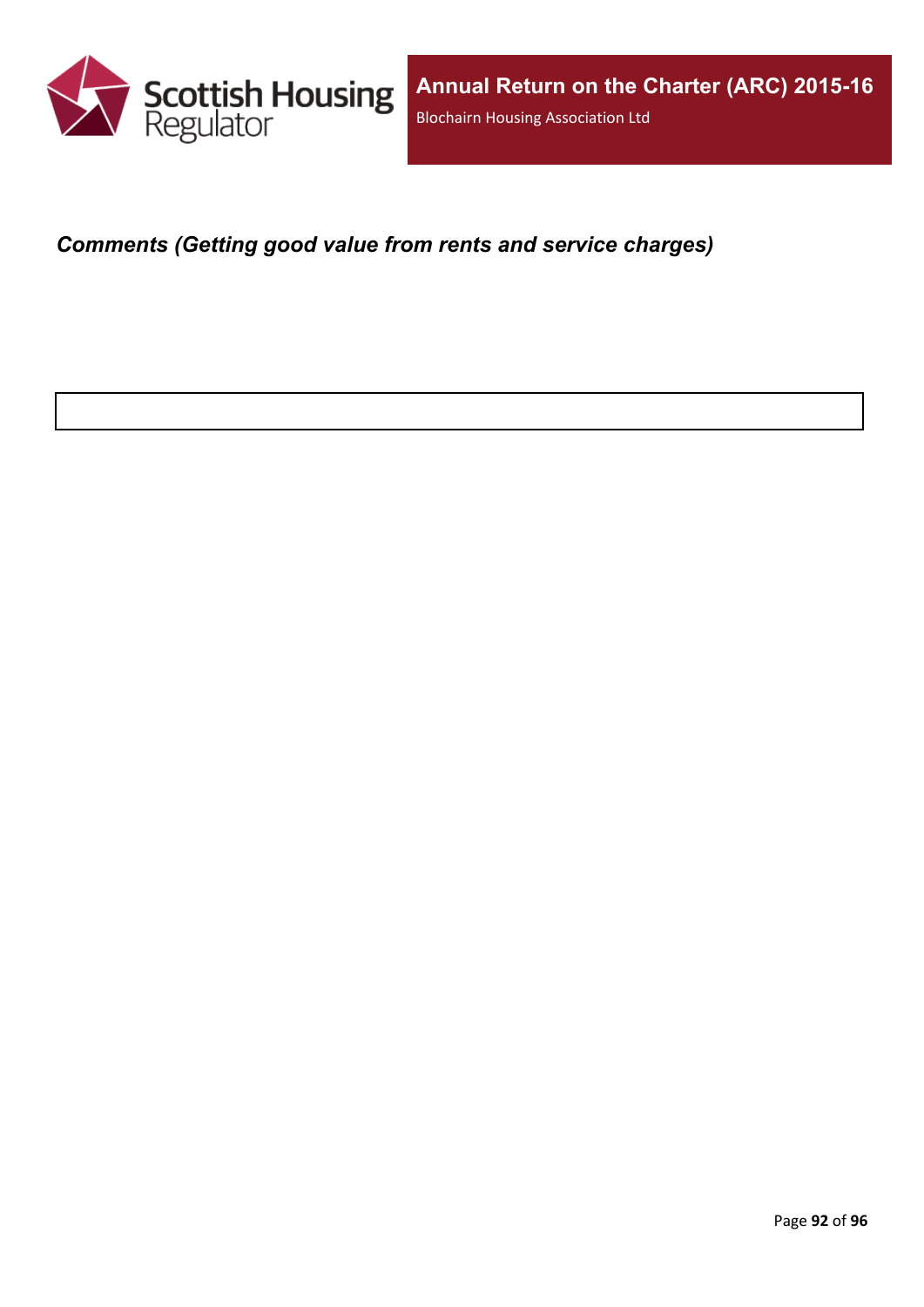### ***Comments (Getting good value from rents and service charges)***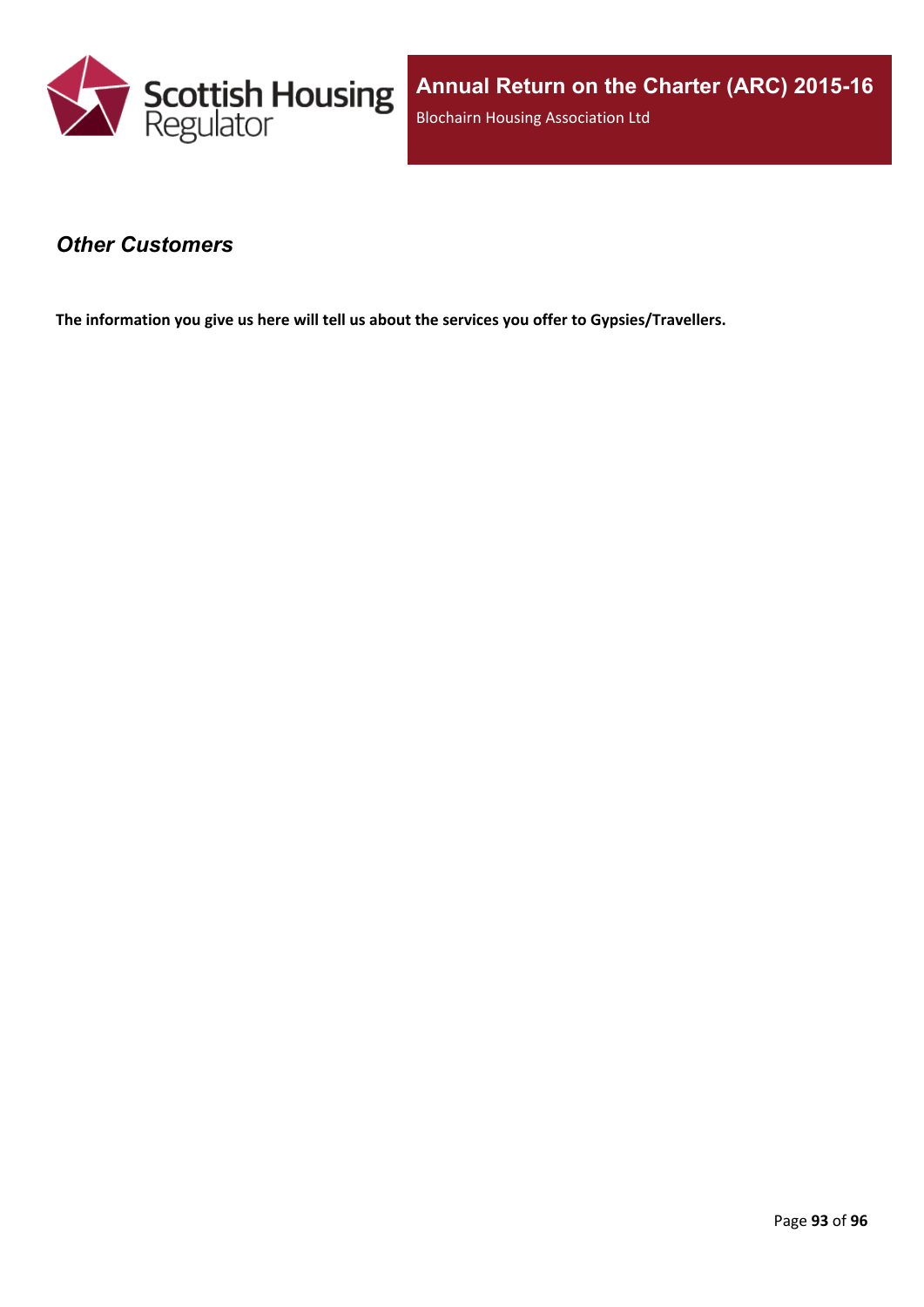## *Other Customers*

**The information you give us here will tell us about the services you offer to Gypsies/Travellers.**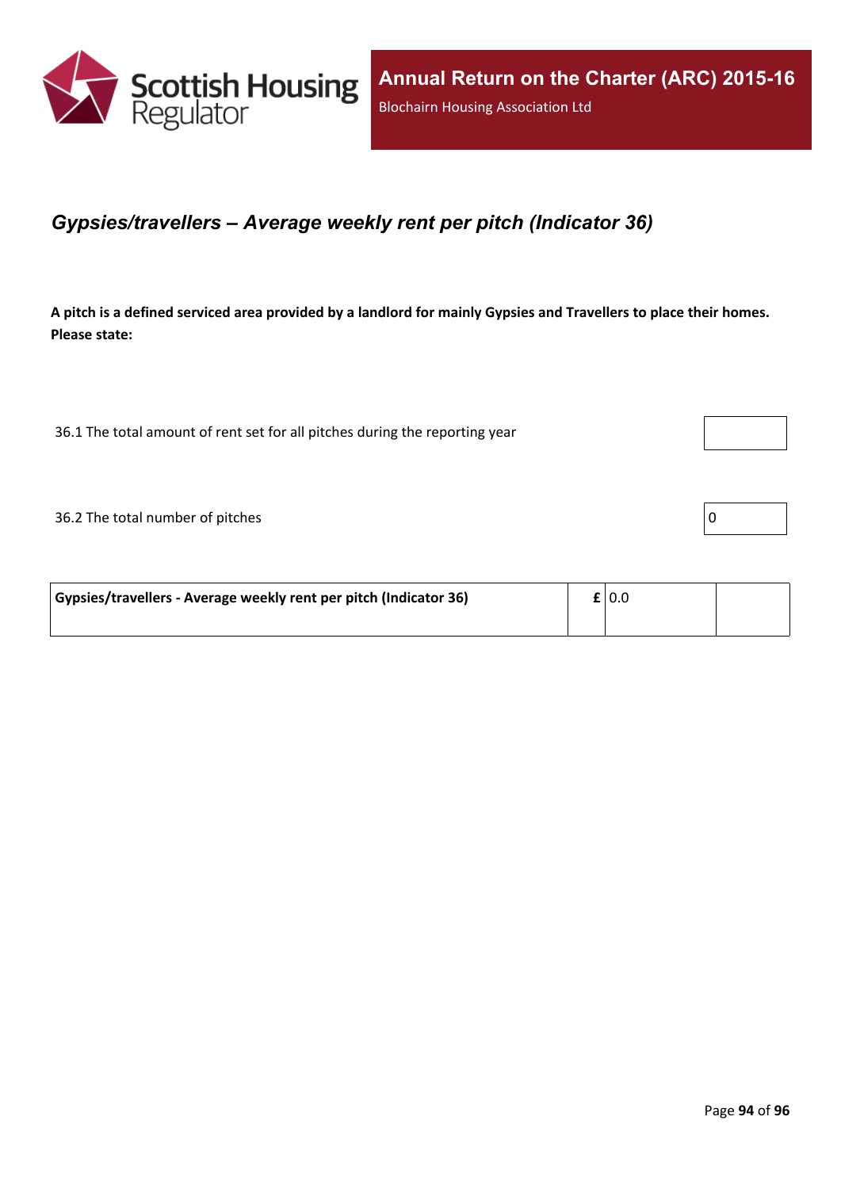## *Gypsies/travellers – Average weekly rent per pitch (Indicator 36)*

**A pitch is a defined serviced area provided by a landlord for mainly Gypsies and Travellers to place their homes. Please state:**

| | |
|---|---|
| 36.1 The total amount of rent set for all pitches during the reporting year | |
| 36.2 The total number of pitches | 0 |

| | | | |
|---|---|---|---|
| **Gypsies/travellers - Average weekly rent per pitch (Indicator 36)** | **£** | 0.0 | |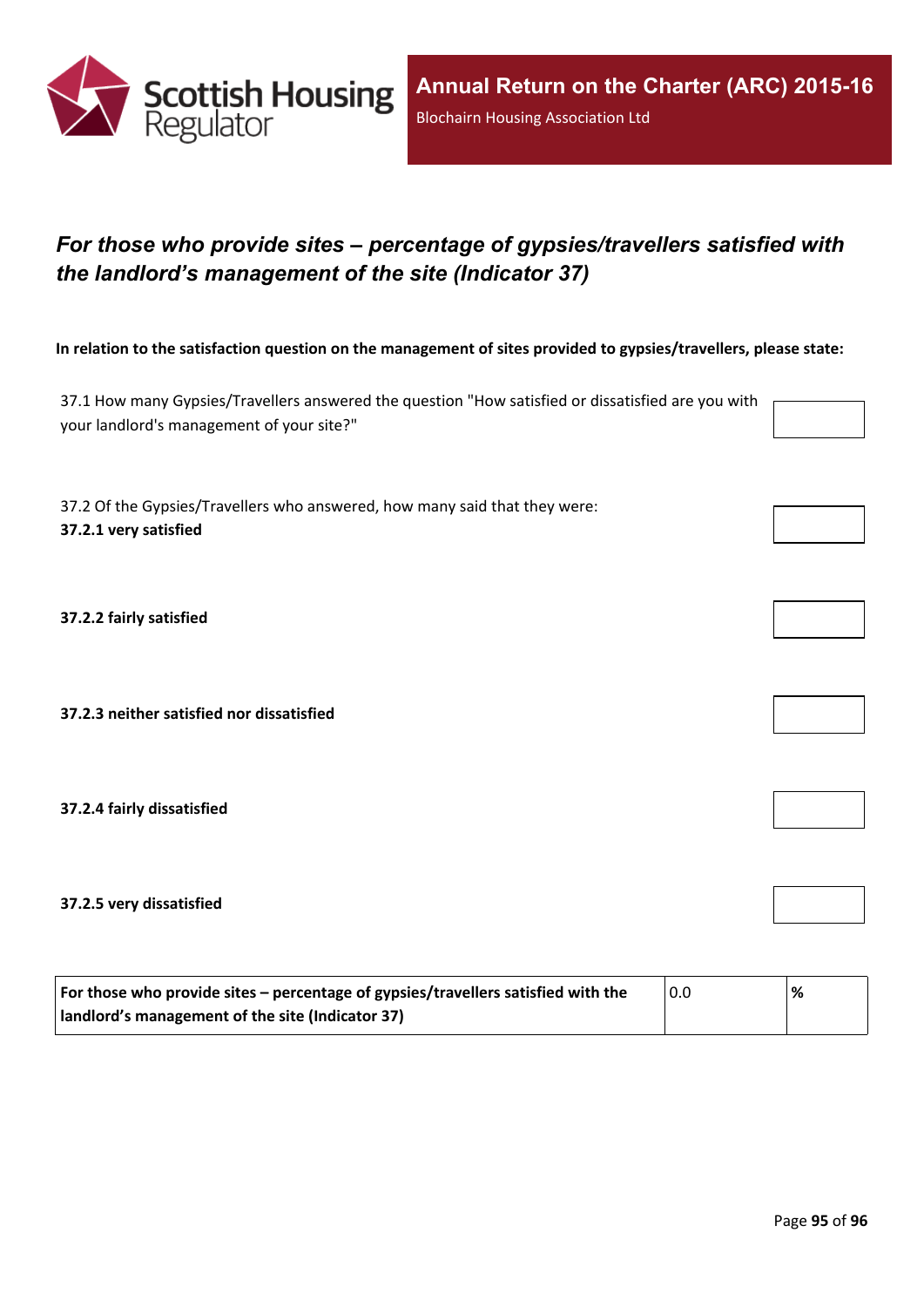## *For those who provide sites – percentage of gypsies/travellers satisfied with the landlord's management of the site (Indicator 37)*

**In relation to the satisfaction question on the management of sites provided to gypsies/travellers, please state:**

| | |
|---|---|
| 37.1 How many Gypsies/Travellers answered the question "How satisfied or dissatisfied are you with your landlord's management of your site?" | |
| 37.2 Of the Gypsies/Travellers who answered, how many said that they were: **37.2.1 very satisfied** | |
| **37.2.2 fairly satisfied** | |
| **37.2.3 neither satisfied nor dissatisfied** | |
| **37.2.4 fairly dissatisfied** | |
| **37.2.5 very dissatisfied** | |

| | | |
|---|---|---|
| **For those who provide sites – percentage of gypsies/travellers satisfied with the landlord's management of the site (Indicator 37)** | 0.0 | **%** |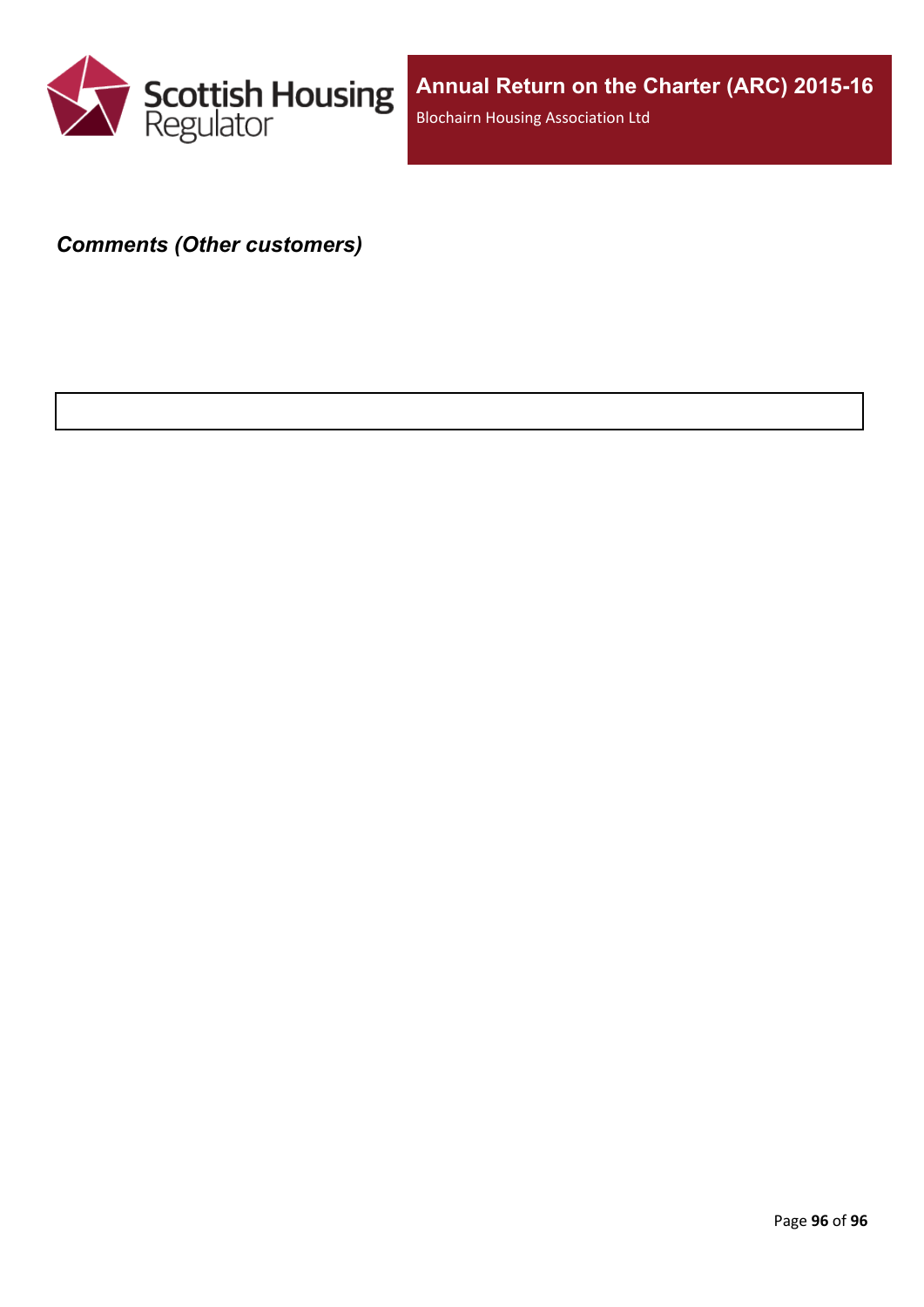***Comments (Other customers)***